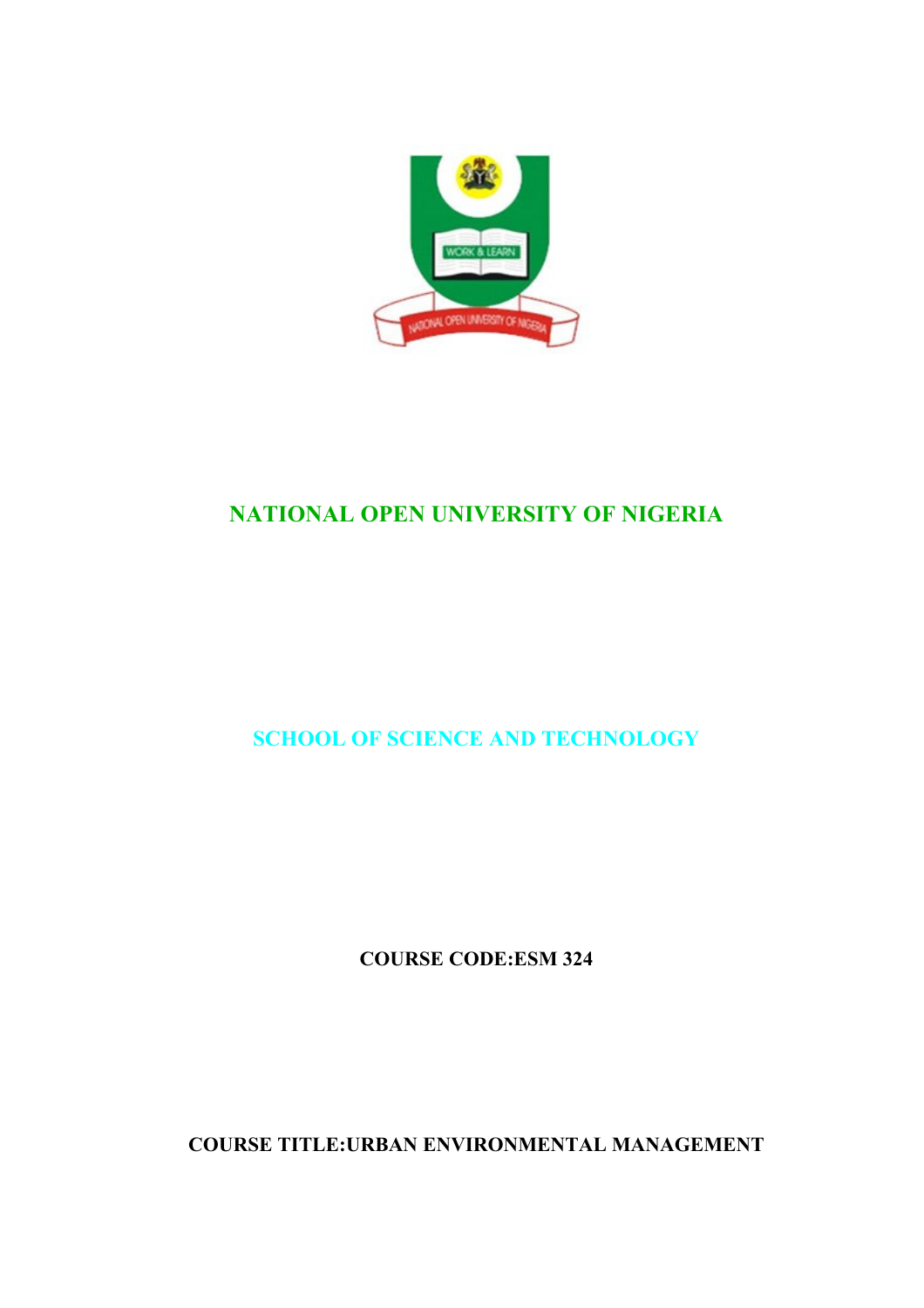# NATIONAL OPEN UNIVERSITY OF NIGERIA

## SCHOOL OF SCIENCE AND TECHNOLOGY

**COURSE CODE:ESM 324**

**COURSE TITLE:URBAN ENVIRONMENTAL MANAGEMENT**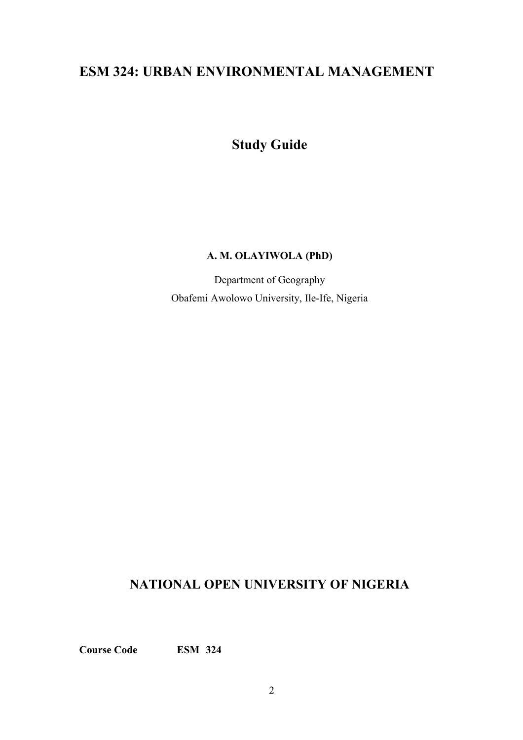# ESM 324: URBAN ENVIRONMENTAL MANAGEMENT

## Study Guide

**A. M. OLAYIWOLA (PhD)**

Department of Geography

Obafemi Awolowo University, Ile-Ife, Nigeria

## NATIONAL OPEN UNIVERSITY OF NIGERIA

**Course Code** **ESM 324**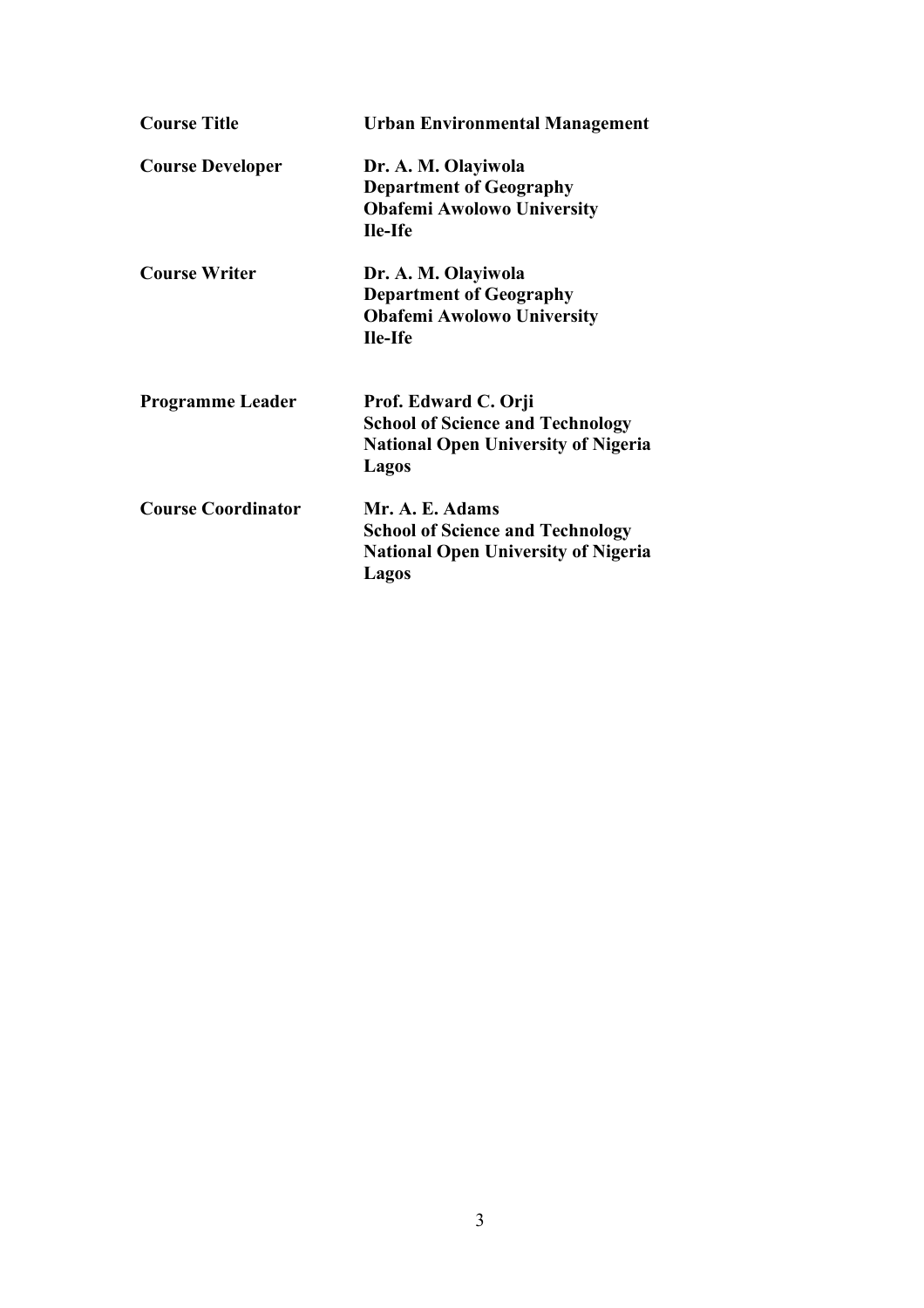| | |
|---|---|
| **Course Title** | **Urban Environmental Management** |
| **Course Developer** | **Dr. A. M. Olayiwola**<br>**Department of Geography**<br>**Obafemi Awolowo University**<br>**Ile-Ife** |
| **Course Writer** | **Dr. A. M. Olayiwola**<br>**Department of Geography**<br>**Obafemi Awolowo University**<br>**Ile-Ife** |
| **Programme Leader** | **Prof. Edward C. Orji**<br>**School of Science and Technology**<br>**National Open University of Nigeria**<br>**Lagos** |
| **Course Coordinator** | **Mr. A. E. Adams**<br>**School of Science and Technology**<br>**National Open University of Nigeria**<br>**Lagos** |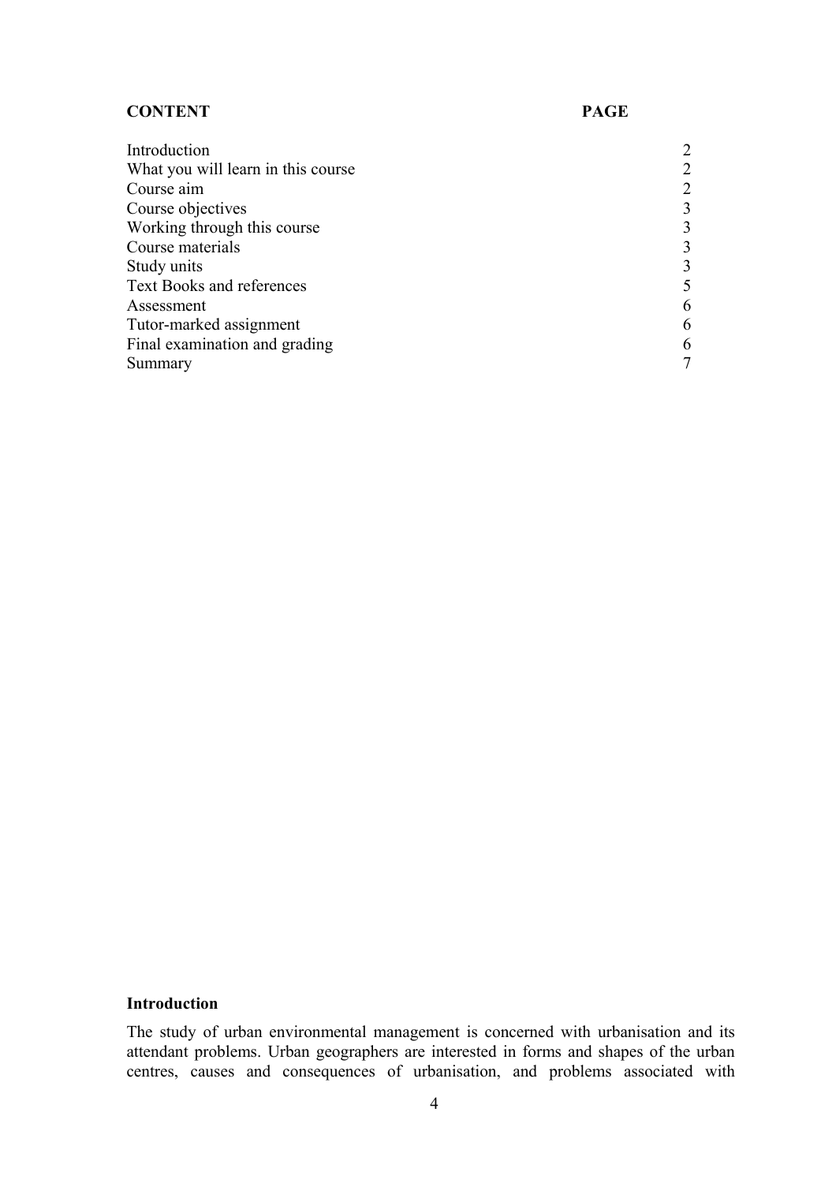| CONTENT | PAGE |
| --- | --- |
| Introduction | 2 |
| What you will learn in this course | 2 |
| Course aim | 2 |
| Course objectives | 3 |
| Working through this course | 3 |
| Course materials | 3 |
| Study units | 3 |
| Text Books and references | 5 |
| Assessment | 6 |
| Tutor-marked assignment | 6 |
| Final examination and grading | 6 |
| Summary | 7 |

## Introduction

The study of urban environmental management is concerned with urbanisation and its attendant problems. Urban geographers are interested in forms and shapes of the urban centres, causes and consequences of urbanisation, and problems associated with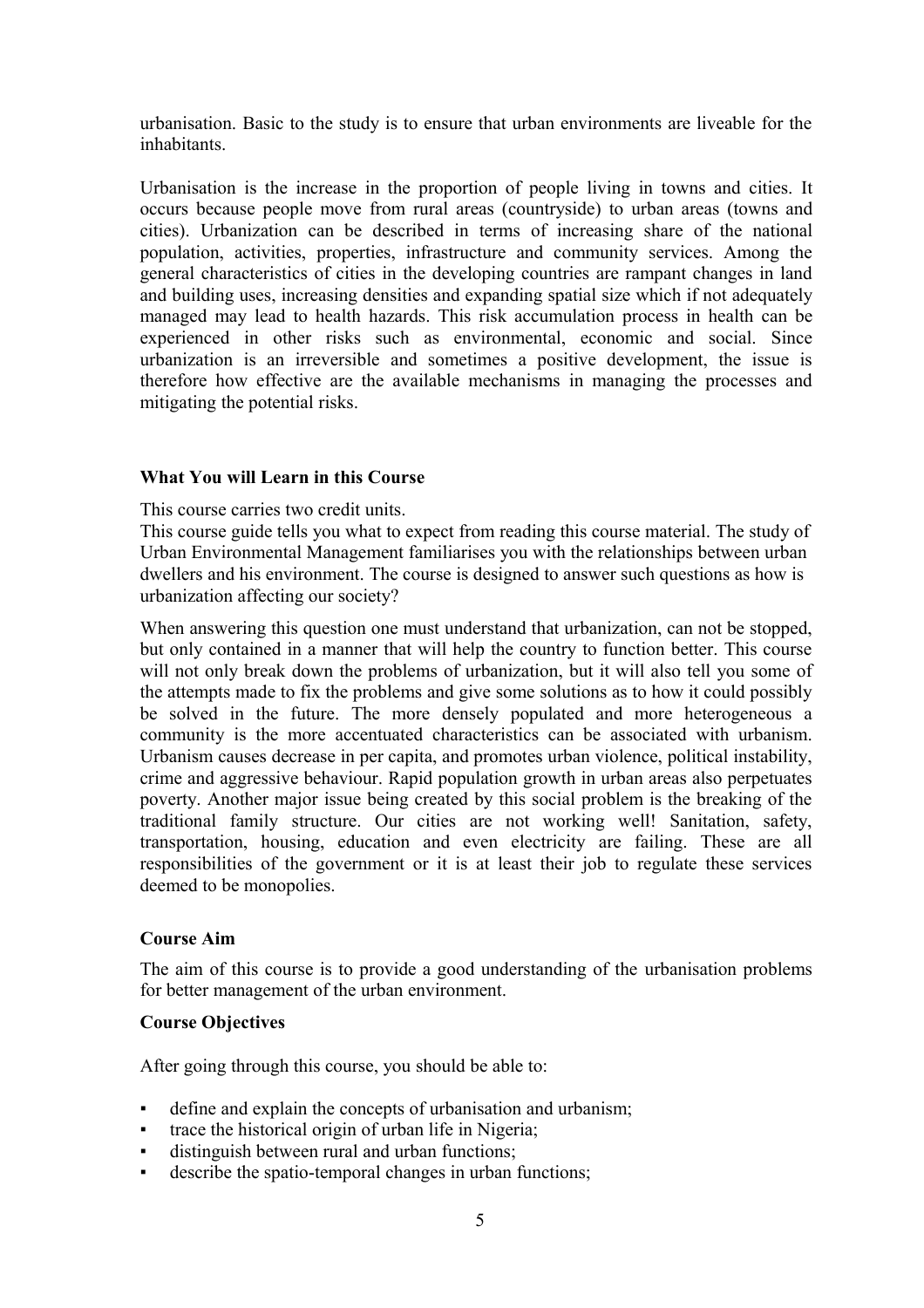urbanisation. Basic to the study is to ensure that urban environments are liveable for the inhabitants.

Urbanisation is the increase in the proportion of people living in towns and cities. It occurs because people move from rural areas (countryside) to urban areas (towns and cities). Urbanization can be described in terms of increasing share of the national population, activities, properties, infrastructure and community services. Among the general characteristics of cities in the developing countries are rampant changes in land and building uses, increasing densities and expanding spatial size which if not adequately managed may lead to health hazards. This risk accumulation process in health can be experienced in other risks such as environmental, economic and social. Since urbanization is an irreversible and sometimes a positive development, the issue is therefore how effective are the available mechanisms in managing the processes and mitigating the potential risks.

### What You will Learn in this Course

This course carries two credit units.

This course guide tells you what to expect from reading this course material. The study of Urban Environmental Management familiarises you with the relationships between urban dwellers and his environment. The course is designed to answer such questions as how is urbanization affecting our society?

When answering this question one must understand that urbanization, can not be stopped, but only contained in a manner that will help the country to function better. This course will not only break down the problems of urbanization, but it will also tell you some of the attempts made to fix the problems and give some solutions as to how it could possibly be solved in the future. The more densely populated and more heterogeneous a community is the more accentuated characteristics can be associated with urbanism. Urbanism causes decrease in per capita, and promotes urban violence, political instability, crime and aggressive behaviour. Rapid population growth in urban areas also perpetuates poverty. Another major issue being created by this social problem is the breaking of the traditional family structure. Our cities are not working well! Sanitation, safety, transportation, housing, education and even electricity are failing. These are all responsibilities of the government or it is at least their job to regulate these services deemed to be monopolies.

### Course Aim

The aim of this course is to provide a good understanding of the urbanisation problems for better management of the urban environment.

### Course Objectives

After going through this course, you should be able to:

- define and explain the concepts of urbanisation and urbanism;
- trace the historical origin of urban life in Nigeria;
- distinguish between rural and urban functions;
- describe the spatio-temporal changes in urban functions;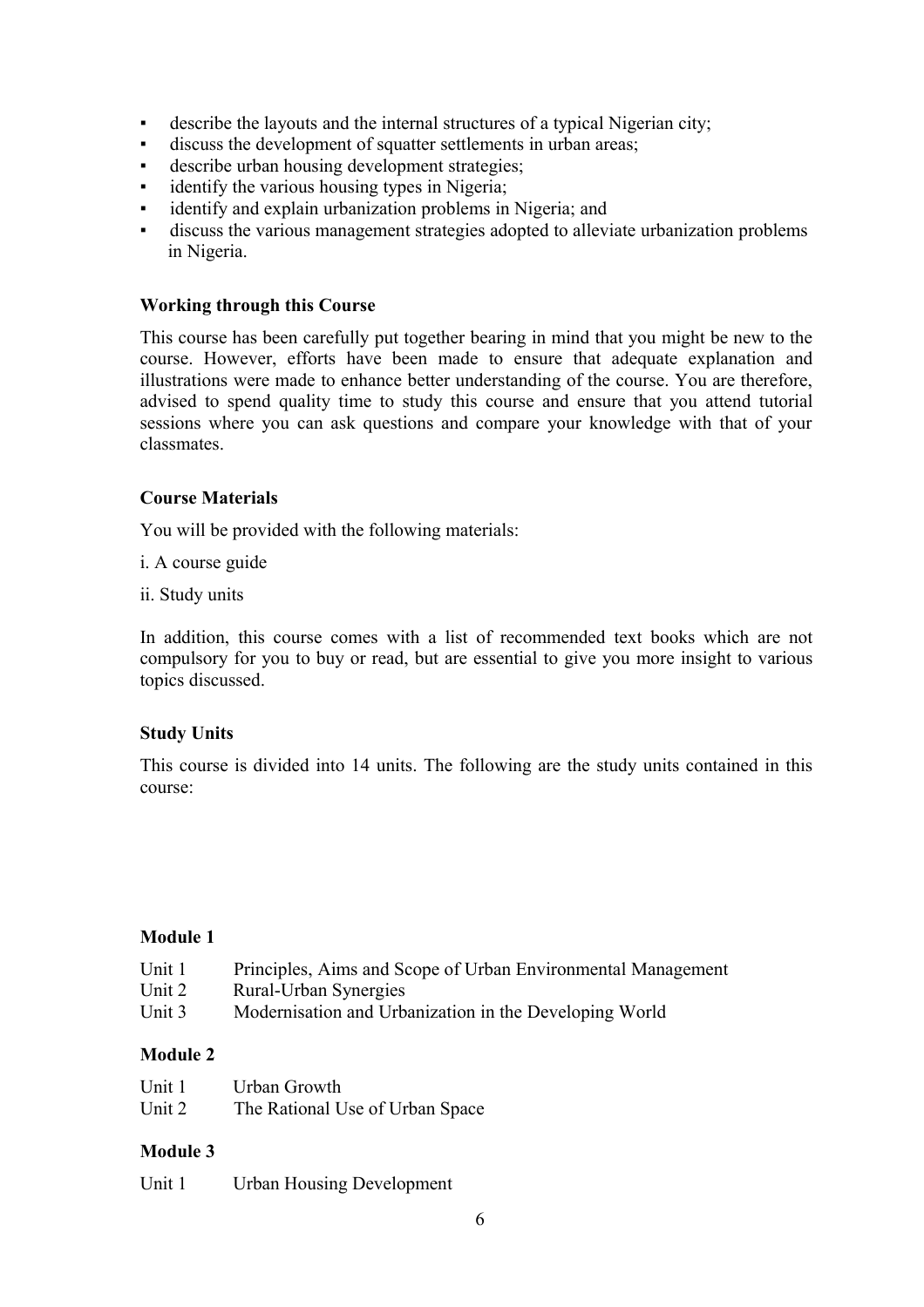- describe the layouts and the internal structures of a typical Nigerian city;
- discuss the development of squatter settlements in urban areas;
- describe urban housing development strategies;
- identify the various housing types in Nigeria;
- identify and explain urbanization problems in Nigeria; and
- discuss the various management strategies adopted to alleviate urbanization problems in Nigeria.

### Working through this Course

This course has been carefully put together bearing in mind that you might be new to the course. However, efforts have been made to ensure that adequate explanation and illustrations were made to enhance better understanding of the course. You are therefore, advised to spend quality time to study this course and ensure that you attend tutorial sessions where you can ask questions and compare your knowledge with that of your classmates.

### Course Materials

You will be provided with the following materials:

i. A course guide

ii. Study units

In addition, this course comes with a list of recommended text books which are not compulsory for you to buy or read, but are essential to give you more insight to various topics discussed.

### Study Units

This course is divided into 14 units. The following are the study units contained in this course:

**Module 1**

Unit 1 Principles, Aims and Scope of Urban Environmental Management
Unit 2 Rural-Urban Synergies
Unit 3 Modernisation and Urbanization in the Developing World

**Module 2**

Unit 1 Urban Growth
Unit 2 The Rational Use of Urban Space

**Module 3**

Unit 1 Urban Housing Development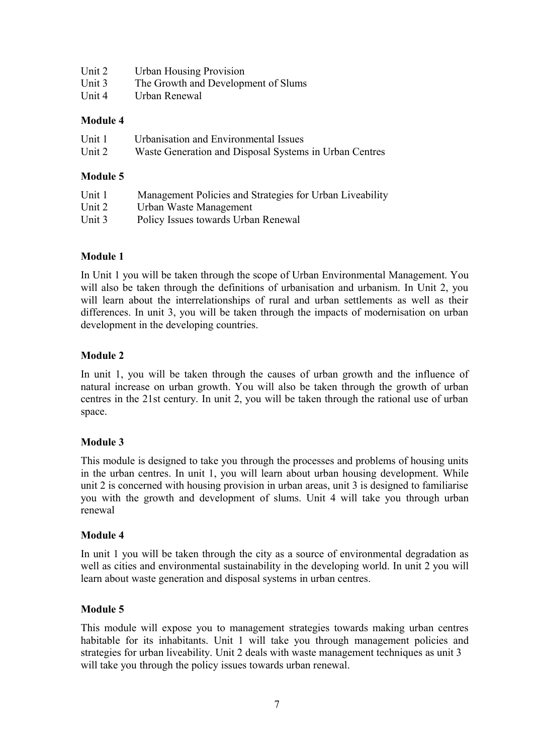Unit 2 Urban Housing Provision
Unit 3 The Growth and Development of Slums
Unit 4 Urban Renewal

**Module 4**

Unit 1 Urbanisation and Environmental Issues
Unit 2 Waste Generation and Disposal Systems in Urban Centres

**Module 5**

Unit 1 Management Policies and Strategies for Urban Liveability
Unit 2 Urban Waste Management
Unit 3 Policy Issues towards Urban Renewal

**Module 1**

In Unit 1 you will be taken through the scope of Urban Environmental Management. You will also be taken through the definitions of urbanisation and urbanism. In Unit 2, you will learn about the interrelationships of rural and urban settlements as well as their differences. In unit 3, you will be taken through the impacts of modernisation on urban development in the developing countries.

**Module 2**

In unit 1, you will be taken through the causes of urban growth and the influence of natural increase on urban growth. You will also be taken through the growth of urban centres in the 21st century. In unit 2, you will be taken through the rational use of urban space.

**Module 3**

This module is designed to take you through the processes and problems of housing units in the urban centres. In unit 1, you will learn about urban housing development. While unit 2 is concerned with housing provision in urban areas, unit 3 is designed to familiarise you with the growth and development of slums. Unit 4 will take you through urban renewal

**Module 4**

In unit 1 you will be taken through the city as a source of environmental degradation as well as cities and environmental sustainability in the developing world. In unit 2 you will learn about waste generation and disposal systems in urban centres.

**Module 5**

This module will expose you to management strategies towards making urban centres habitable for its inhabitants. Unit 1 will take you through management policies and strategies for urban liveability. Unit 2 deals with waste management techniques as unit 3 will take you through the policy issues towards urban renewal.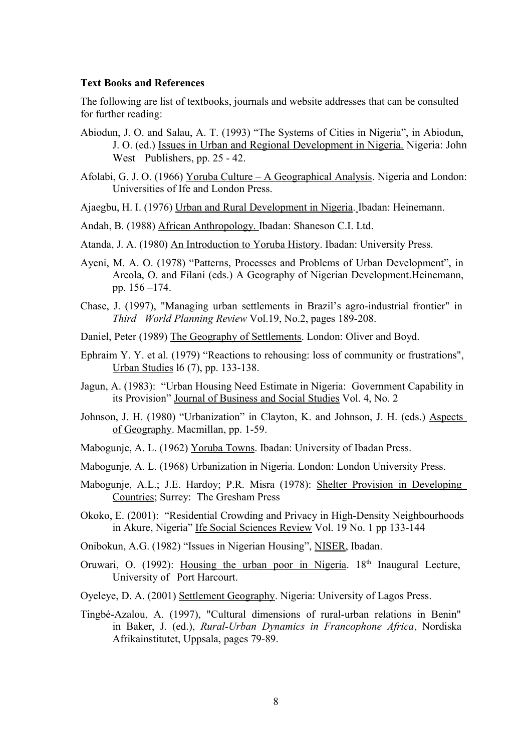**Text Books and References**

The following are list of textbooks, journals and website addresses that can be consulted for further reading:

Abiodun, J. O. and Salau, A. T. (1993) "The Systems of Cities in Nigeria", in Abiodun, J. O. (ed.) Issues in Urban and Regional Development in Nigeria. Nigeria: John West Publishers, pp. 25 - 42.

Afolabi, G. J. O. (1966) Yoruba Culture – A Geographical Analysis. Nigeria and London: Universities of Ife and London Press.

Ajaegbu, H. I. (1976) Urban and Rural Development in Nigeria. Ibadan: Heinemann.

Andah, B. (1988) African Anthropology. Ibadan: Shaneson C.I. Ltd.

Atanda, J. A. (1980) An Introduction to Yoruba History. Ibadan: University Press.

Ayeni, M. A. O. (1978) "Patterns, Processes and Problems of Urban Development", in Areola, O. and Filani (eds.) A Geography of Nigerian Development.Heinemann, pp. 156 –174.

Chase, J. (1997), "Managing urban settlements in Brazil's agro-industrial frontier" in *Third World Planning Review* Vol.19, No.2, pages 189-208.

Daniel, Peter (1989) The Geography of Settlements. London: Oliver and Boyd.

Ephraim Y. Y. et al. (1979) "Reactions to rehousing: loss of community or frustrations", Urban Studies l6 (7), pp. 133-138.

Jagun, A. (1983): "Urban Housing Need Estimate in Nigeria: Government Capability in its Provision" Journal of Business and Social Studies Vol. 4, No. 2

Johnson, J. H. (1980) "Urbanization" in Clayton, K. and Johnson, J. H. (eds.) Aspects of Geography. Macmillan, pp. 1-59.

Mabogunje, A. L. (1962) Yoruba Towns. Ibadan: University of Ibadan Press.

Mabogunje, A. L. (1968) Urbanization in Nigeria. London: London University Press.

Mabogunje, A.L.; J.E. Hardoy; P.R. Misra (1978): Shelter Provision in Developing Countries; Surrey: The Gresham Press

Okoko, E. (2001): "Residential Crowding and Privacy in High-Density Neighbourhoods in Akure, Nigeria" Ife Social Sciences Review Vol. 19 No. 1 pp 133-144

Onibokun, A.G. (1982) "Issues in Nigerian Housing", NISER, Ibadan.

Oruwari, O. (1992): Housing the urban poor in Nigeria. 18th Inaugural Lecture, University of Port Harcourt.

Oyeleye, D. A. (2001) Settlement Geography. Nigeria: University of Lagos Press.

Tingbé-Azalou, A. (1997), "Cultural dimensions of rural-urban relations in Benin" in Baker, J. (ed.), *Rural-Urban Dynamics in Francophone Africa*, Nordiska Afrikainstitutet, Uppsala, pages 79-89.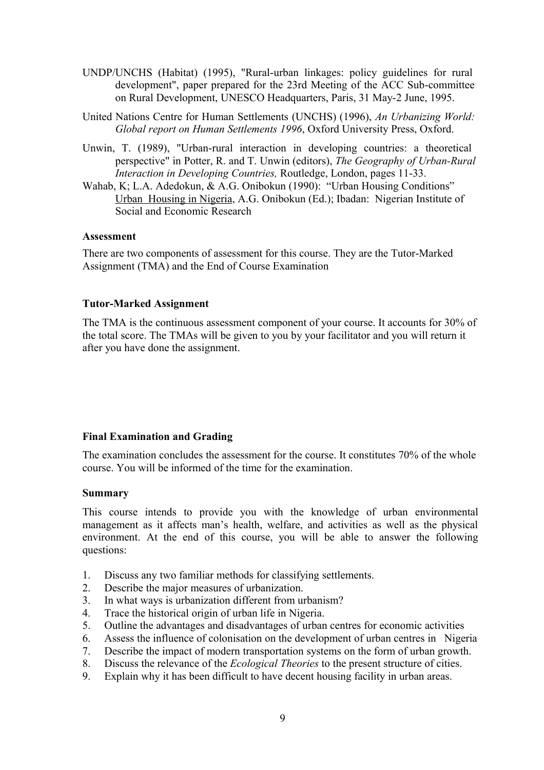UNDP/UNCHS (Habitat) (1995), "Rural-urban linkages: policy guidelines for rural development", paper prepared for the 23rd Meeting of the ACC Sub-committee on Rural Development, UNESCO Headquarters, Paris, 31 May-2 June, 1995.

United Nations Centre for Human Settlements (UNCHS) (1996), *An Urbanizing World: Global report on Human Settlements 1996*, Oxford University Press, Oxford.

Unwin, T. (1989), "Urban-rural interaction in developing countries: a theoretical perspective" in Potter, R. and T. Unwin (editors), *The Geography of Urban-Rural Interaction in Developing Countries,* Routledge, London, pages 11-33.

Wahab, K; L.A. Adedokun, & A.G. Onibokun (1990): "Urban Housing Conditions" Urban Housing in Nigeria, A.G. Onibokun (Ed.); Ibadan: Nigerian Institute of Social and Economic Research

**Assessment**

There are two components of assessment for this course. They are the Tutor-Marked Assignment (TMA) and the End of Course Examination

**Tutor-Marked Assignment**

The TMA is the continuous assessment component of your course. It accounts for 30% of the total score. The TMAs will be given to you by your facilitator and you will return it after you have done the assignment.

**Final Examination and Grading**

The examination concludes the assessment for the course. It constitutes 70% of the whole course. You will be informed of the time for the examination.

**Summary**

This course intends to provide you with the knowledge of urban environmental management as it affects man's health, welfare, and activities as well as the physical environment. At the end of this course, you will be able to answer the following questions:

1. Discuss any two familiar methods for classifying settlements.
2. Describe the major measures of urbanization.
3. In what ways is urbanization different from urbanism?
4. Trace the historical origin of urban life in Nigeria.
5. Outline the advantages and disadvantages of urban centres for economic activities
6. Assess the influence of colonisation on the development of urban centres in Nigeria
7. Describe the impact of modern transportation systems on the form of urban growth.
8. Discuss the relevance of the *Ecological Theories* to the present structure of cities.
9. Explain why it has been difficult to have decent housing facility in urban areas.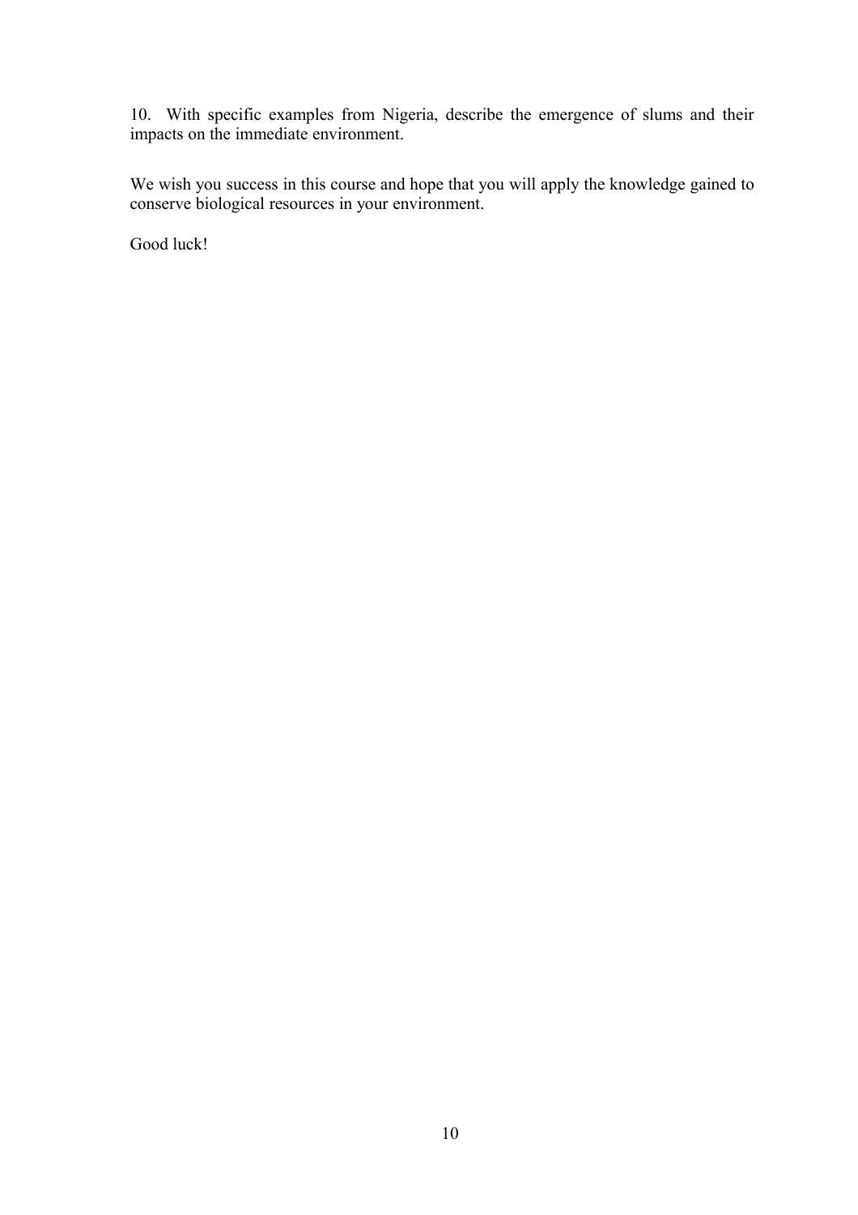10. With specific examples from Nigeria, describe the emergence of slums and their impacts on the immediate environment.

We wish you success in this course and hope that you will apply the knowledge gained to conserve biological resources in your environment.

Good luck!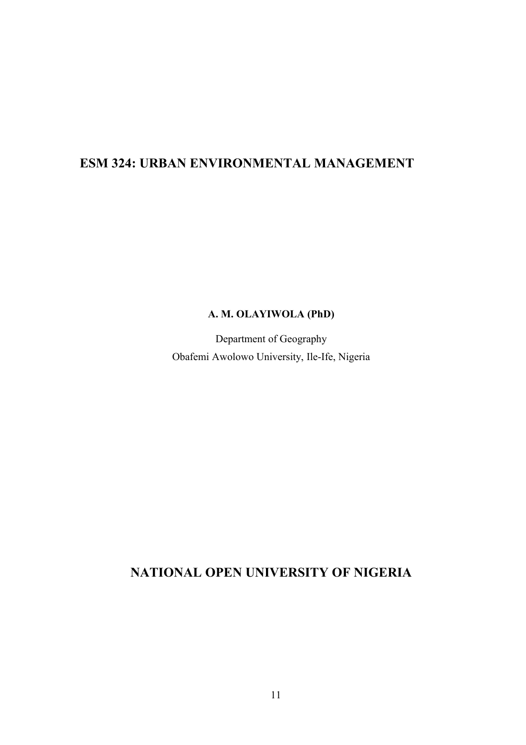# ESM 324: URBAN ENVIRONMENTAL MANAGEMENT

**A. M. OLAYIWOLA (PhD)**

Department of Geography
Obafemi Awolowo University, Ile-Ife, Nigeria

## NATIONAL OPEN UNIVERSITY OF NIGERIA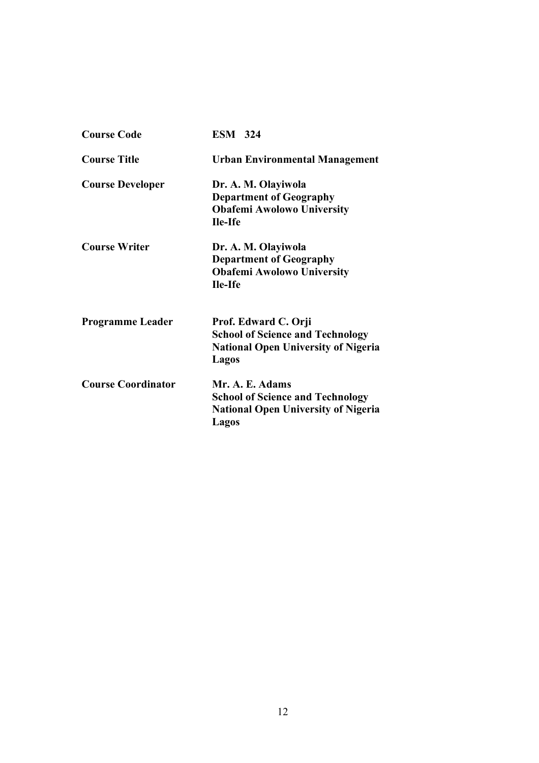| | |
|---|---|
| **Course Code** | **ESM 324** |
| **Course Title** | **Urban Environmental Management** |
| **Course Developer** | **Dr. A. M. Olayiwola**<br>**Department of Geography**<br>**Obafemi Awolowo University**<br>**Ile-Ife** |
| **Course Writer** | **Dr. A. M. Olayiwola**<br>**Department of Geography**<br>**Obafemi Awolowo University**<br>**Ile-Ife** |
| **Programme Leader** | **Prof. Edward C. Orji**<br>**School of Science and Technology**<br>**National Open University of Nigeria**<br>**Lagos** |
| **Course Coordinator** | **Mr. A. E. Adams**<br>**School of Science and Technology**<br>**National Open University of Nigeria**<br>**Lagos** |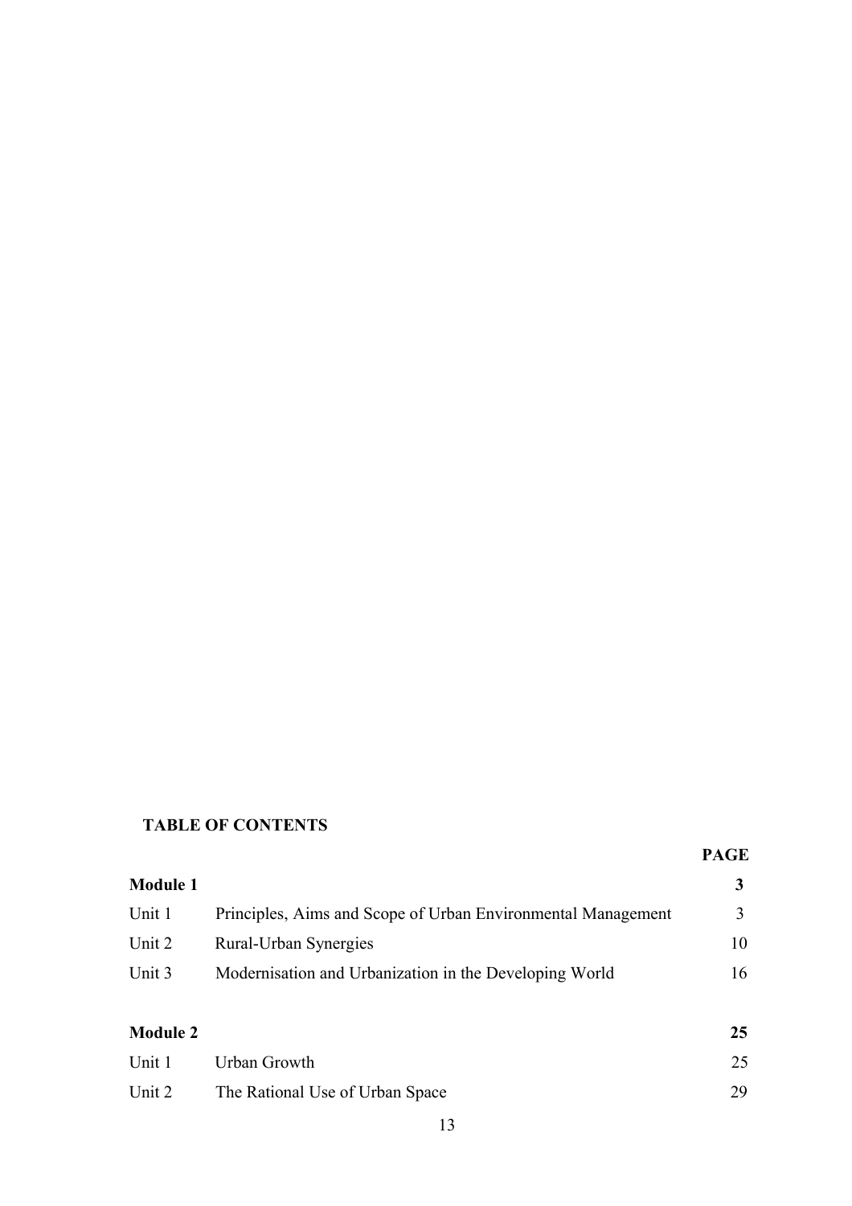## TABLE OF CONTENTS

| | | PAGE |
|---|---|---|
| **Module 1** | | **3** |
| Unit 1 | Principles, Aims and Scope of Urban Environmental Management | 3 |
| Unit 2 | Rural-Urban Synergies | 10 |
| Unit 3 | Modernisation and Urbanization in the Developing World | 16 |
| **Module 2** | | **25** |
| Unit 1 | Urban Growth | 25 |
| Unit 2 | The Rational Use of Urban Space | 29 |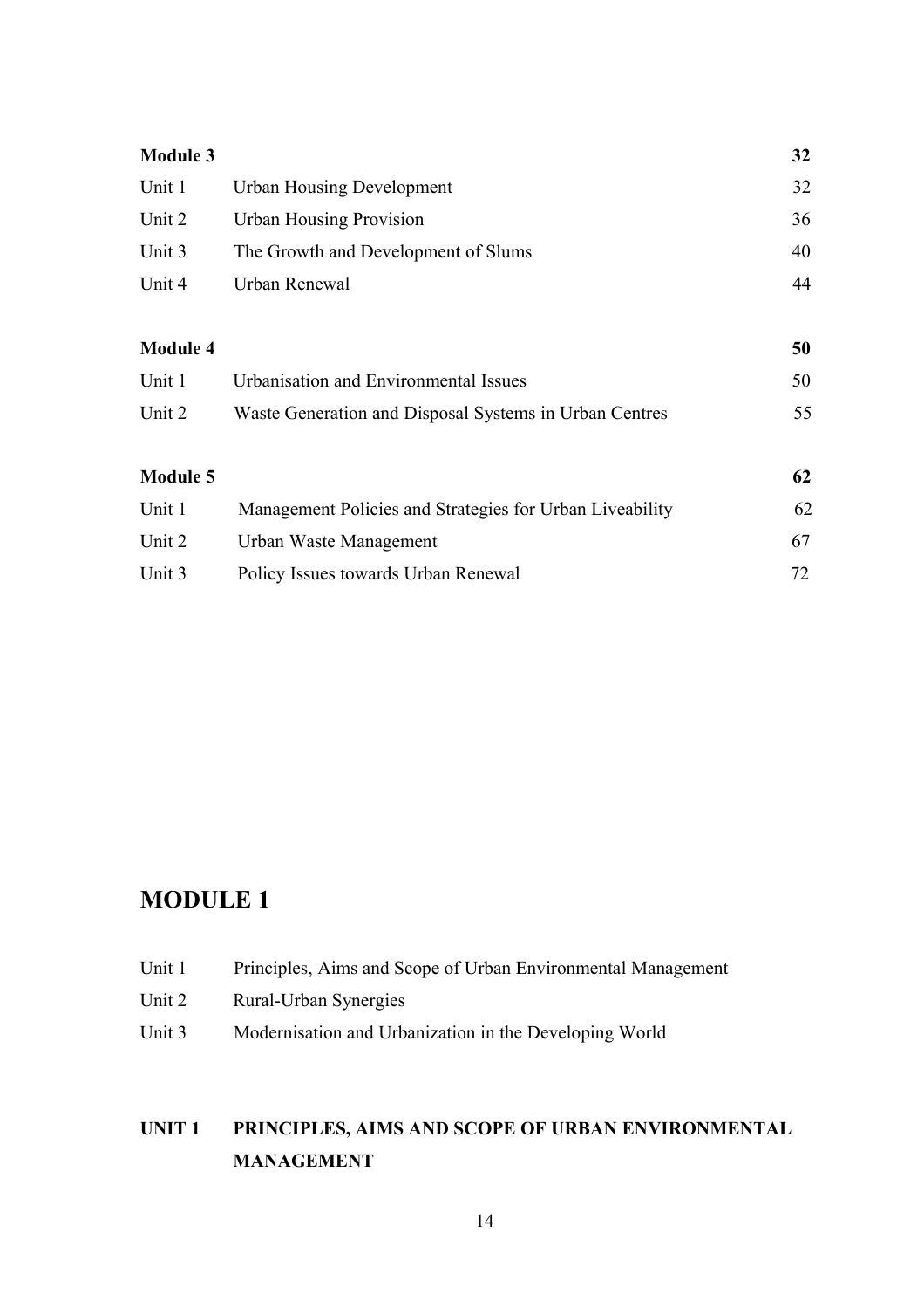| | | |
|---|---|---|
| **Module 3** | | **32** |
| Unit 1 | Urban Housing Development | 32 |
| Unit 2 | Urban Housing Provision | 36 |
| Unit 3 | The Growth and Development of Slums | 40 |
| Unit 4 | Urban Renewal | 44 |
| **Module 4** | | **50** |
| Unit 1 | Urbanisation and Environmental Issues | 50 |
| Unit 2 | Waste Generation and Disposal Systems in Urban Centres | 55 |
| **Module 5** | | **62** |
| Unit 1 | Management Policies and Strategies for Urban Liveability | 62 |
| Unit 2 | Urban Waste Management | 67 |
| Unit 3 | Policy Issues towards Urban Renewal | 72 |

# MODULE 1

Unit 1 Principles, Aims and Scope of Urban Environmental Management

Unit 2 Rural-Urban Synergies

Unit 3 Modernisation and Urbanization in the Developing World

## UNIT 1 PRINCIPLES, AIMS AND SCOPE OF URBAN ENVIRONMENTAL MANAGEMENT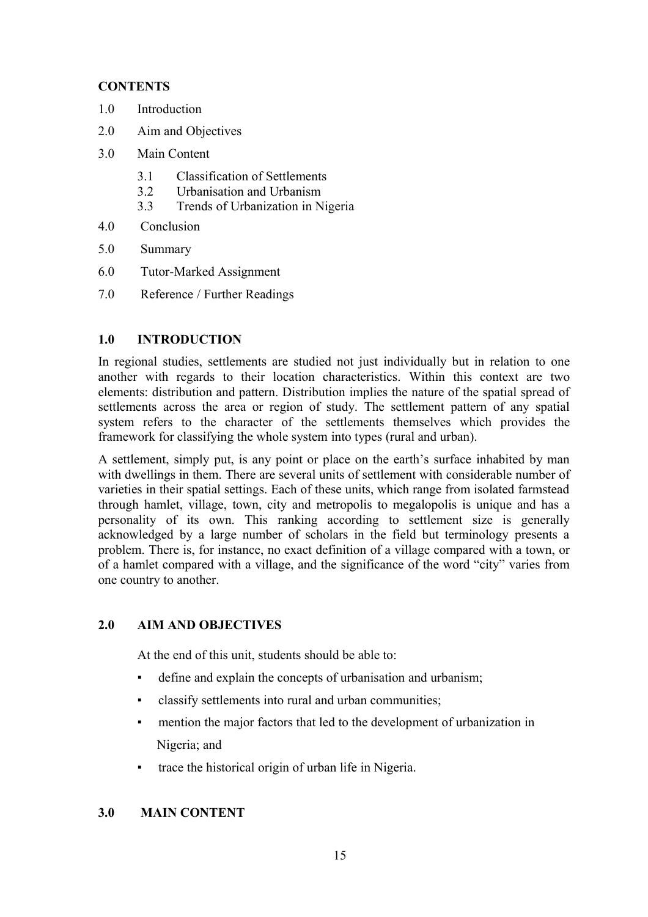## CONTENTS

1.0 Introduction

2.0 Aim and Objectives

3.0 Main Content

- 3.1 Classification of Settlements
- 3.2 Urbanisation and Urbanism
- 3.3 Trends of Urbanization in Nigeria

4.0 Conclusion

5.0 Summary

6.0 Tutor-Marked Assignment

7.0 Reference / Further Readings

## 1.0 INTRODUCTION

In regional studies, settlements are studied not just individually but in relation to one another with regards to their location characteristics. Within this context are two elements: distribution and pattern. Distribution implies the nature of the spatial spread of settlements across the area or region of study. The settlement pattern of any spatial system refers to the character of the settlements themselves which provides the framework for classifying the whole system into types (rural and urban).

A settlement, simply put, is any point or place on the earth's surface inhabited by man with dwellings in them. There are several units of settlement with considerable number of varieties in their spatial settings. Each of these units, which range from isolated farmstead through hamlet, village, town, city and metropolis to megalopolis is unique and has a personality of its own. This ranking according to settlement size is generally acknowledged by a large number of scholars in the field but terminology presents a problem. There is, for instance, no exact definition of a village compared with a town, or of a hamlet compared with a village, and the significance of the word "city" varies from one country to another.

## 2.0 AIM AND OBJECTIVES

At the end of this unit, students should be able to:

- define and explain the concepts of urbanisation and urbanism;
- classify settlements into rural and urban communities;
- mention the major factors that led to the development of urbanization in Nigeria; and
- trace the historical origin of urban life in Nigeria.

## 3.0 MAIN CONTENT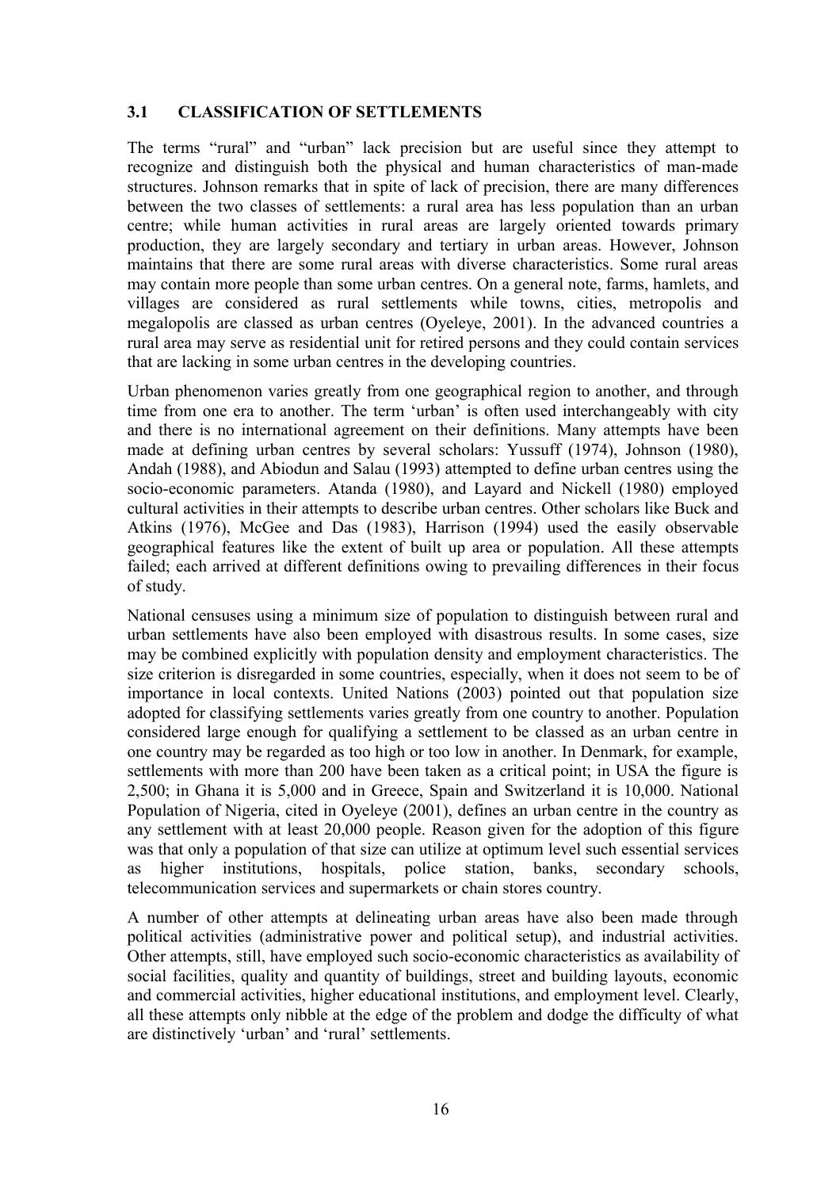### 3.1 CLASSIFICATION OF SETTLEMENTS

The terms "rural" and "urban" lack precision but are useful since they attempt to recognize and distinguish both the physical and human characteristics of man-made structures. Johnson remarks that in spite of lack of precision, there are many differences between the two classes of settlements: a rural area has less population than an urban centre; while human activities in rural areas are largely oriented towards primary production, they are largely secondary and tertiary in urban areas. However, Johnson maintains that there are some rural areas with diverse characteristics. Some rural areas may contain more people than some urban centres. On a general note, farms, hamlets, and villages are considered as rural settlements while towns, cities, metropolis and megalopolis are classed as urban centres (Oyeleye, 2001). In the advanced countries a rural area may serve as residential unit for retired persons and they could contain services that are lacking in some urban centres in the developing countries.

Urban phenomenon varies greatly from one geographical region to another, and through time from one era to another. The term 'urban' is often used interchangeably with city and there is no international agreement on their definitions. Many attempts have been made at defining urban centres by several scholars: Yussuff (1974), Johnson (1980), Andah (1988), and Abiodun and Salau (1993) attempted to define urban centres using the socio-economic parameters. Atanda (1980), and Layard and Nickell (1980) employed cultural activities in their attempts to describe urban centres. Other scholars like Buck and Atkins (1976), McGee and Das (1983), Harrison (1994) used the easily observable geographical features like the extent of built up area or population. All these attempts failed; each arrived at different definitions owing to prevailing differences in their focus of study.

National censuses using a minimum size of population to distinguish between rural and urban settlements have also been employed with disastrous results. In some cases, size may be combined explicitly with population density and employment characteristics. The size criterion is disregarded in some countries, especially, when it does not seem to be of importance in local contexts. United Nations (2003) pointed out that population size adopted for classifying settlements varies greatly from one country to another. Population considered large enough for qualifying a settlement to be classed as an urban centre in one country may be regarded as too high or too low in another. In Denmark, for example, settlements with more than 200 have been taken as a critical point; in USA the figure is 2,500; in Ghana it is 5,000 and in Greece, Spain and Switzerland it is 10,000. National Population of Nigeria, cited in Oyeleye (2001), defines an urban centre in the country as any settlement with at least 20,000 people. Reason given for the adoption of this figure was that only a population of that size can utilize at optimum level such essential services as higher institutions, hospitals, police station, banks, secondary schools, telecommunication services and supermarkets or chain stores country.

A number of other attempts at delineating urban areas have also been made through political activities (administrative power and political setup), and industrial activities. Other attempts, still, have employed such socio-economic characteristics as availability of social facilities, quality and quantity of buildings, street and building layouts, economic and commercial activities, higher educational institutions, and employment level. Clearly, all these attempts only nibble at the edge of the problem and dodge the difficulty of what are distinctively 'urban' and 'rural' settlements.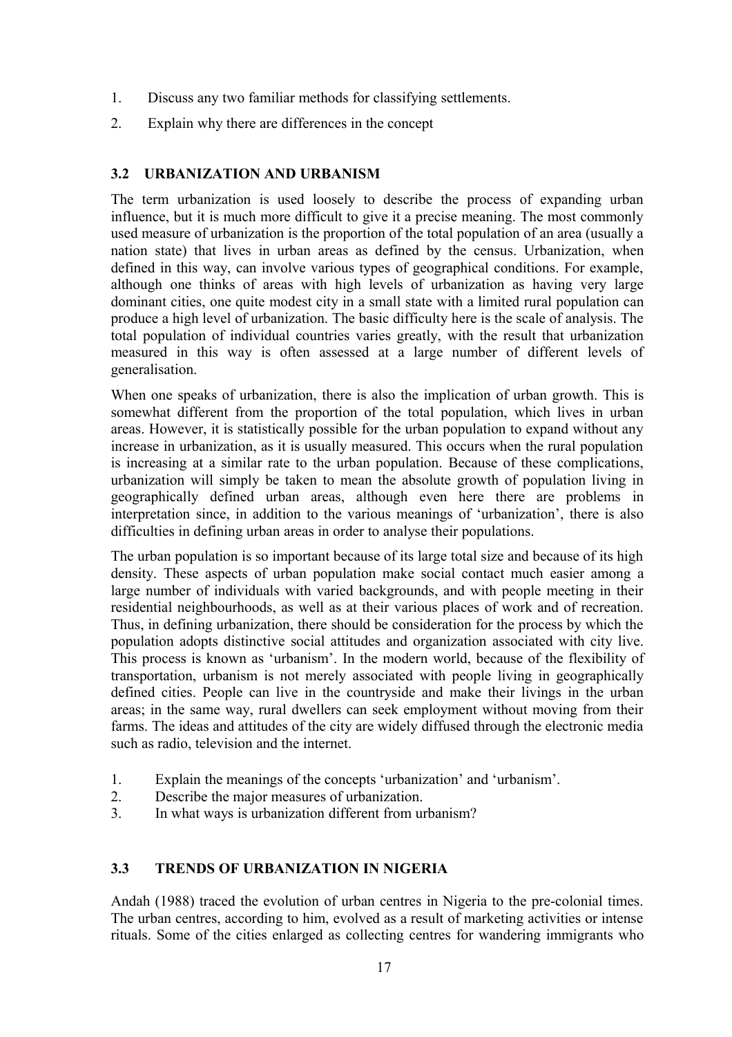1. Discuss any two familiar methods for classifying settlements.
2. Explain why there are differences in the concept

### 3.2 URBANIZATION AND URBANISM

The term urbanization is used loosely to describe the process of expanding urban influence, but it is much more difficult to give it a precise meaning. The most commonly used measure of urbanization is the proportion of the total population of an area (usually a nation state) that lives in urban areas as defined by the census. Urbanization, when defined in this way, can involve various types of geographical conditions. For example, although one thinks of areas with high levels of urbanization as having very large dominant cities, one quite modest city in a small state with a limited rural population can produce a high level of urbanization. The basic difficulty here is the scale of analysis. The total population of individual countries varies greatly, with the result that urbanization measured in this way is often assessed at a large number of different levels of generalisation.

When one speaks of urbanization, there is also the implication of urban growth. This is somewhat different from the proportion of the total population, which lives in urban areas. However, it is statistically possible for the urban population to expand without any increase in urbanization, as it is usually measured. This occurs when the rural population is increasing at a similar rate to the urban population. Because of these complications, urbanization will simply be taken to mean the absolute growth of population living in geographically defined urban areas, although even here there are problems in interpretation since, in addition to the various meanings of 'urbanization', there is also difficulties in defining urban areas in order to analyse their populations.

The urban population is so important because of its large total size and because of its high density. These aspects of urban population make social contact much easier among a large number of individuals with varied backgrounds, and with people meeting in their residential neighbourhoods, as well as at their various places of work and of recreation. Thus, in defining urbanization, there should be consideration for the process by which the population adopts distinctive social attitudes and organization associated with city live. This process is known as 'urbanism'. In the modern world, because of the flexibility of transportation, urbanism is not merely associated with people living in geographically defined cities. People can live in the countryside and make their livings in the urban areas; in the same way, rural dwellers can seek employment without moving from their farms. The ideas and attitudes of the city are widely diffused through the electronic media such as radio, television and the internet.

1. Explain the meanings of the concepts 'urbanization' and 'urbanism'.
2. Describe the major measures of urbanization.
3. In what ways is urbanization different from urbanism?

### 3.3 TRENDS OF URBANIZATION IN NIGERIA

Andah (1988) traced the evolution of urban centres in Nigeria to the pre-colonial times. The urban centres, according to him, evolved as a result of marketing activities or intense rituals. Some of the cities enlarged as collecting centres for wandering immigrants who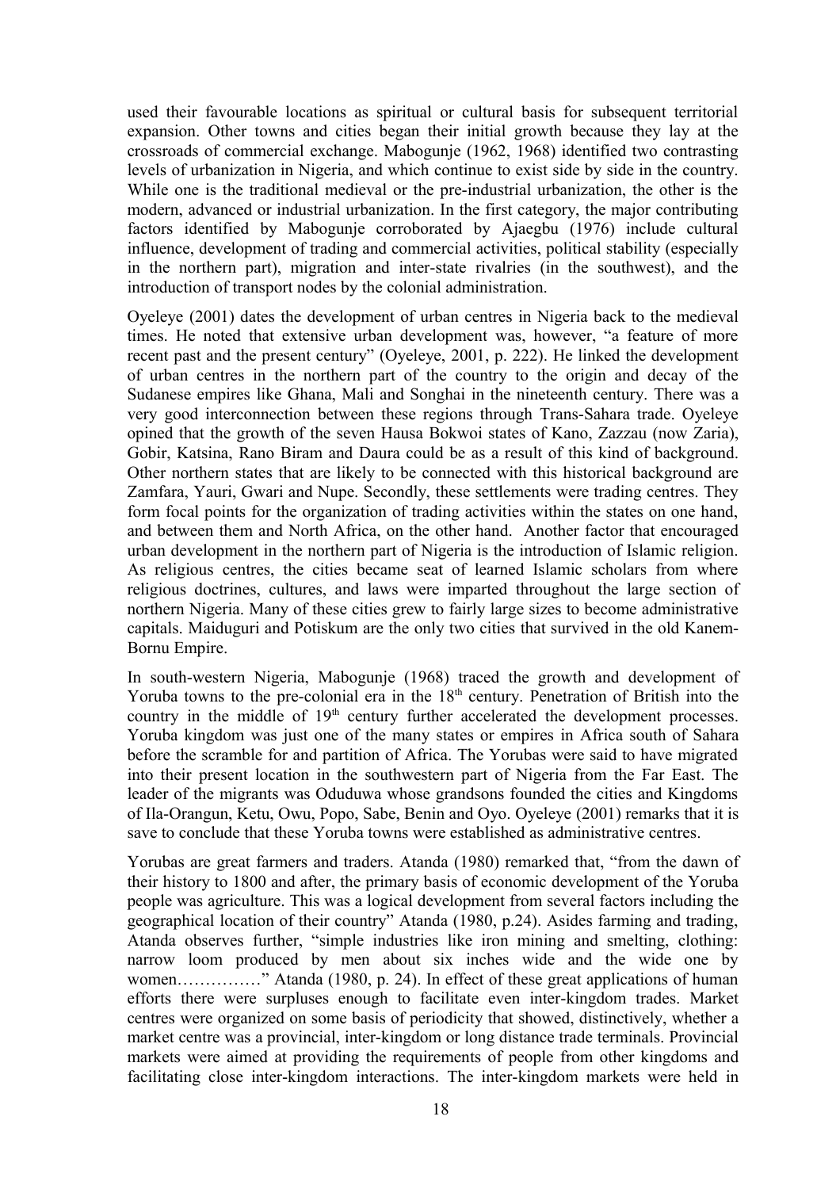used their favourable locations as spiritual or cultural basis for subsequent territorial expansion. Other towns and cities began their initial growth because they lay at the crossroads of commercial exchange. Mabogunje (1962, 1968) identified two contrasting levels of urbanization in Nigeria, and which continue to exist side by side in the country. While one is the traditional medieval or the pre-industrial urbanization, the other is the modern, advanced or industrial urbanization. In the first category, the major contributing factors identified by Mabogunje corroborated by Ajaegbu (1976) include cultural influence, development of trading and commercial activities, political stability (especially in the northern part), migration and inter-state rivalries (in the southwest), and the introduction of transport nodes by the colonial administration.

Oyeleye (2001) dates the development of urban centres in Nigeria back to the medieval times. He noted that extensive urban development was, however, "a feature of more recent past and the present century" (Oyeleye, 2001, p. 222). He linked the development of urban centres in the northern part of the country to the origin and decay of the Sudanese empires like Ghana, Mali and Songhai in the nineteenth century. There was a very good interconnection between these regions through Trans-Sahara trade. Oyeleye opined that the growth of the seven Hausa Bokwoi states of Kano, Zazzau (now Zaria), Gobir, Katsina, Rano Biram and Daura could be as a result of this kind of background. Other northern states that are likely to be connected with this historical background are Zamfara, Yauri, Gwari and Nupe. Secondly, these settlements were trading centres. They form focal points for the organization of trading activities within the states on one hand, and between them and North Africa, on the other hand. Another factor that encouraged urban development in the northern part of Nigeria is the introduction of Islamic religion. As religious centres, the cities became seat of learned Islamic scholars from where religious doctrines, cultures, and laws were imparted throughout the large section of northern Nigeria. Many of these cities grew to fairly large sizes to become administrative capitals. Maiduguri and Potiskum are the only two cities that survived in the old Kanem-Bornu Empire.

In south-western Nigeria, Mabogunje (1968) traced the growth and development of Yoruba towns to the pre-colonial era in the 18th century. Penetration of British into the country in the middle of 19th century further accelerated the development processes. Yoruba kingdom was just one of the many states or empires in Africa south of Sahara before the scramble for and partition of Africa. The Yorubas were said to have migrated into their present location in the southwestern part of Nigeria from the Far East. The leader of the migrants was Oduduwa whose grandsons founded the cities and Kingdoms of Ila-Orangun, Ketu, Owu, Popo, Sabe, Benin and Oyo. Oyeleye (2001) remarks that it is save to conclude that these Yoruba towns were established as administrative centres.

Yorubas are great farmers and traders. Atanda (1980) remarked that, "from the dawn of their history to 1800 and after, the primary basis of economic development of the Yoruba people was agriculture. This was a logical development from several factors including the geographical location of their country" Atanda (1980, p.24). Asides farming and trading, Atanda observes further, "simple industries like iron mining and smelting, clothing: narrow loom produced by men about six inches wide and the wide one by women……………" Atanda (1980, p. 24). In effect of these great applications of human efforts there were surpluses enough to facilitate even inter-kingdom trades. Market centres were organized on some basis of periodicity that showed, distinctively, whether a market centre was a provincial, inter-kingdom or long distance trade terminals. Provincial markets were aimed at providing the requirements of people from other kingdoms and facilitating close inter-kingdom interactions. The inter-kingdom markets were held in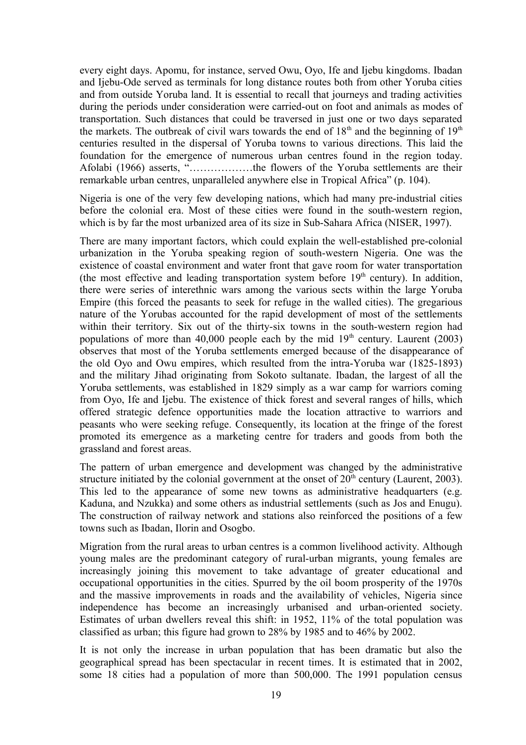every eight days. Apomu, for instance, served Owu, Oyo, Ife and Ijebu kingdoms. Ibadan and Ijebu-Ode served as terminals for long distance routes both from other Yoruba cities and from outside Yoruba land. It is essential to recall that journeys and trading activities during the periods under consideration were carried-out on foot and animals as modes of transportation. Such distances that could be traversed in just one or two days separated the markets. The outbreak of civil wars towards the end of 18th and the beginning of 19th centuries resulted in the dispersal of Yoruba towns to various directions. This laid the foundation for the emergence of numerous urban centres found in the region today. Afolabi (1966) asserts, "………………the flowers of the Yoruba settlements are their remarkable urban centres, unparalleled anywhere else in Tropical Africa" (p. 104).

Nigeria is one of the very few developing nations, which had many pre-industrial cities before the colonial era. Most of these cities were found in the south-western region, which is by far the most urbanized area of its size in Sub-Sahara Africa (NISER, 1997).

There are many important factors, which could explain the well-established pre-colonial urbanization in the Yoruba speaking region of south-western Nigeria. One was the existence of coastal environment and water front that gave room for water transportation (the most effective and leading transportation system before 19th century). In addition, there were series of interethnic wars among the various sects within the large Yoruba Empire (this forced the peasants to seek for refuge in the walled cities). The gregarious nature of the Yorubas accounted for the rapid development of most of the settlements within their territory. Six out of the thirty-six towns in the south-western region had populations of more than 40,000 people each by the mid 19th century. Laurent (2003) observes that most of the Yoruba settlements emerged because of the disappearance of the old Oyo and Owu empires, which resulted from the intra-Yoruba war (1825-1893) and the military Jihad originating from Sokoto sultanate. Ibadan, the largest of all the Yoruba settlements, was established in 1829 simply as a war camp for warriors coming from Oyo, Ife and Ijebu. The existence of thick forest and several ranges of hills, which offered strategic defence opportunities made the location attractive to warriors and peasants who were seeking refuge. Consequently, its location at the fringe of the forest promoted its emergence as a marketing centre for traders and goods from both the grassland and forest areas.

The pattern of urban emergence and development was changed by the administrative structure initiated by the colonial government at the onset of 20th century (Laurent, 2003). This led to the appearance of some new towns as administrative headquarters (e.g. Kaduna, and Nzukka) and some others as industrial settlements (such as Jos and Enugu). The construction of railway network and stations also reinforced the positions of a few towns such as Ibadan, Ilorin and Osogbo.

Migration from the rural areas to urban centres is a common livelihood activity. Although young males are the predominant category of rural-urban migrants, young females are increasingly joining this movement to take advantage of greater educational and occupational opportunities in the cities. Spurred by the oil boom prosperity of the 1970s and the massive improvements in roads and the availability of vehicles, Nigeria since independence has become an increasingly urbanised and urban-oriented society. Estimates of urban dwellers reveal this shift: in 1952, 11% of the total population was classified as urban; this figure had grown to 28% by 1985 and to 46% by 2002.

It is not only the increase in urban population that has been dramatic but also the geographical spread has been spectacular in recent times. It is estimated that in 2002, some 18 cities had a population of more than 500,000. The 1991 population census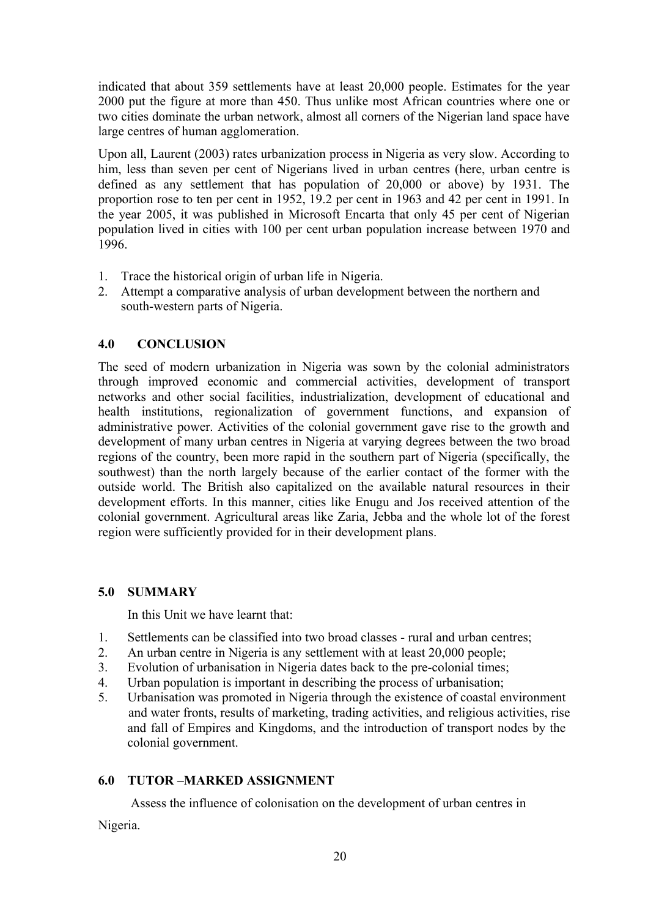indicated that about 359 settlements have at least 20,000 people. Estimates for the year 2000 put the figure at more than 450. Thus unlike most African countries where one or two cities dominate the urban network, almost all corners of the Nigerian land space have large centres of human agglomeration.

Upon all, Laurent (2003) rates urbanization process in Nigeria as very slow. According to him, less than seven per cent of Nigerians lived in urban centres (here, urban centre is defined as any settlement that has population of 20,000 or above) by 1931. The proportion rose to ten per cent in 1952, 19.2 per cent in 1963 and 42 per cent in 1991. In the year 2005, it was published in Microsoft Encarta that only 45 per cent of Nigerian population lived in cities with 100 per cent urban population increase between 1970 and 1996.

1. Trace the historical origin of urban life in Nigeria.
2. Attempt a comparative analysis of urban development between the northern and south-western parts of Nigeria.

## 4.0 CONCLUSION

The seed of modern urbanization in Nigeria was sown by the colonial administrators through improved economic and commercial activities, development of transport networks and other social facilities, industrialization, development of educational and health institutions, regionalization of government functions, and expansion of administrative power. Activities of the colonial government gave rise to the growth and development of many urban centres in Nigeria at varying degrees between the two broad regions of the country, been more rapid in the southern part of Nigeria (specifically, the southwest) than the north largely because of the earlier contact of the former with the outside world. The British also capitalized on the available natural resources in their development efforts. In this manner, cities like Enugu and Jos received attention of the colonial government. Agricultural areas like Zaria, Jebba and the whole lot of the forest region were sufficiently provided for in their development plans.

## 5.0 SUMMARY

In this Unit we have learnt that:

1. Settlements can be classified into two broad classes - rural and urban centres;
2. An urban centre in Nigeria is any settlement with at least 20,000 people;
3. Evolution of urbanisation in Nigeria dates back to the pre-colonial times;
4. Urban population is important in describing the process of urbanisation;
5. Urbanisation was promoted in Nigeria through the existence of coastal environment and water fronts, results of marketing, trading activities, and religious activities, rise and fall of Empires and Kingdoms, and the introduction of transport nodes by the colonial government.

## 6.0 TUTOR –MARKED ASSIGNMENT

Assess the influence of colonisation on the development of urban centres in Nigeria.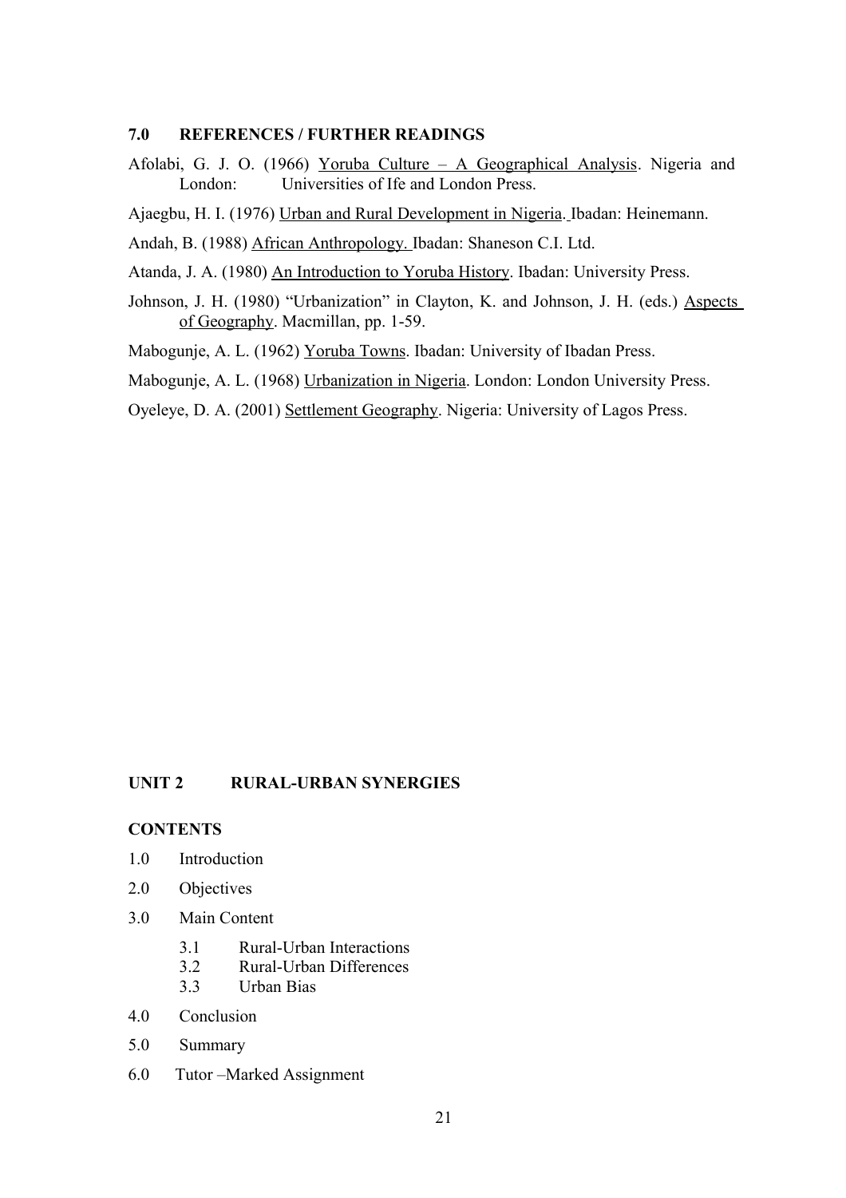## 7.0 REFERENCES / FURTHER READINGS

Afolabi, G. J. O. (1966) Yoruba Culture – A Geographical Analysis. Nigeria and London: Universities of Ife and London Press.

Ajaegbu, H. I. (1976) Urban and Rural Development in Nigeria. Ibadan: Heinemann.

Andah, B. (1988) African Anthropology. Ibadan: Shaneson C.I. Ltd.

Atanda, J. A. (1980) An Introduction to Yoruba History. Ibadan: University Press.

Johnson, J. H. (1980) "Urbanization" in Clayton, K. and Johnson, J. H. (eds.) Aspects of Geography. Macmillan, pp. 1-59.

Mabogunje, A. L. (1962) Yoruba Towns. Ibadan: University of Ibadan Press.

Mabogunje, A. L. (1968) Urbanization in Nigeria. London: London University Press.

Oyeleye, D. A. (2001) Settlement Geography. Nigeria: University of Lagos Press.

# UNIT 2 RURAL-URBAN SYNERGIES

## CONTENTS

1.0 Introduction

2.0 Objectives

3.0 Main Content

- 3.1 Rural-Urban Interactions
- 3.2 Rural-Urban Differences
- 3.3 Urban Bias

4.0 Conclusion

5.0 Summary

6.0 Tutor –Marked Assignment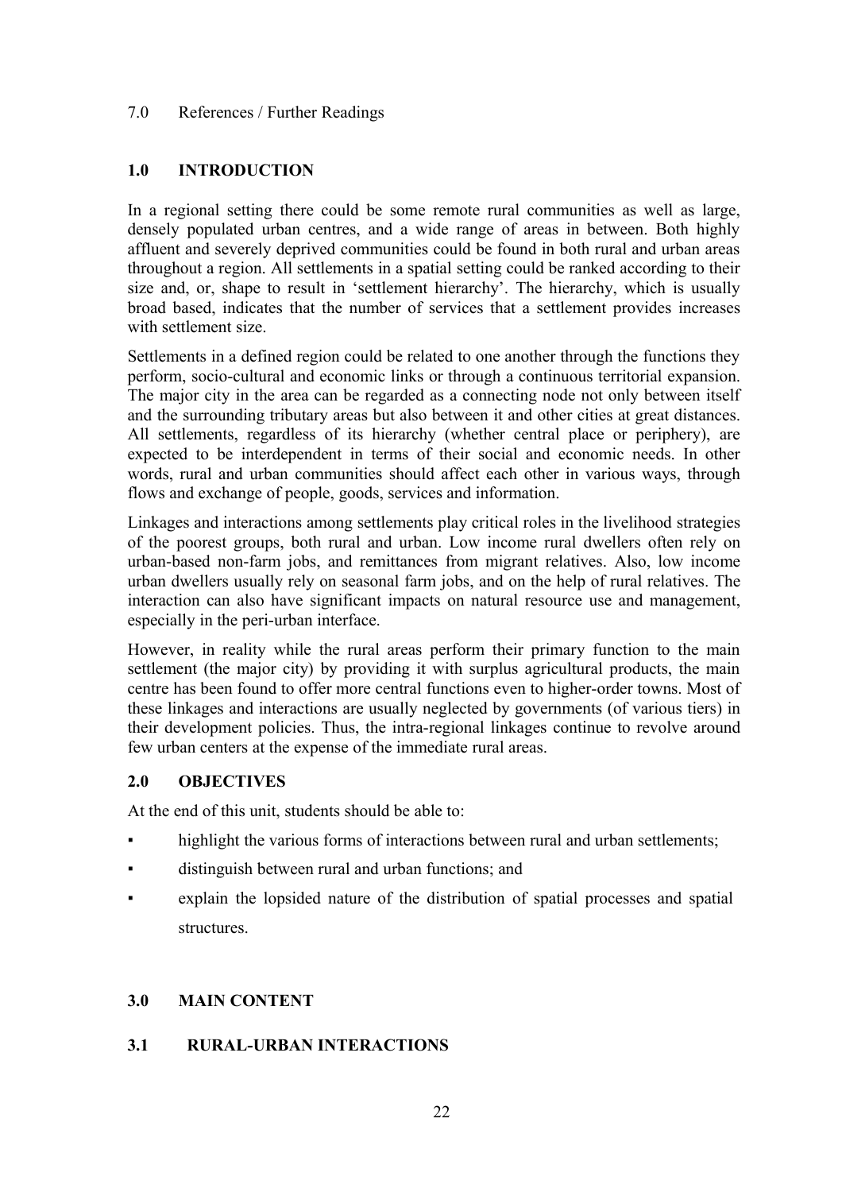7.0 References / Further Readings

## 1.0 INTRODUCTION

In a regional setting there could be some remote rural communities as well as large, densely populated urban centres, and a wide range of areas in between. Both highly affluent and severely deprived communities could be found in both rural and urban areas throughout a region. All settlements in a spatial setting could be ranked according to their size and, or, shape to result in 'settlement hierarchy'. The hierarchy, which is usually broad based, indicates that the number of services that a settlement provides increases with settlement size.

Settlements in a defined region could be related to one another through the functions they perform, socio-cultural and economic links or through a continuous territorial expansion. The major city in the area can be regarded as a connecting node not only between itself and the surrounding tributary areas but also between it and other cities at great distances. All settlements, regardless of its hierarchy (whether central place or periphery), are expected to be interdependent in terms of their social and economic needs. In other words, rural and urban communities should affect each other in various ways, through flows and exchange of people, goods, services and information.

Linkages and interactions among settlements play critical roles in the livelihood strategies of the poorest groups, both rural and urban. Low income rural dwellers often rely on urban-based non-farm jobs, and remittances from migrant relatives. Also, low income urban dwellers usually rely on seasonal farm jobs, and on the help of rural relatives. The interaction can also have significant impacts on natural resource use and management, especially in the peri-urban interface.

However, in reality while the rural areas perform their primary function to the main settlement (the major city) by providing it with surplus agricultural products, the main centre has been found to offer more central functions even to higher-order towns. Most of these linkages and interactions are usually neglected by governments (of various tiers) in their development policies. Thus, the intra-regional linkages continue to revolve around few urban centers at the expense of the immediate rural areas.

## 2.0 OBJECTIVES

At the end of this unit, students should be able to:

- highlight the various forms of interactions between rural and urban settlements;
- distinguish between rural and urban functions; and
- explain the lopsided nature of the distribution of spatial processes and spatial structures.

## 3.0 MAIN CONTENT

### 3.1 RURAL-URBAN INTERACTIONS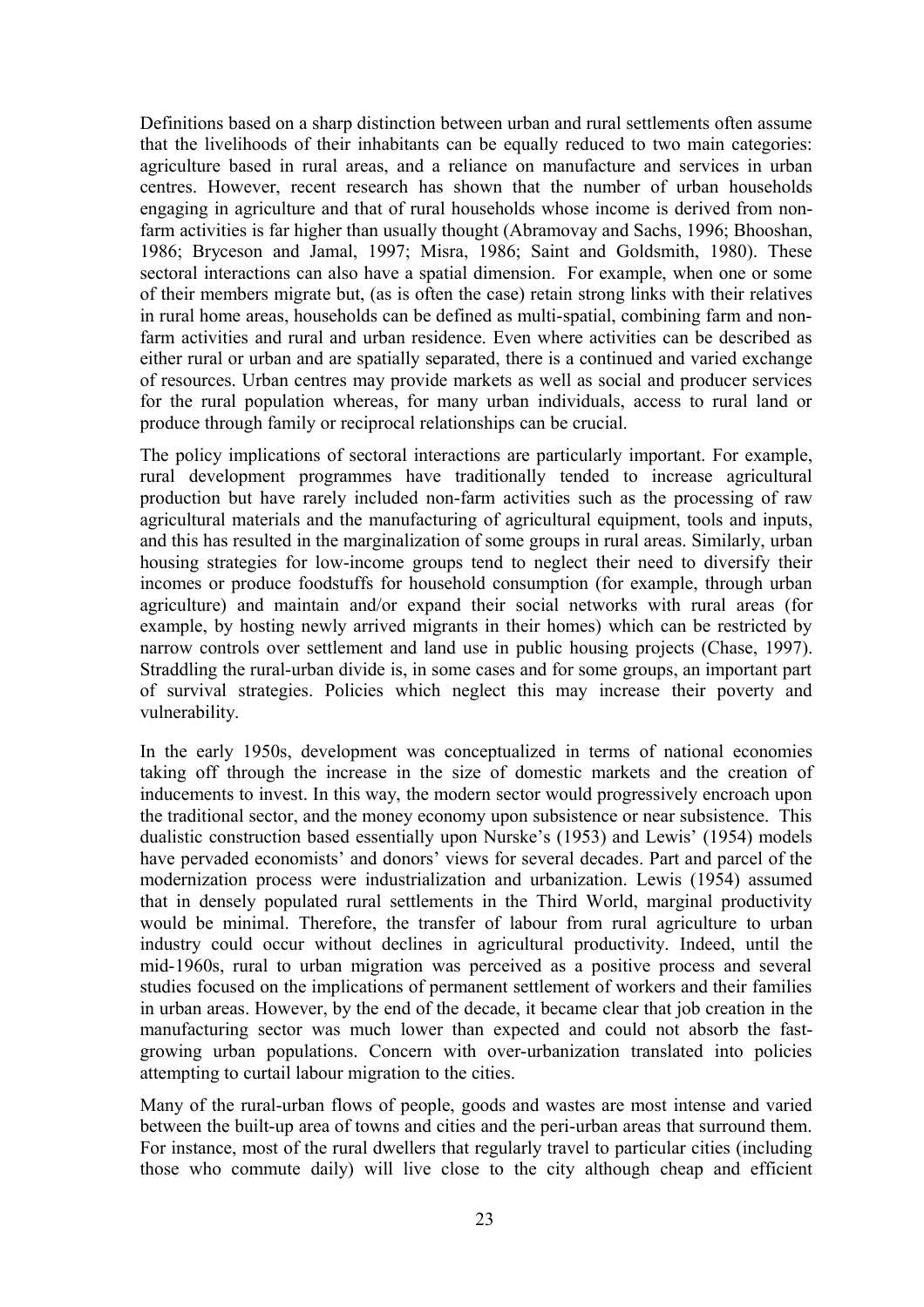Definitions based on a sharp distinction between urban and rural settlements often assume that the livelihoods of their inhabitants can be equally reduced to two main categories: agriculture based in rural areas, and a reliance on manufacture and services in urban centres. However, recent research has shown that the number of urban households engaging in agriculture and that of rural households whose income is derived from non-farm activities is far higher than usually thought (Abramovay and Sachs, 1996; Bhooshan, 1986; Bryceson and Jamal, 1997; Misra, 1986; Saint and Goldsmith, 1980). These sectoral interactions can also have a spatial dimension. For example, when one or some of their members migrate but, (as is often the case) retain strong links with their relatives in rural home areas, households can be defined as multi-spatial, combining farm and non-farm activities and rural and urban residence. Even where activities can be described as either rural or urban and are spatially separated, there is a continued and varied exchange of resources. Urban centres may provide markets as well as social and producer services for the rural population whereas, for many urban individuals, access to rural land or produce through family or reciprocal relationships can be crucial.

The policy implications of sectoral interactions are particularly important. For example, rural development programmes have traditionally tended to increase agricultural production but have rarely included non-farm activities such as the processing of raw agricultural materials and the manufacturing of agricultural equipment, tools and inputs, and this has resulted in the marginalization of some groups in rural areas. Similarly, urban housing strategies for low-income groups tend to neglect their need to diversify their incomes or produce foodstuffs for household consumption (for example, through urban agriculture) and maintain and/or expand their social networks with rural areas (for example, by hosting newly arrived migrants in their homes) which can be restricted by narrow controls over settlement and land use in public housing projects (Chase, 1997). Straddling the rural-urban divide is, in some cases and for some groups, an important part of survival strategies. Policies which neglect this may increase their poverty and vulnerability.

In the early 1950s, development was conceptualized in terms of national economies taking off through the increase in the size of domestic markets and the creation of inducements to invest. In this way, the modern sector would progressively encroach upon the traditional sector, and the money economy upon subsistence or near subsistence. This dualistic construction based essentially upon Nurske's (1953) and Lewis' (1954) models have pervaded economists' and donors' views for several decades. Part and parcel of the modernization process were industrialization and urbanization. Lewis (1954) assumed that in densely populated rural settlements in the Third World, marginal productivity would be minimal. Therefore, the transfer of labour from rural agriculture to urban industry could occur without declines in agricultural productivity. Indeed, until the mid-1960s, rural to urban migration was perceived as a positive process and several studies focused on the implications of permanent settlement of workers and their families in urban areas. However, by the end of the decade, it became clear that job creation in the manufacturing sector was much lower than expected and could not absorb the fast-growing urban populations. Concern with over-urbanization translated into policies attempting to curtail labour migration to the cities.

Many of the rural-urban flows of people, goods and wastes are most intense and varied between the built-up area of towns and cities and the peri-urban areas that surround them. For instance, most of the rural dwellers that regularly travel to particular cities (including those who commute daily) will live close to the city although cheap and efficient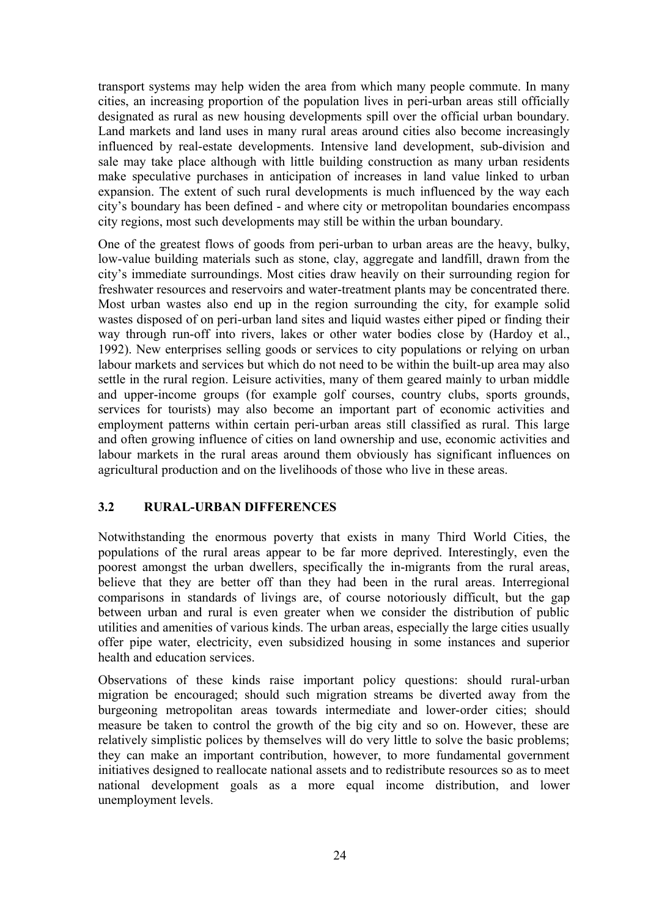transport systems may help widen the area from which many people commute. In many cities, an increasing proportion of the population lives in peri-urban areas still officially designated as rural as new housing developments spill over the official urban boundary. Land markets and land uses in many rural areas around cities also become increasingly influenced by real-estate developments. Intensive land development, sub-division and sale may take place although with little building construction as many urban residents make speculative purchases in anticipation of increases in land value linked to urban expansion. The extent of such rural developments is much influenced by the way each city's boundary has been defined - and where city or metropolitan boundaries encompass city regions, most such developments may still be within the urban boundary.

One of the greatest flows of goods from peri-urban to urban areas are the heavy, bulky, low-value building materials such as stone, clay, aggregate and landfill, drawn from the city's immediate surroundings. Most cities draw heavily on their surrounding region for freshwater resources and reservoirs and water-treatment plants may be concentrated there. Most urban wastes also end up in the region surrounding the city, for example solid wastes disposed of on peri-urban land sites and liquid wastes either piped or finding their way through run-off into rivers, lakes or other water bodies close by (Hardoy et al., 1992). New enterprises selling goods or services to city populations or relying on urban labour markets and services but which do not need to be within the built-up area may also settle in the rural region. Leisure activities, many of them geared mainly to urban middle and upper-income groups (for example golf courses, country clubs, sports grounds, services for tourists) may also become an important part of economic activities and employment patterns within certain peri-urban areas still classified as rural. This large and often growing influence of cities on land ownership and use, economic activities and labour markets in the rural areas around them obviously has significant influences on agricultural production and on the livelihoods of those who live in these areas.

## 3.2 RURAL-URBAN DIFFERENCES

Notwithstanding the enormous poverty that exists in many Third World Cities, the populations of the rural areas appear to be far more deprived. Interestingly, even the poorest amongst the urban dwellers, specifically the in-migrants from the rural areas, believe that they are better off than they had been in the rural areas. Interregional comparisons in standards of livings are, of course notoriously difficult, but the gap between urban and rural is even greater when we consider the distribution of public utilities and amenities of various kinds. The urban areas, especially the large cities usually offer pipe water, electricity, even subsidized housing in some instances and superior health and education services.

Observations of these kinds raise important policy questions: should rural-urban migration be encouraged; should such migration streams be diverted away from the burgeoning metropolitan areas towards intermediate and lower-order cities; should measure be taken to control the growth of the big city and so on. However, these are relatively simplistic polices by themselves will do very little to solve the basic problems; they can make an important contribution, however, to more fundamental government initiatives designed to reallocate national assets and to redistribute resources so as to meet national development goals as a more equal income distribution, and lower unemployment levels.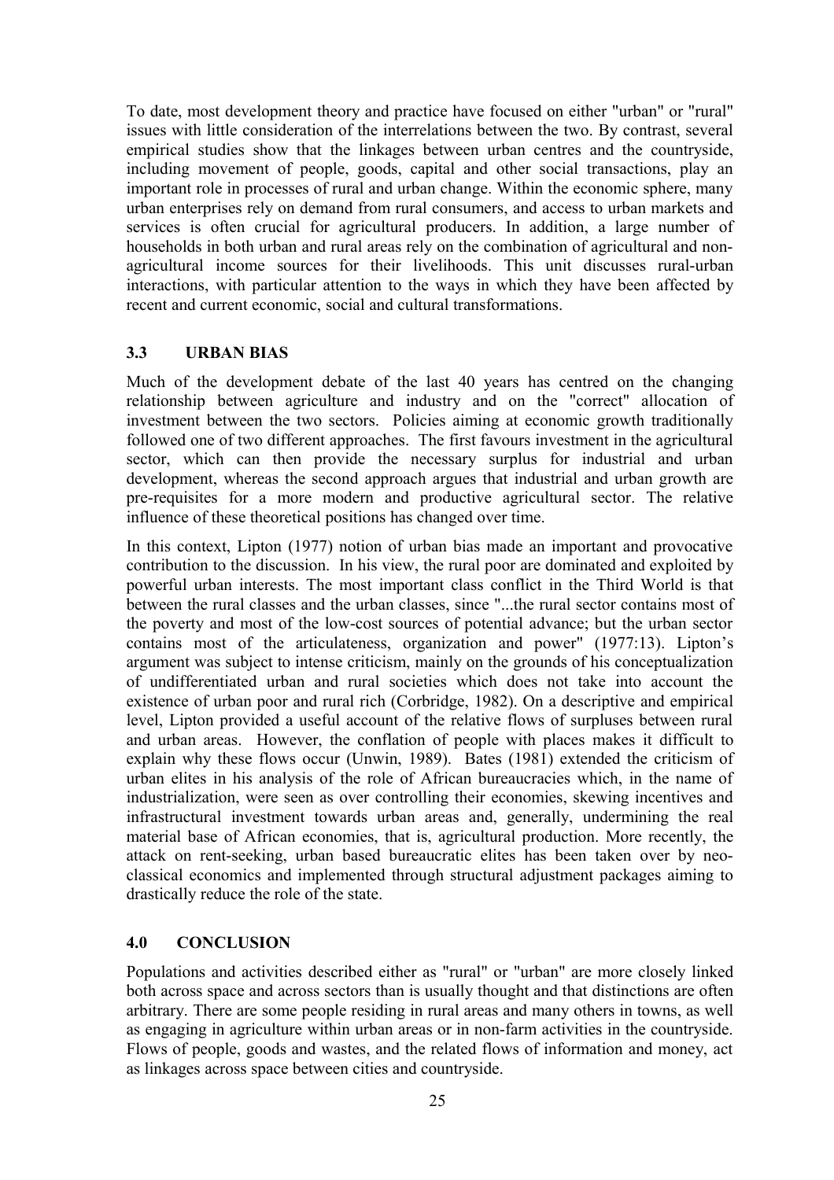To date, most development theory and practice have focused on either "urban" or "rural" issues with little consideration of the interrelations between the two. By contrast, several empirical studies show that the linkages between urban centres and the countryside, including movement of people, goods, capital and other social transactions, play an important role in processes of rural and urban change. Within the economic sphere, many urban enterprises rely on demand from rural consumers, and access to urban markets and services is often crucial for agricultural producers. In addition, a large number of households in both urban and rural areas rely on the combination of agricultural and non-agricultural income sources for their livelihoods. This unit discusses rural-urban interactions, with particular attention to the ways in which they have been affected by recent and current economic, social and cultural transformations.

### 3.3 URBAN BIAS

Much of the development debate of the last 40 years has centred on the changing relationship between agriculture and industry and on the "correct" allocation of investment between the two sectors. Policies aiming at economic growth traditionally followed one of two different approaches. The first favours investment in the agricultural sector, which can then provide the necessary surplus for industrial and urban development, whereas the second approach argues that industrial and urban growth are pre-requisites for a more modern and productive agricultural sector. The relative influence of these theoretical positions has changed over time.

In this context, Lipton (1977) notion of urban bias made an important and provocative contribution to the discussion. In his view, the rural poor are dominated and exploited by powerful urban interests. The most important class conflict in the Third World is that between the rural classes and the urban classes, since "...the rural sector contains most of the poverty and most of the low-cost sources of potential advance; but the urban sector contains most of the articulateness, organization and power" (1977:13). Lipton's argument was subject to intense criticism, mainly on the grounds of his conceptualization of undifferentiated urban and rural societies which does not take into account the existence of urban poor and rural rich (Corbridge, 1982). On a descriptive and empirical level, Lipton provided a useful account of the relative flows of surpluses between rural and urban areas. However, the conflation of people with places makes it difficult to explain why these flows occur (Unwin, 1989). Bates (1981) extended the criticism of urban elites in his analysis of the role of African bureaucracies which, in the name of industrialization, were seen as over controlling their economies, skewing incentives and infrastructural investment towards urban areas and, generally, undermining the real material base of African economies, that is, agricultural production. More recently, the attack on rent-seeking, urban based bureaucratic elites has been taken over by neo-classical economics and implemented through structural adjustment packages aiming to drastically reduce the role of the state.

## 4.0 CONCLUSION

Populations and activities described either as "rural" or "urban" are more closely linked both across space and across sectors than is usually thought and that distinctions are often arbitrary. There are some people residing in rural areas and many others in towns, as well as engaging in agriculture within urban areas or in non-farm activities in the countryside. Flows of people, goods and wastes, and the related flows of information and money, act as linkages across space between cities and countryside.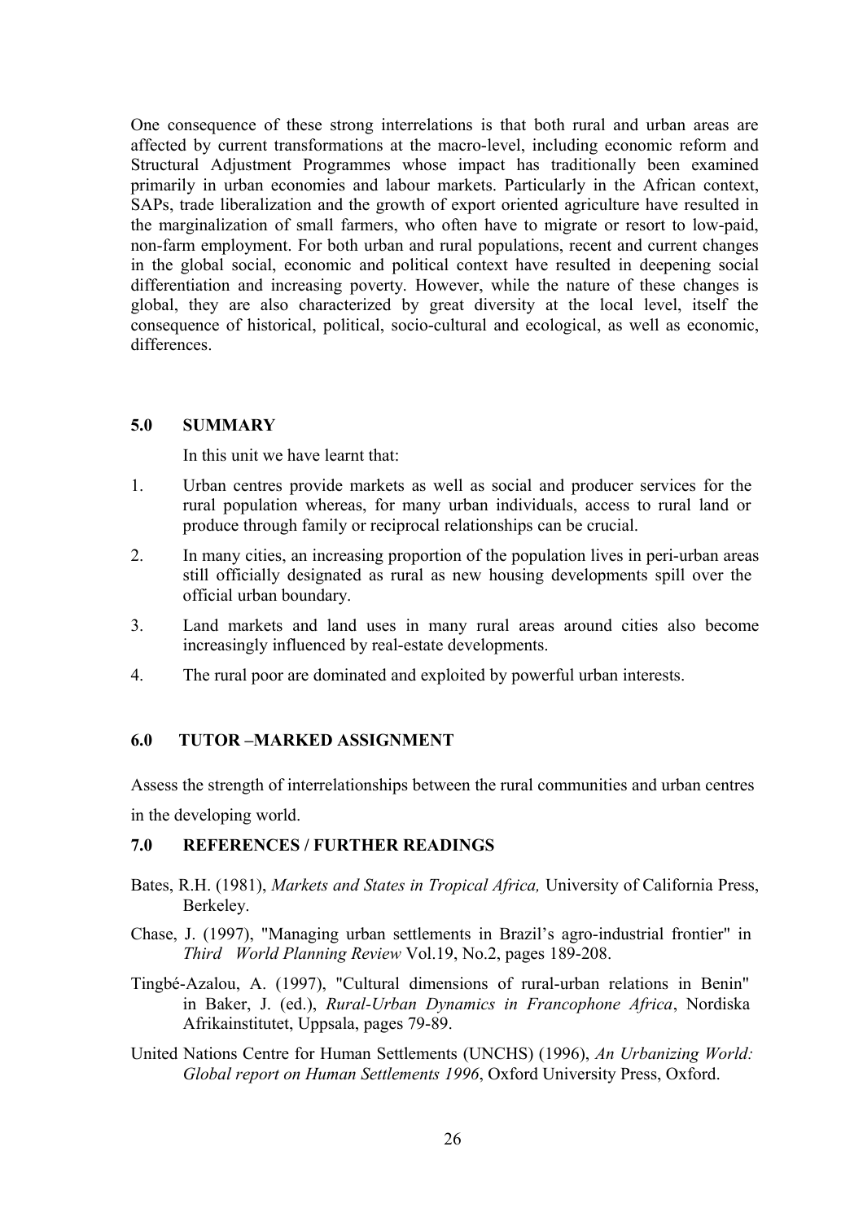One consequence of these strong interrelations is that both rural and urban areas are affected by current transformations at the macro-level, including economic reform and Structural Adjustment Programmes whose impact has traditionally been examined primarily in urban economies and labour markets. Particularly in the African context, SAPs, trade liberalization and the growth of export oriented agriculture have resulted in the marginalization of small farmers, who often have to migrate or resort to low-paid, non-farm employment. For both urban and rural populations, recent and current changes in the global social, economic and political context have resulted in deepening social differentiation and increasing poverty. However, while the nature of these changes is global, they are also characterized by great diversity at the local level, itself the consequence of historical, political, socio-cultural and ecological, as well as economic, differences.

## 5.0 SUMMARY

In this unit we have learnt that:

1. Urban centres provide markets as well as social and producer services for the rural population whereas, for many urban individuals, access to rural land or produce through family or reciprocal relationships can be crucial.
2. In many cities, an increasing proportion of the population lives in peri-urban areas still officially designated as rural as new housing developments spill over the official urban boundary.
3. Land markets and land uses in many rural areas around cities also become increasingly influenced by real-estate developments.
4. The rural poor are dominated and exploited by powerful urban interests.

## 6.0 TUTOR –MARKED ASSIGNMENT

Assess the strength of interrelationships between the rural communities and urban centres in the developing world.

## 7.0 REFERENCES / FURTHER READINGS

Bates, R.H. (1981), *Markets and States in Tropical Africa,* University of California Press, Berkeley.

Chase, J. (1997), "Managing urban settlements in Brazil's agro-industrial frontier" in *Third World Planning Review* Vol.19, No.2, pages 189-208.

Tingbé-Azalou, A. (1997), "Cultural dimensions of rural-urban relations in Benin" in Baker, J. (ed.), *Rural-Urban Dynamics in Francophone Africa*, Nordiska Afrikainstitutet, Uppsala, pages 79-89.

United Nations Centre for Human Settlements (UNCHS) (1996), *An Urbanizing World: Global report on Human Settlements 1996*, Oxford University Press, Oxford.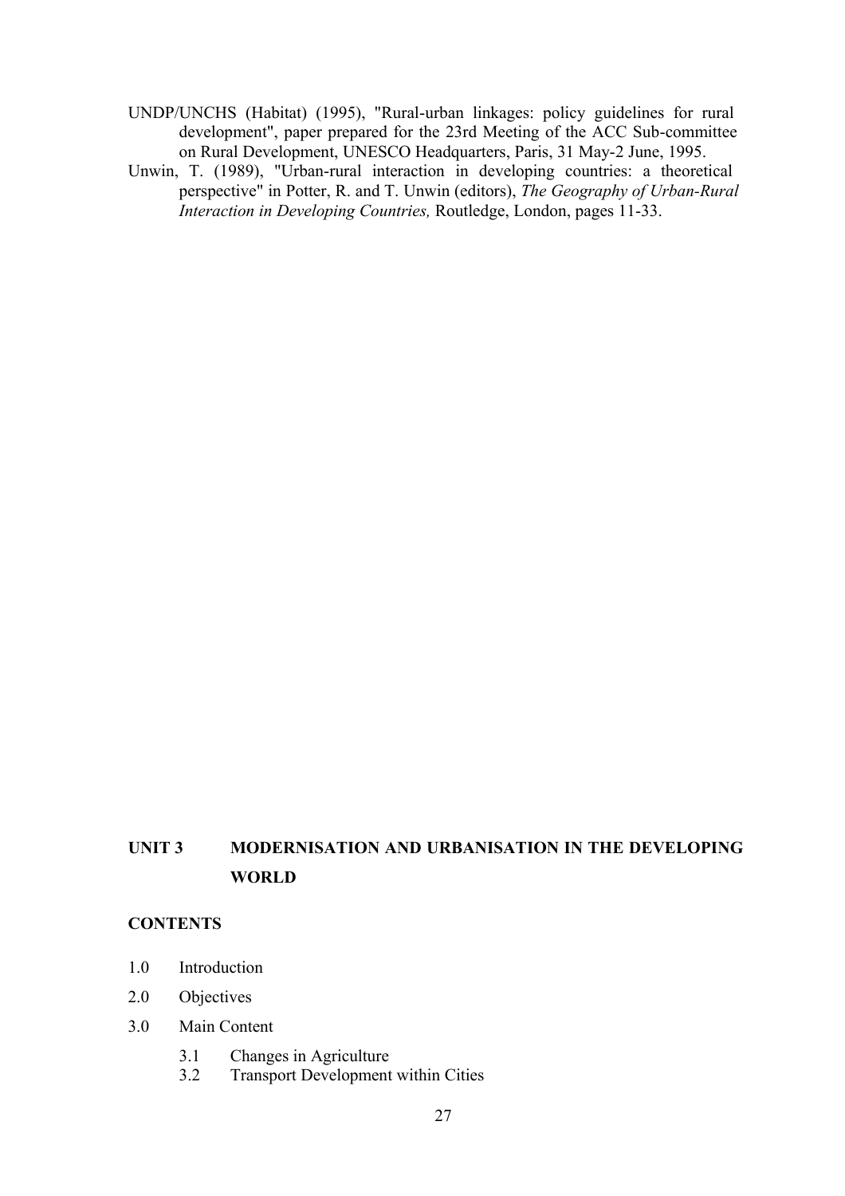UNDP/UNCHS (Habitat) (1995), "Rural-urban linkages: policy guidelines for rural development", paper prepared for the 23rd Meeting of the ACC Sub-committee on Rural Development, UNESCO Headquarters, Paris, 31 May-2 June, 1995.

Unwin, T. (1989), "Urban-rural interaction in developing countries: a theoretical perspective" in Potter, R. and T. Unwin (editors), *The Geography of Urban-Rural Interaction in Developing Countries,* Routledge, London, pages 11-33.

## UNIT 3 MODERNISATION AND URBANISATION IN THE DEVELOPING WORLD

### CONTENTS

1.0 Introduction

2.0 Objectives

3.0 Main Content

- 3.1 Changes in Agriculture
- 3.2 Transport Development within Cities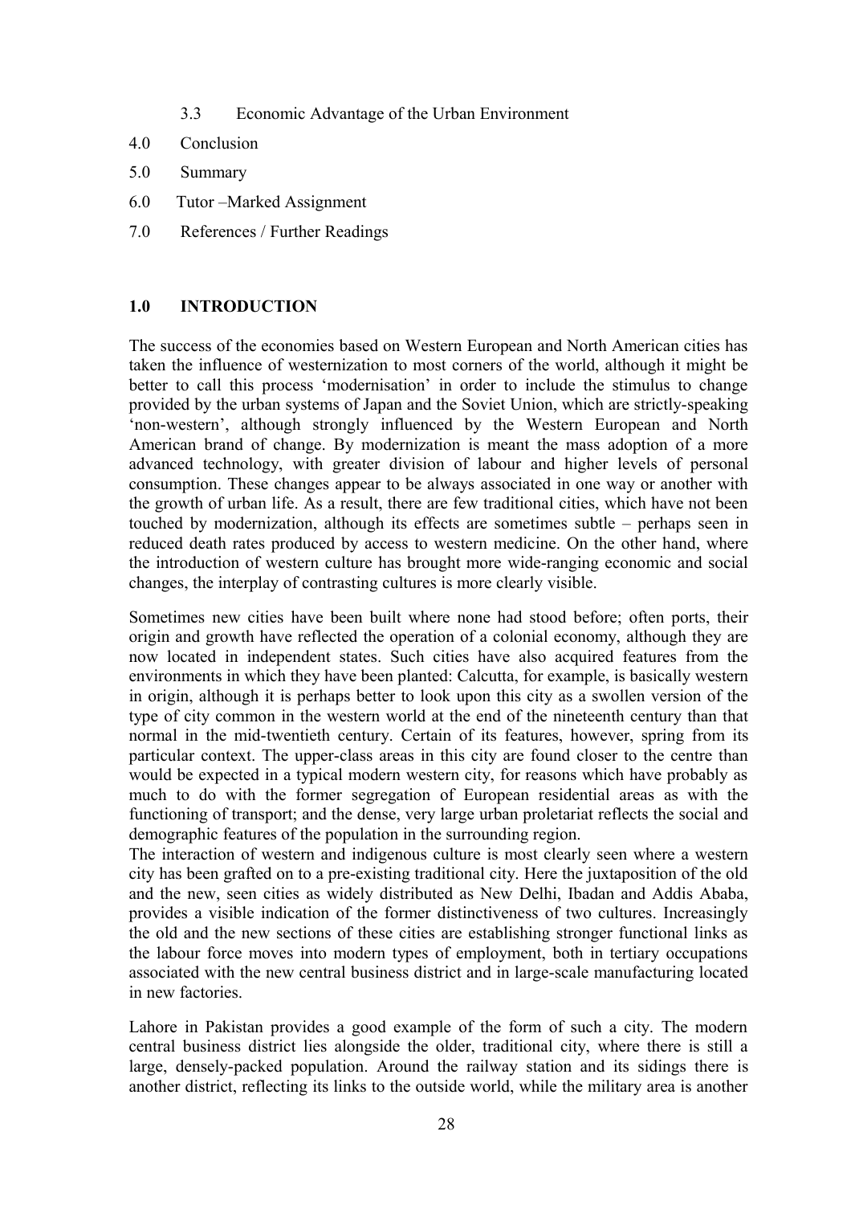3.3 Economic Advantage of the Urban Environment

4.0 Conclusion

5.0 Summary

6.0 Tutor –Marked Assignment

7.0 References / Further Readings

## 1.0 INTRODUCTION

The success of the economies based on Western European and North American cities has taken the influence of westernization to most corners of the world, although it might be better to call this process 'modernisation' in order to include the stimulus to change provided by the urban systems of Japan and the Soviet Union, which are strictly-speaking 'non-western', although strongly influenced by the Western European and North American brand of change. By modernization is meant the mass adoption of a more advanced technology, with greater division of labour and higher levels of personal consumption. These changes appear to be always associated in one way or another with the growth of urban life. As a result, there are few traditional cities, which have not been touched by modernization, although its effects are sometimes subtle – perhaps seen in reduced death rates produced by access to western medicine. On the other hand, where the introduction of western culture has brought more wide-ranging economic and social changes, the interplay of contrasting cultures is more clearly visible.

Sometimes new cities have been built where none had stood before; often ports, their origin and growth have reflected the operation of a colonial economy, although they are now located in independent states. Such cities have also acquired features from the environments in which they have been planted: Calcutta, for example, is basically western in origin, although it is perhaps better to look upon this city as a swollen version of the type of city common in the western world at the end of the nineteenth century than that normal in the mid-twentieth century. Certain of its features, however, spring from its particular context. The upper-class areas in this city are found closer to the centre than would be expected in a typical modern western city, for reasons which have probably as much to do with the former segregation of European residential areas as with the functioning of transport; and the dense, very large urban proletariat reflects the social and demographic features of the population in the surrounding region.

The interaction of western and indigenous culture is most clearly seen where a western city has been grafted on to a pre-existing traditional city. Here the juxtaposition of the old and the new, seen cities as widely distributed as New Delhi, Ibadan and Addis Ababa, provides a visible indication of the former distinctiveness of two cultures. Increasingly the old and the new sections of these cities are establishing stronger functional links as the labour force moves into modern types of employment, both in tertiary occupations associated with the new central business district and in large-scale manufacturing located in new factories.

Lahore in Pakistan provides a good example of the form of such a city. The modern central business district lies alongside the older, traditional city, where there is still a large, densely-packed population. Around the railway station and its sidings there is another district, reflecting its links to the outside world, while the military area is another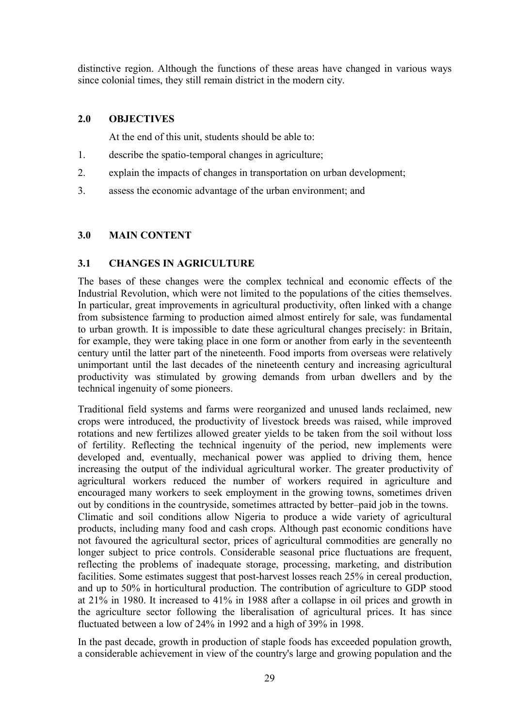distinctive region. Although the functions of these areas have changed in various ways since colonial times, they still remain district in the modern city.

## 2.0 OBJECTIVES

At the end of this unit, students should be able to:

1. describe the spatio-temporal changes in agriculture;
2. explain the impacts of changes in transportation on urban development;
3. assess the economic advantage of the urban environment; and

## 3.0 MAIN CONTENT

### 3.1 CHANGES IN AGRICULTURE

The bases of these changes were the complex technical and economic effects of the Industrial Revolution, which were not limited to the populations of the cities themselves. In particular, great improvements in agricultural productivity, often linked with a change from subsistence farming to production aimed almost entirely for sale, was fundamental to urban growth. It is impossible to date these agricultural changes precisely: in Britain, for example, they were taking place in one form or another from early in the seventeenth century until the latter part of the nineteenth. Food imports from overseas were relatively unimportant until the last decades of the nineteenth century and increasing agricultural productivity was stimulated by growing demands from urban dwellers and by the technical ingenuity of some pioneers.

Traditional field systems and farms were reorganized and unused lands reclaimed, new crops were introduced, the productivity of livestock breeds was raised, while improved rotations and new fertilizes allowed greater yields to be taken from the soil without loss of fertility. Reflecting the technical ingenuity of the period, new implements were developed and, eventually, mechanical power was applied to driving them, hence increasing the output of the individual agricultural worker. The greater productivity of agricultural workers reduced the number of workers required in agriculture and encouraged many workers to seek employment in the growing towns, sometimes driven out by conditions in the countryside, sometimes attracted by better–paid job in the towns.

Climatic and soil conditions allow Nigeria to produce a wide variety of agricultural products, including many food and cash crops. Although past economic conditions have not favoured the agricultural sector, prices of agricultural commodities are generally no longer subject to price controls. Considerable seasonal price fluctuations are frequent, reflecting the problems of inadequate storage, processing, marketing, and distribution facilities. Some estimates suggest that post-harvest losses reach 25% in cereal production, and up to 50% in horticultural production. The contribution of agriculture to GDP stood at 21% in 1980. It increased to 41% in 1988 after a collapse in oil prices and growth in the agriculture sector following the liberalisation of agricultural prices. It has since fluctuated between a low of 24% in 1992 and a high of 39% in 1998.

In the past decade, growth in production of staple foods has exceeded population growth, a considerable achievement in view of the country's large and growing population and the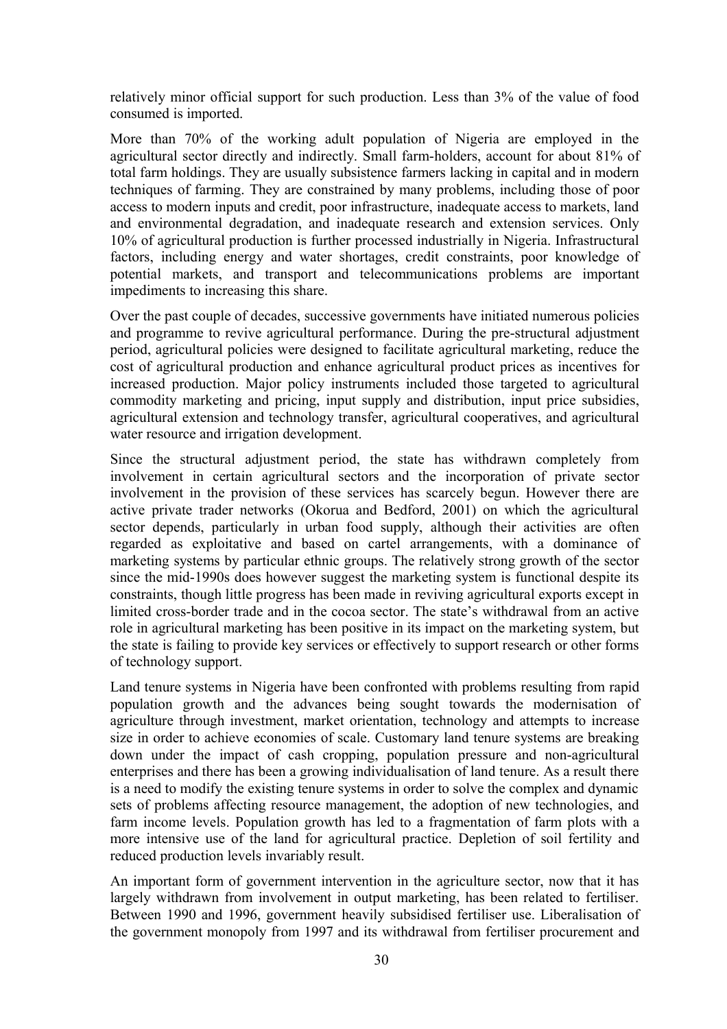relatively minor official support for such production. Less than 3% of the value of food consumed is imported.

More than 70% of the working adult population of Nigeria are employed in the agricultural sector directly and indirectly. Small farm-holders, account for about 81% of total farm holdings. They are usually subsistence farmers lacking in capital and in modern techniques of farming. They are constrained by many problems, including those of poor access to modern inputs and credit, poor infrastructure, inadequate access to markets, land and environmental degradation, and inadequate research and extension services. Only 10% of agricultural production is further processed industrially in Nigeria. Infrastructural factors, including energy and water shortages, credit constraints, poor knowledge of potential markets, and transport and telecommunications problems are important impediments to increasing this share.

Over the past couple of decades, successive governments have initiated numerous policies and programme to revive agricultural performance. During the pre-structural adjustment period, agricultural policies were designed to facilitate agricultural marketing, reduce the cost of agricultural production and enhance agricultural product prices as incentives for increased production. Major policy instruments included those targeted to agricultural commodity marketing and pricing, input supply and distribution, input price subsidies, agricultural extension and technology transfer, agricultural cooperatives, and agricultural water resource and irrigation development.

Since the structural adjustment period, the state has withdrawn completely from involvement in certain agricultural sectors and the incorporation of private sector involvement in the provision of these services has scarcely begun. However there are active private trader networks (Okorua and Bedford, 2001) on which the agricultural sector depends, particularly in urban food supply, although their activities are often regarded as exploitative and based on cartel arrangements, with a dominance of marketing systems by particular ethnic groups. The relatively strong growth of the sector since the mid-1990s does however suggest the marketing system is functional despite its constraints, though little progress has been made in reviving agricultural exports except in limited cross-border trade and in the cocoa sector. The state's withdrawal from an active role in agricultural marketing has been positive in its impact on the marketing system, but the state is failing to provide key services or effectively to support research or other forms of technology support.

Land tenure systems in Nigeria have been confronted with problems resulting from rapid population growth and the advances being sought towards the modernisation of agriculture through investment, market orientation, technology and attempts to increase size in order to achieve economies of scale. Customary land tenure systems are breaking down under the impact of cash cropping, population pressure and non-agricultural enterprises and there has been a growing individualisation of land tenure. As a result there is a need to modify the existing tenure systems in order to solve the complex and dynamic sets of problems affecting resource management, the adoption of new technologies, and farm income levels. Population growth has led to a fragmentation of farm plots with a more intensive use of the land for agricultural practice. Depletion of soil fertility and reduced production levels invariably result.

An important form of government intervention in the agriculture sector, now that it has largely withdrawn from involvement in output marketing, has been related to fertiliser. Between 1990 and 1996, government heavily subsidised fertiliser use. Liberalisation of the government monopoly from 1997 and its withdrawal from fertiliser procurement and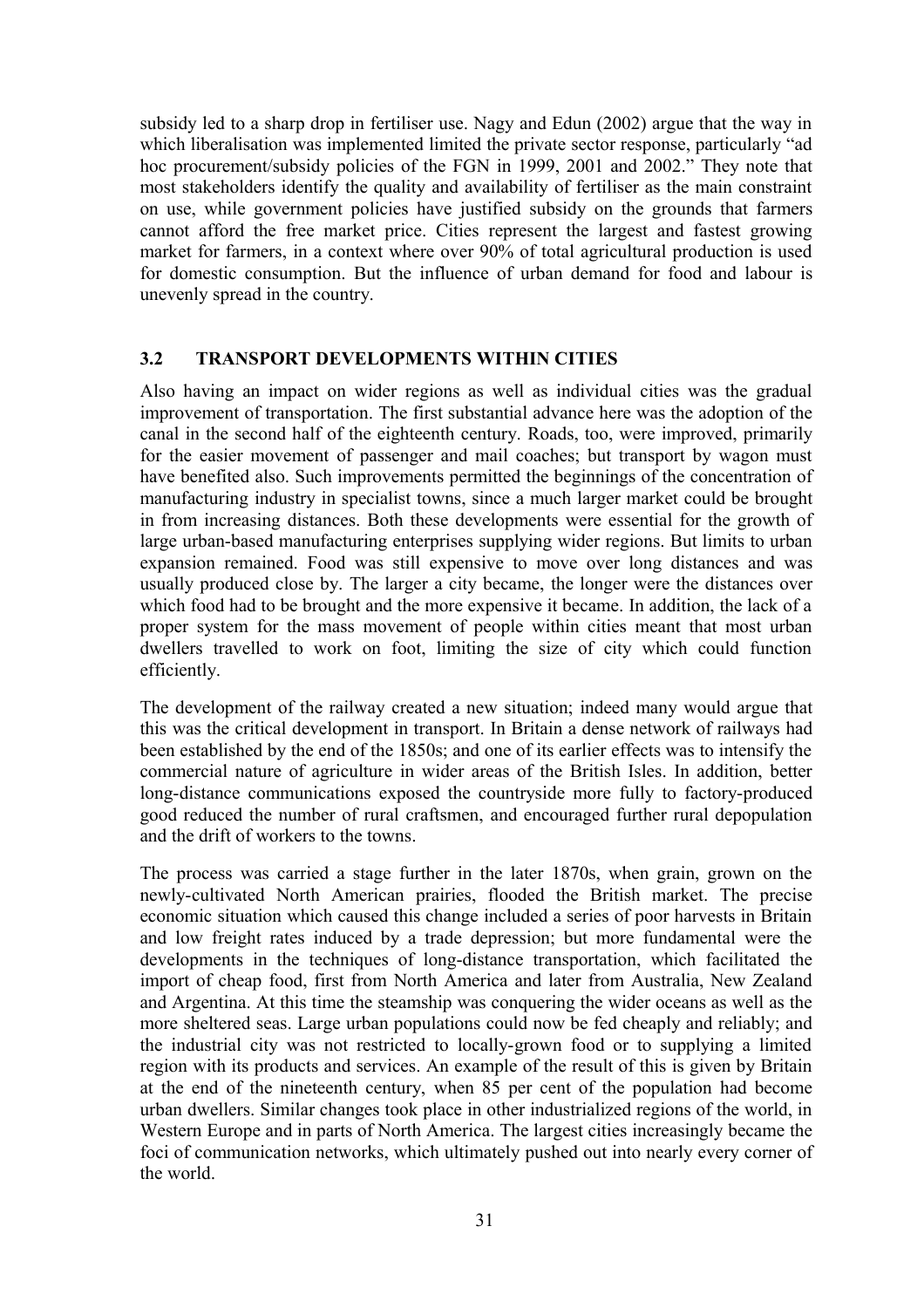subsidy led to a sharp drop in fertiliser use. Nagy and Edun (2002) argue that the way in which liberalisation was implemented limited the private sector response, particularly "ad hoc procurement/subsidy policies of the FGN in 1999, 2001 and 2002." They note that most stakeholders identify the quality and availability of fertiliser as the main constraint on use, while government policies have justified subsidy on the grounds that farmers cannot afford the free market price. Cities represent the largest and fastest growing market for farmers, in a context where over 90% of total agricultural production is used for domestic consumption. But the influence of urban demand for food and labour is unevenly spread in the country.

## 3.2 TRANSPORT DEVELOPMENTS WITHIN CITIES

Also having an impact on wider regions as well as individual cities was the gradual improvement of transportation. The first substantial advance here was the adoption of the canal in the second half of the eighteenth century. Roads, too, were improved, primarily for the easier movement of passenger and mail coaches; but transport by wagon must have benefited also. Such improvements permitted the beginnings of the concentration of manufacturing industry in specialist towns, since a much larger market could be brought in from increasing distances. Both these developments were essential for the growth of large urban-based manufacturing enterprises supplying wider regions. But limits to urban expansion remained. Food was still expensive to move over long distances and was usually produced close by. The larger a city became, the longer were the distances over which food had to be brought and the more expensive it became. In addition, the lack of a proper system for the mass movement of people within cities meant that most urban dwellers travelled to work on foot, limiting the size of city which could function efficiently.

The development of the railway created a new situation; indeed many would argue that this was the critical development in transport. In Britain a dense network of railways had been established by the end of the 1850s; and one of its earlier effects was to intensify the commercial nature of agriculture in wider areas of the British Isles. In addition, better long-distance communications exposed the countryside more fully to factory-produced good reduced the number of rural craftsmen, and encouraged further rural depopulation and the drift of workers to the towns.

The process was carried a stage further in the later 1870s, when grain, grown on the newly-cultivated North American prairies, flooded the British market. The precise economic situation which caused this change included a series of poor harvests in Britain and low freight rates induced by a trade depression; but more fundamental were the developments in the techniques of long-distance transportation, which facilitated the import of cheap food, first from North America and later from Australia, New Zealand and Argentina. At this time the steamship was conquering the wider oceans as well as the more sheltered seas. Large urban populations could now be fed cheaply and reliably; and the industrial city was not restricted to locally-grown food or to supplying a limited region with its products and services. An example of the result of this is given by Britain at the end of the nineteenth century, when 85 per cent of the population had become urban dwellers. Similar changes took place in other industrialized regions of the world, in Western Europe and in parts of North America. The largest cities increasingly became the foci of communication networks, which ultimately pushed out into nearly every corner of the world.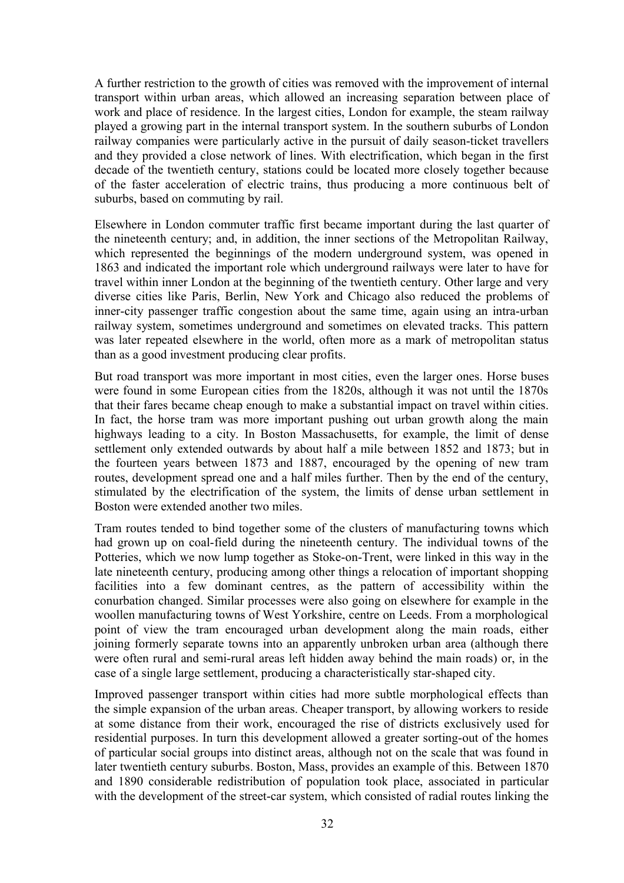A further restriction to the growth of cities was removed with the improvement of internal transport within urban areas, which allowed an increasing separation between place of work and place of residence. In the largest cities, London for example, the steam railway played a growing part in the internal transport system. In the southern suburbs of London railway companies were particularly active in the pursuit of daily season-ticket travellers and they provided a close network of lines. With electrification, which began in the first decade of the twentieth century, stations could be located more closely together because of the faster acceleration of electric trains, thus producing a more continuous belt of suburbs, based on commuting by rail.

Elsewhere in London commuter traffic first became important during the last quarter of the nineteenth century; and, in addition, the inner sections of the Metropolitan Railway, which represented the beginnings of the modern underground system, was opened in 1863 and indicated the important role which underground railways were later to have for travel within inner London at the beginning of the twentieth century. Other large and very diverse cities like Paris, Berlin, New York and Chicago also reduced the problems of inner-city passenger traffic congestion about the same time, again using an intra-urban railway system, sometimes underground and sometimes on elevated tracks. This pattern was later repeated elsewhere in the world, often more as a mark of metropolitan status than as a good investment producing clear profits.

But road transport was more important in most cities, even the larger ones. Horse buses were found in some European cities from the 1820s, although it was not until the 1870s that their fares became cheap enough to make a substantial impact on travel within cities. In fact, the horse tram was more important pushing out urban growth along the main highways leading to a city. In Boston Massachusetts, for example, the limit of dense settlement only extended outwards by about half a mile between 1852 and 1873; but in the fourteen years between 1873 and 1887, encouraged by the opening of new tram routes, development spread one and a half miles further. Then by the end of the century, stimulated by the electrification of the system, the limits of dense urban settlement in Boston were extended another two miles.

Tram routes tended to bind together some of the clusters of manufacturing towns which had grown up on coal-field during the nineteenth century. The individual towns of the Potteries, which we now lump together as Stoke-on-Trent, were linked in this way in the late nineteenth century, producing among other things a relocation of important shopping facilities into a few dominant centres, as the pattern of accessibility within the conurbation changed. Similar processes were also going on elsewhere for example in the woollen manufacturing towns of West Yorkshire, centre on Leeds. From a morphological point of view the tram encouraged urban development along the main roads, either joining formerly separate towns into an apparently unbroken urban area (although there were often rural and semi-rural areas left hidden away behind the main roads) or, in the case of a single large settlement, producing a characteristically star-shaped city.

Improved passenger transport within cities had more subtle morphological effects than the simple expansion of the urban areas. Cheaper transport, by allowing workers to reside at some distance from their work, encouraged the rise of districts exclusively used for residential purposes. In turn this development allowed a greater sorting-out of the homes of particular social groups into distinct areas, although not on the scale that was found in later twentieth century suburbs. Boston, Mass, provides an example of this. Between 1870 and 1890 considerable redistribution of population took place, associated in particular with the development of the street-car system, which consisted of radial routes linking the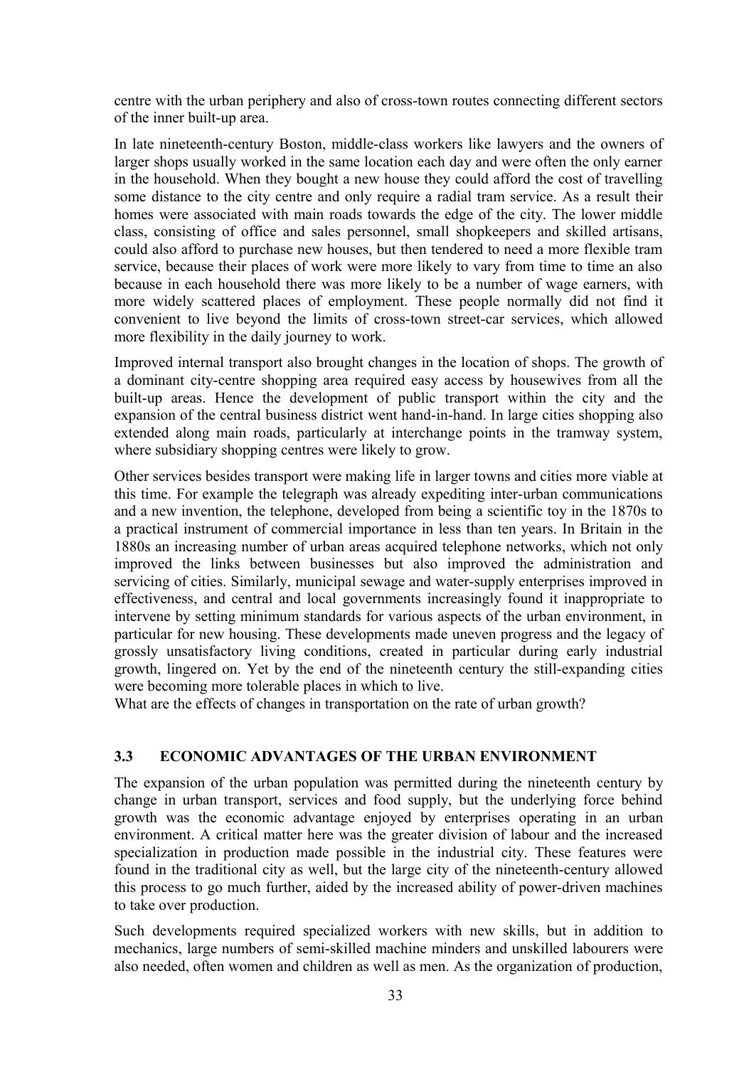centre with the urban periphery and also of cross-town routes connecting different sectors of the inner built-up area.

In late nineteenth-century Boston, middle-class workers like lawyers and the owners of larger shops usually worked in the same location each day and were often the only earner in the household. When they bought a new house they could afford the cost of travelling some distance to the city centre and only require a radial tram service. As a result their homes were associated with main roads towards the edge of the city. The lower middle class, consisting of office and sales personnel, small shopkeepers and skilled artisans, could also afford to purchase new houses, but then tendered to need a more flexible tram service, because their places of work were more likely to vary from time to time an also because in each household there was more likely to be a number of wage earners, with more widely scattered places of employment. These people normally did not find it convenient to live beyond the limits of cross-town street-car services, which allowed more flexibility in the daily journey to work.

Improved internal transport also brought changes in the location of shops. The growth of a dominant city-centre shopping area required easy access by housewives from all the built-up areas. Hence the development of public transport within the city and the expansion of the central business district went hand-in-hand. In large cities shopping also extended along main roads, particularly at interchange points in the tramway system, where subsidiary shopping centres were likely to grow.

Other services besides transport were making life in larger towns and cities more viable at this time. For example the telegraph was already expediting inter-urban communications and a new invention, the telephone, developed from being a scientific toy in the 1870s to a practical instrument of commercial importance in less than ten years. In Britain in the 1880s an increasing number of urban areas acquired telephone networks, which not only improved the links between businesses but also improved the administration and servicing of cities. Similarly, municipal sewage and water-supply enterprises improved in effectiveness, and central and local governments increasingly found it inappropriate to intervene by setting minimum standards for various aspects of the urban environment, in particular for new housing. These developments made uneven progress and the legacy of grossly unsatisfactory living conditions, created in particular during early industrial growth, lingered on. Yet by the end of the nineteenth century the still-expanding cities were becoming more tolerable places in which to live.

What are the effects of changes in transportation on the rate of urban growth?

### 3.3 ECONOMIC ADVANTAGES OF THE URBAN ENVIRONMENT

The expansion of the urban population was permitted during the nineteenth century by change in urban transport, services and food supply, but the underlying force behind growth was the economic advantage enjoyed by enterprises operating in an urban environment. A critical matter here was the greater division of labour and the increased specialization in production made possible in the industrial city. These features were found in the traditional city as well, but the large city of the nineteenth-century allowed this process to go much further, aided by the increased ability of power-driven machines to take over production.

Such developments required specialized workers with new skills, but in addition to mechanics, large numbers of semi-skilled machine minders and unskilled labourers were also needed, often women and children as well as men. As the organization of production,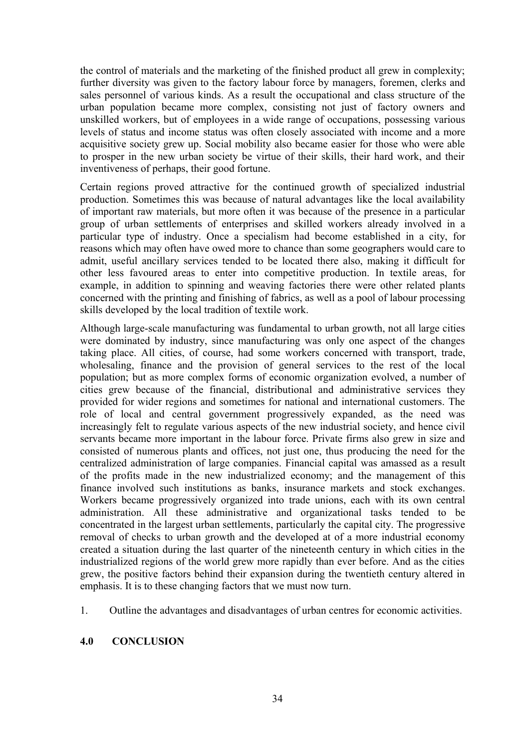the control of materials and the marketing of the finished product all grew in complexity; further diversity was given to the factory labour force by managers, foremen, clerks and sales personnel of various kinds. As a result the occupational and class structure of the urban population became more complex, consisting not just of factory owners and unskilled workers, but of employees in a wide range of occupations, possessing various levels of status and income status was often closely associated with income and a more acquisitive society grew up. Social mobility also became easier for those who were able to prosper in the new urban society be virtue of their skills, their hard work, and their inventiveness of perhaps, their good fortune.

Certain regions proved attractive for the continued growth of specialized industrial production. Sometimes this was because of natural advantages like the local availability of important raw materials, but more often it was because of the presence in a particular group of urban settlements of enterprises and skilled workers already involved in a particular type of industry. Once a specialism had become established in a city, for reasons which may often have owed more to chance than some geographers would care to admit, useful ancillary services tended to be located there also, making it difficult for other less favoured areas to enter into competitive production. In textile areas, for example, in addition to spinning and weaving factories there were other related plants concerned with the printing and finishing of fabrics, as well as a pool of labour processing skills developed by the local tradition of textile work.

Although large-scale manufacturing was fundamental to urban growth, not all large cities were dominated by industry, since manufacturing was only one aspect of the changes taking place. All cities, of course, had some workers concerned with transport, trade, wholesaling, finance and the provision of general services to the rest of the local population; but as more complex forms of economic organization evolved, a number of cities grew because of the financial, distributional and administrative services they provided for wider regions and sometimes for national and international customers. The role of local and central government progressively expanded, as the need was increasingly felt to regulate various aspects of the new industrial society, and hence civil servants became more important in the labour force. Private firms also grew in size and consisted of numerous plants and offices, not just one, thus producing the need for the centralized administration of large companies. Financial capital was amassed as a result of the profits made in the new industrialized economy; and the management of this finance involved such institutions as banks, insurance markets and stock exchanges. Workers became progressively organized into trade unions, each with its own central administration. All these administrative and organizational tasks tended to be concentrated in the largest urban settlements, particularly the capital city. The progressive removal of checks to urban growth and the developed at of a more industrial economy created a situation during the last quarter of the nineteenth century in which cities in the industrialized regions of the world grew more rapidly than ever before. And as the cities grew, the positive factors behind their expansion during the twentieth century altered in emphasis. It is to these changing factors that we must now turn.

1. Outline the advantages and disadvantages of urban centres for economic activities.

## 4.0 CONCLUSION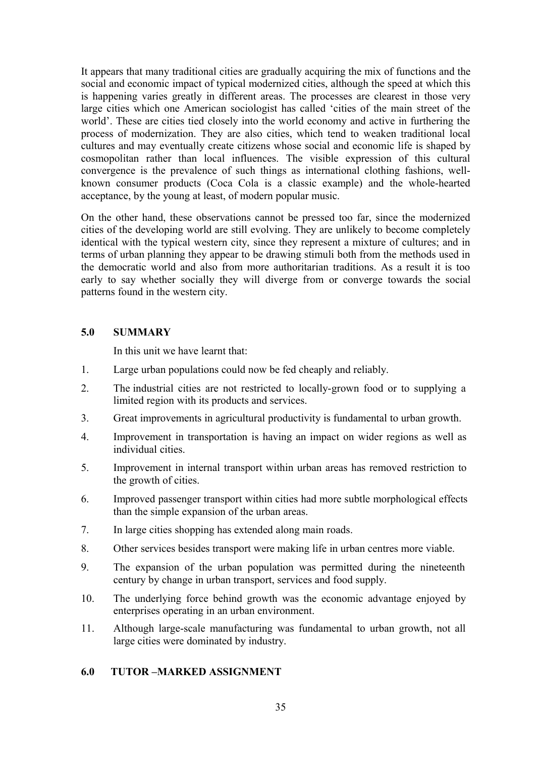It appears that many traditional cities are gradually acquiring the mix of functions and the social and economic impact of typical modernized cities, although the speed at which this is happening varies greatly in different areas. The processes are clearest in those very large cities which one American sociologist has called 'cities of the main street of the world'. These are cities tied closely into the world economy and active in furthering the process of modernization. They are also cities, which tend to weaken traditional local cultures and may eventually create citizens whose social and economic life is shaped by cosmopolitan rather than local influences. The visible expression of this cultural convergence is the prevalence of such things as international clothing fashions, well-known consumer products (Coca Cola is a classic example) and the whole-hearted acceptance, by the young at least, of modern popular music.

On the other hand, these observations cannot be pressed too far, since the modernized cities of the developing world are still evolving. They are unlikely to become completely identical with the typical western city, since they represent a mixture of cultures; and in terms of urban planning they appear to be drawing stimuli both from the methods used in the democratic world and also from more authoritarian traditions. As a result it is too early to say whether socially they will diverge from or converge towards the social patterns found in the western city.

## 5.0 SUMMARY

In this unit we have learnt that:

1. Large urban populations could now be fed cheaply and reliably.
2. The industrial cities are not restricted to locally-grown food or to supplying a limited region with its products and services.
3. Great improvements in agricultural productivity is fundamental to urban growth.
4. Improvement in transportation is having an impact on wider regions as well as individual cities.
5. Improvement in internal transport within urban areas has removed restriction to the growth of cities.
6. Improved passenger transport within cities had more subtle morphological effects than the simple expansion of the urban areas.
7. In large cities shopping has extended along main roads.
8. Other services besides transport were making life in urban centres more viable.
9. The expansion of the urban population was permitted during the nineteenth century by change in urban transport, services and food supply.
10. The underlying force behind growth was the economic advantage enjoyed by enterprises operating in an urban environment.
11. Although large-scale manufacturing was fundamental to urban growth, not all large cities were dominated by industry.

## 6.0 TUTOR –MARKED ASSIGNMENT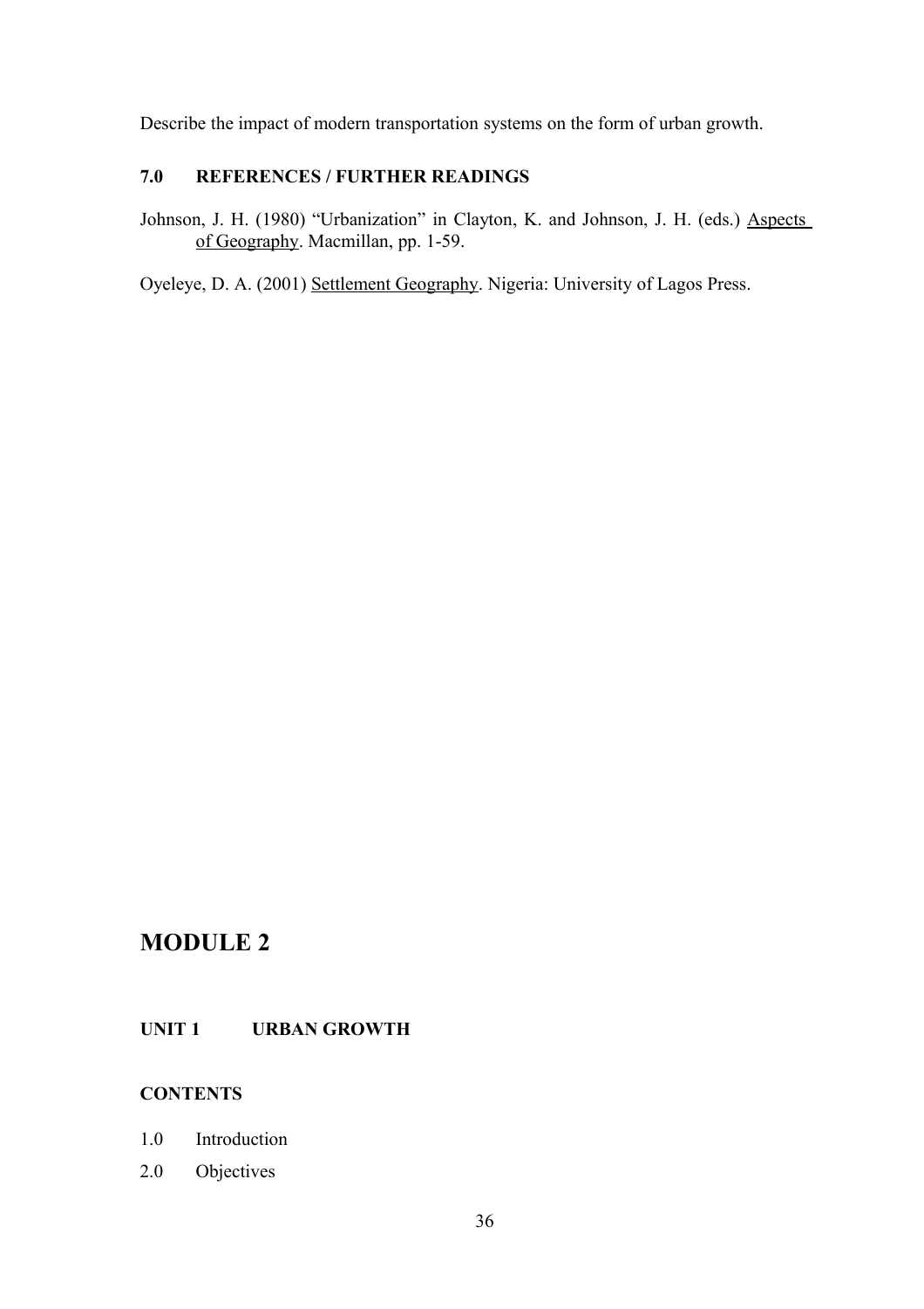Describe the impact of modern transportation systems on the form of urban growth.

### 7.0 REFERENCES / FURTHER READINGS

Johnson, J. H. (1980) "Urbanization" in Clayton, K. and Johnson, J. H. (eds.) Aspects of Geography. Macmillan, pp. 1-59.

Oyeleye, D. A. (2001) Settlement Geography. Nigeria: University of Lagos Press.

# MODULE 2

## UNIT 1 URBAN GROWTH

### CONTENTS

1.0 Introduction

2.0 Objectives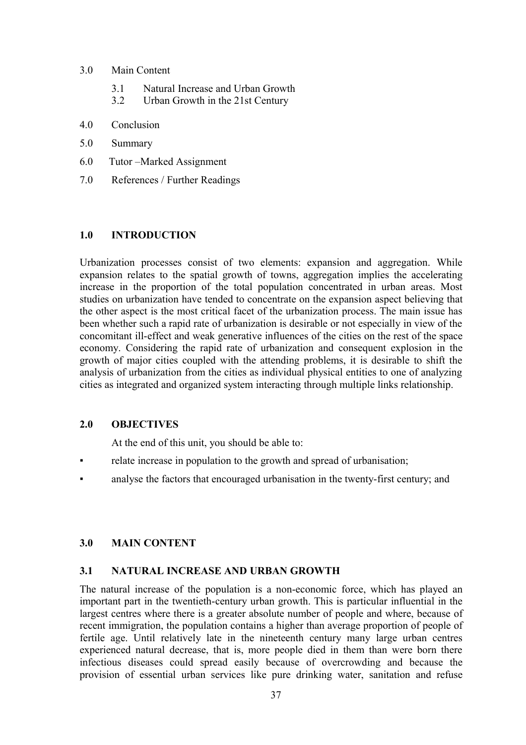3.0 Main Content

- 3.1 Natural Increase and Urban Growth
- 3.2 Urban Growth in the 21st Century

4.0 Conclusion

5.0 Summary

6.0 Tutor –Marked Assignment

7.0 References / Further Readings

## 1.0 INTRODUCTION

Urbanization processes consist of two elements: expansion and aggregation. While expansion relates to the spatial growth of towns, aggregation implies the accelerating increase in the proportion of the total population concentrated in urban areas. Most studies on urbanization have tended to concentrate on the expansion aspect believing that the other aspect is the most critical facet of the urbanization process. The main issue has been whether such a rapid rate of urbanization is desirable or not especially in view of the concomitant ill-effect and weak generative influences of the cities on the rest of the space economy. Considering the rapid rate of urbanization and consequent explosion in the growth of major cities coupled with the attending problems, it is desirable to shift the analysis of urbanization from the cities as individual physical entities to one of analyzing cities as integrated and organized system interacting through multiple links relationship.

## 2.0 OBJECTIVES

At the end of this unit, you should be able to:

- relate increase in population to the growth and spread of urbanisation;
- analyse the factors that encouraged urbanisation in the twenty-first century; and

## 3.0 MAIN CONTENT

### 3.1 NATURAL INCREASE AND URBAN GROWTH

The natural increase of the population is a non-economic force, which has played an important part in the twentieth-century urban growth. This is particular influential in the largest centres where there is a greater absolute number of people and where, because of recent immigration, the population contains a higher than average proportion of people of fertile age. Until relatively late in the nineteenth century many large urban centres experienced natural decrease, that is, more people died in them than were born there infectious diseases could spread easily because of overcrowding and because the provision of essential urban services like pure drinking water, sanitation and refuse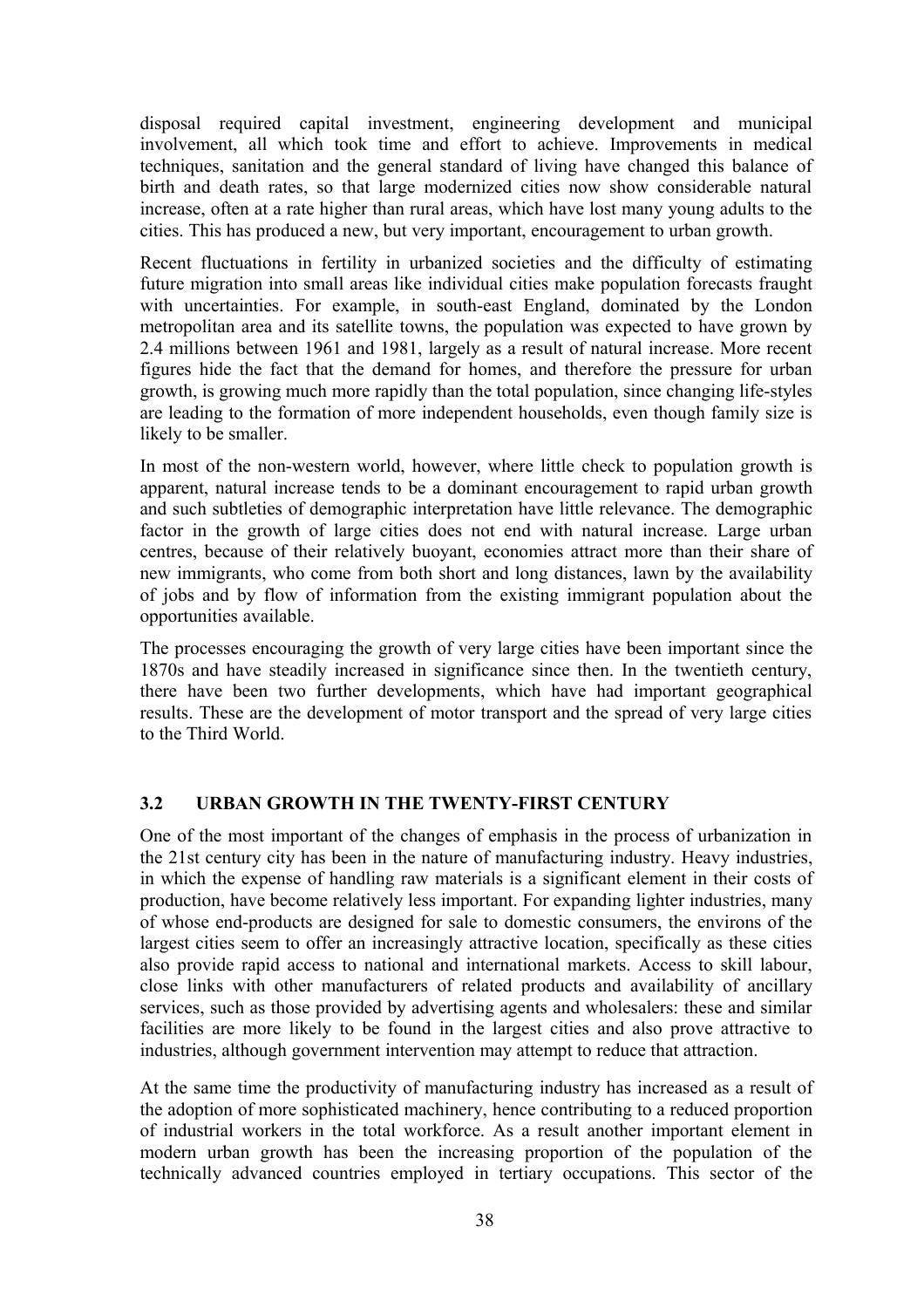disposal required capital investment, engineering development and municipal involvement, all which took time and effort to achieve. Improvements in medical techniques, sanitation and the general standard of living have changed this balance of birth and death rates, so that large modernized cities now show considerable natural increase, often at a rate higher than rural areas, which have lost many young adults to the cities. This has produced a new, but very important, encouragement to urban growth.

Recent fluctuations in fertility in urbanized societies and the difficulty of estimating future migration into small areas like individual cities make population forecasts fraught with uncertainties. For example, in south-east England, dominated by the London metropolitan area and its satellite towns, the population was expected to have grown by 2.4 millions between 1961 and 1981, largely as a result of natural increase. More recent figures hide the fact that the demand for homes, and therefore the pressure for urban growth, is growing much more rapidly than the total population, since changing life-styles are leading to the formation of more independent households, even though family size is likely to be smaller.

In most of the non-western world, however, where little check to population growth is apparent, natural increase tends to be a dominant encouragement to rapid urban growth and such subtleties of demographic interpretation have little relevance. The demographic factor in the growth of large cities does not end with natural increase. Large urban centres, because of their relatively buoyant, economies attract more than their share of new immigrants, who come from both short and long distances, lawn by the availability of jobs and by flow of information from the existing immigrant population about the opportunities available.

The processes encouraging the growth of very large cities have been important since the 1870s and have steadily increased in significance since then. In the twentieth century, there have been two further developments, which have had important geographical results. These are the development of motor transport and the spread of very large cities to the Third World.

### 3.2 URBAN GROWTH IN THE TWENTY-FIRST CENTURY

One of the most important of the changes of emphasis in the process of urbanization in the 21st century city has been in the nature of manufacturing industry. Heavy industries, in which the expense of handling raw materials is a significant element in their costs of production, have become relatively less important. For expanding lighter industries, many of whose end-products are designed for sale to domestic consumers, the environs of the largest cities seem to offer an increasingly attractive location, specifically as these cities also provide rapid access to national and international markets. Access to skill labour, close links with other manufacturers of related products and availability of ancillary services, such as those provided by advertising agents and wholesalers: these and similar facilities are more likely to be found in the largest cities and also prove attractive to industries, although government intervention may attempt to reduce that attraction.

At the same time the productivity of manufacturing industry has increased as a result of the adoption of more sophisticated machinery, hence contributing to a reduced proportion of industrial workers in the total workforce. As a result another important element in modern urban growth has been the increasing proportion of the population of the technically advanced countries employed in tertiary occupations. This sector of the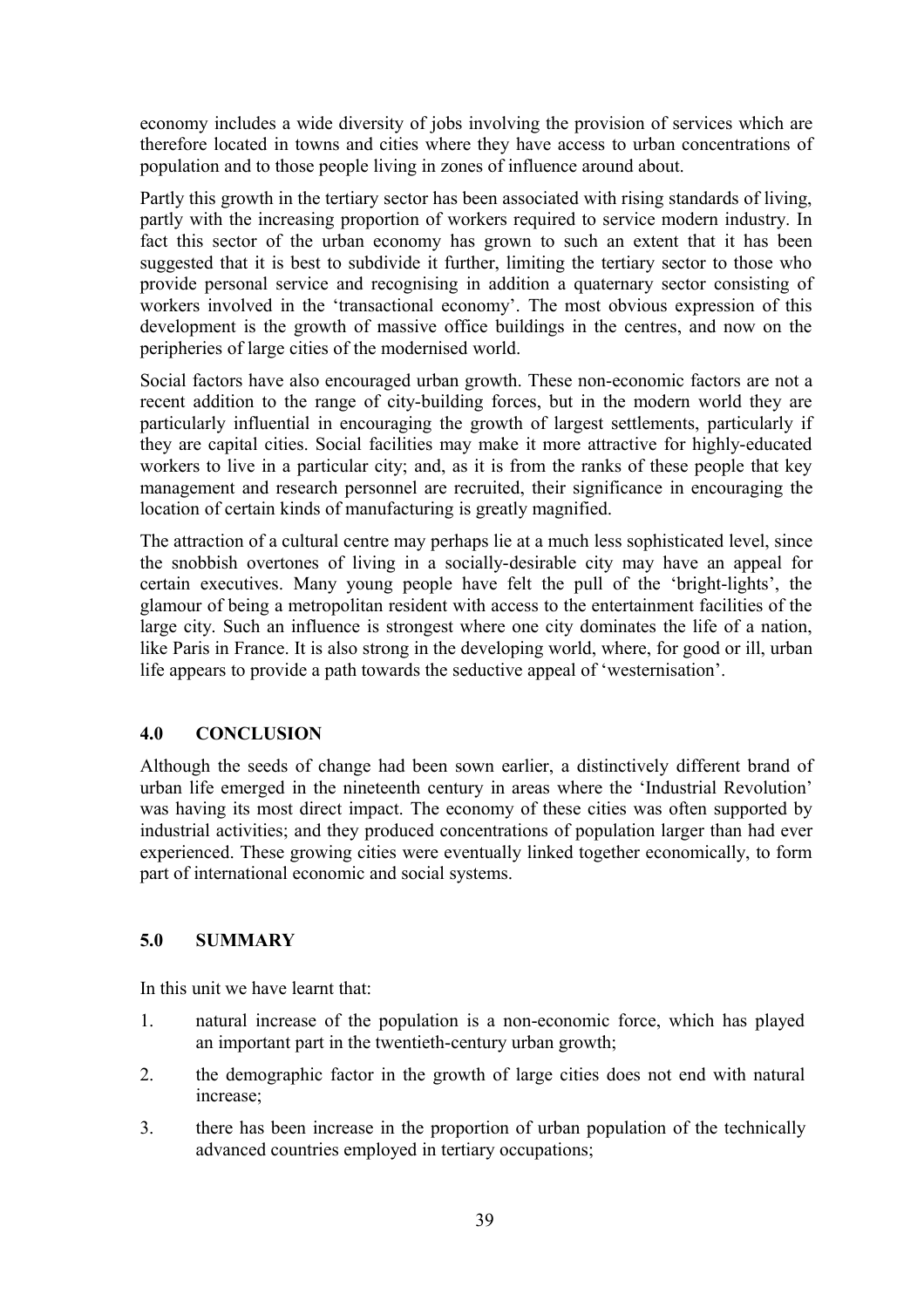economy includes a wide diversity of jobs involving the provision of services which are therefore located in towns and cities where they have access to urban concentrations of population and to those people living in zones of influence around about.

Partly this growth in the tertiary sector has been associated with rising standards of living, partly with the increasing proportion of workers required to service modern industry. In fact this sector of the urban economy has grown to such an extent that it has been suggested that it is best to subdivide it further, limiting the tertiary sector to those who provide personal service and recognising in addition a quaternary sector consisting of workers involved in the 'transactional economy'. The most obvious expression of this development is the growth of massive office buildings in the centres, and now on the peripheries of large cities of the modernised world.

Social factors have also encouraged urban growth. These non-economic factors are not a recent addition to the range of city-building forces, but in the modern world they are particularly influential in encouraging the growth of largest settlements, particularly if they are capital cities. Social facilities may make it more attractive for highly-educated workers to live in a particular city; and, as it is from the ranks of these people that key management and research personnel are recruited, their significance in encouraging the location of certain kinds of manufacturing is greatly magnified.

The attraction of a cultural centre may perhaps lie at a much less sophisticated level, since the snobbish overtones of living in a socially-desirable city may have an appeal for certain executives. Many young people have felt the pull of the 'bright-lights', the glamour of being a metropolitan resident with access to the entertainment facilities of the large city. Such an influence is strongest where one city dominates the life of a nation, like Paris in France. It is also strong in the developing world, where, for good or ill, urban life appears to provide a path towards the seductive appeal of 'westernisation'.

## 4.0 CONCLUSION

Although the seeds of change had been sown earlier, a distinctively different brand of urban life emerged in the nineteenth century in areas where the 'Industrial Revolution' was having its most direct impact. The economy of these cities was often supported by industrial activities; and they produced concentrations of population larger than had ever experienced. These growing cities were eventually linked together economically, to form part of international economic and social systems.

## 5.0 SUMMARY

In this unit we have learnt that:

1. natural increase of the population is a non-economic force, which has played an important part in the twentieth-century urban growth;
2. the demographic factor in the growth of large cities does not end with natural increase;
3. there has been increase in the proportion of urban population of the technically advanced countries employed in tertiary occupations;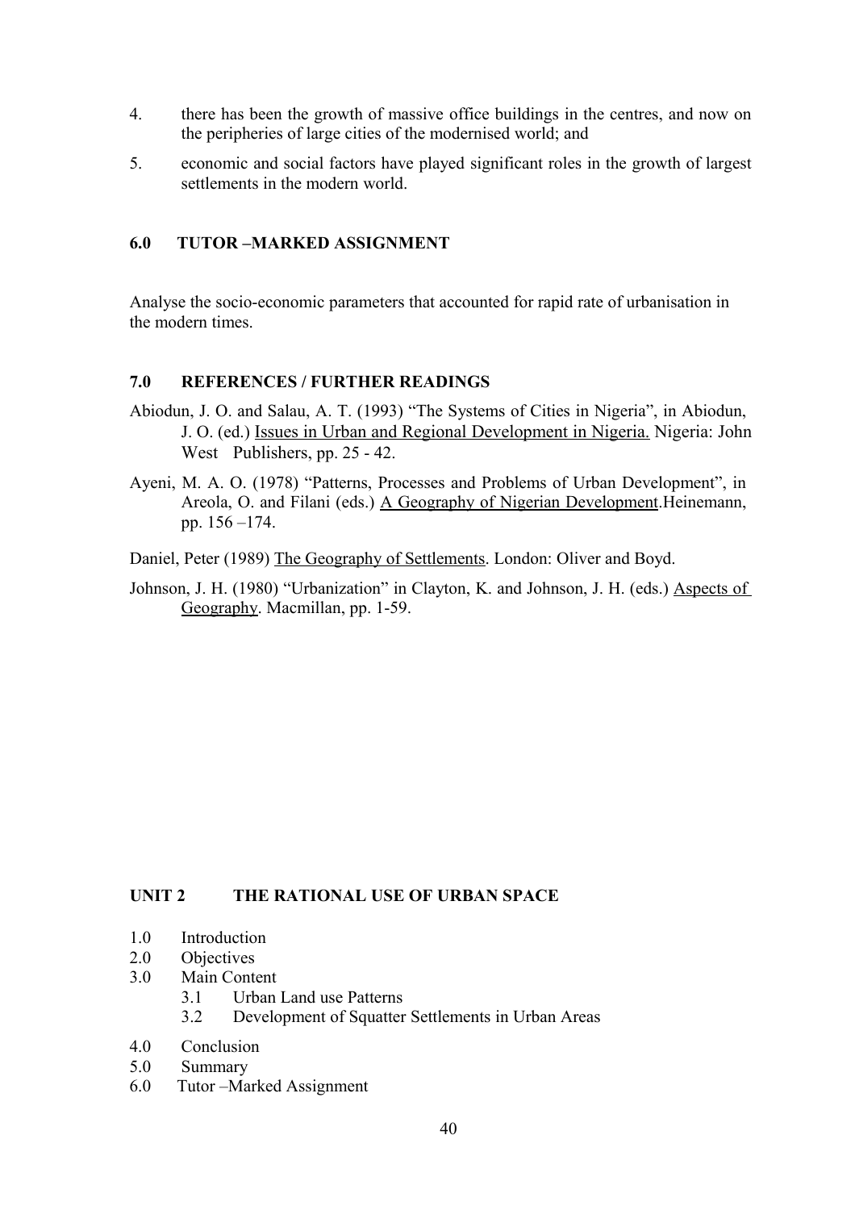4. there has been the growth of massive office buildings in the centres, and now on the peripheries of large cities of the modernised world; and

5. economic and social factors have played significant roles in the growth of largest settlements in the modern world.

## 6.0 TUTOR –MARKED ASSIGNMENT

Analyse the socio-economic parameters that accounted for rapid rate of urbanisation in the modern times.

## 7.0 REFERENCES / FURTHER READINGS

Abiodun, J. O. and Salau, A. T. (1993) "The Systems of Cities in Nigeria", in Abiodun, J. O. (ed.) Issues in Urban and Regional Development in Nigeria. Nigeria: John West Publishers, pp. 25 - 42.

Ayeni, M. A. O. (1978) "Patterns, Processes and Problems of Urban Development", in Areola, O. and Filani (eds.) A Geography of Nigerian Development.Heinemann, pp. 156 –174.

Daniel, Peter (1989) The Geography of Settlements. London: Oliver and Boyd.

Johnson, J. H. (1980) "Urbanization" in Clayton, K. and Johnson, J. H. (eds.) Aspects of Geography. Macmillan, pp. 1-59.

# UNIT 2 THE RATIONAL USE OF URBAN SPACE

- 1.0 Introduction
- 2.0 Objectives
- 3.0 Main Content
  - 3.1 Urban Land use Patterns
  - 3.2 Development of Squatter Settlements in Urban Areas
- 4.0 Conclusion
- 5.0 Summary
- 6.0 Tutor –Marked Assignment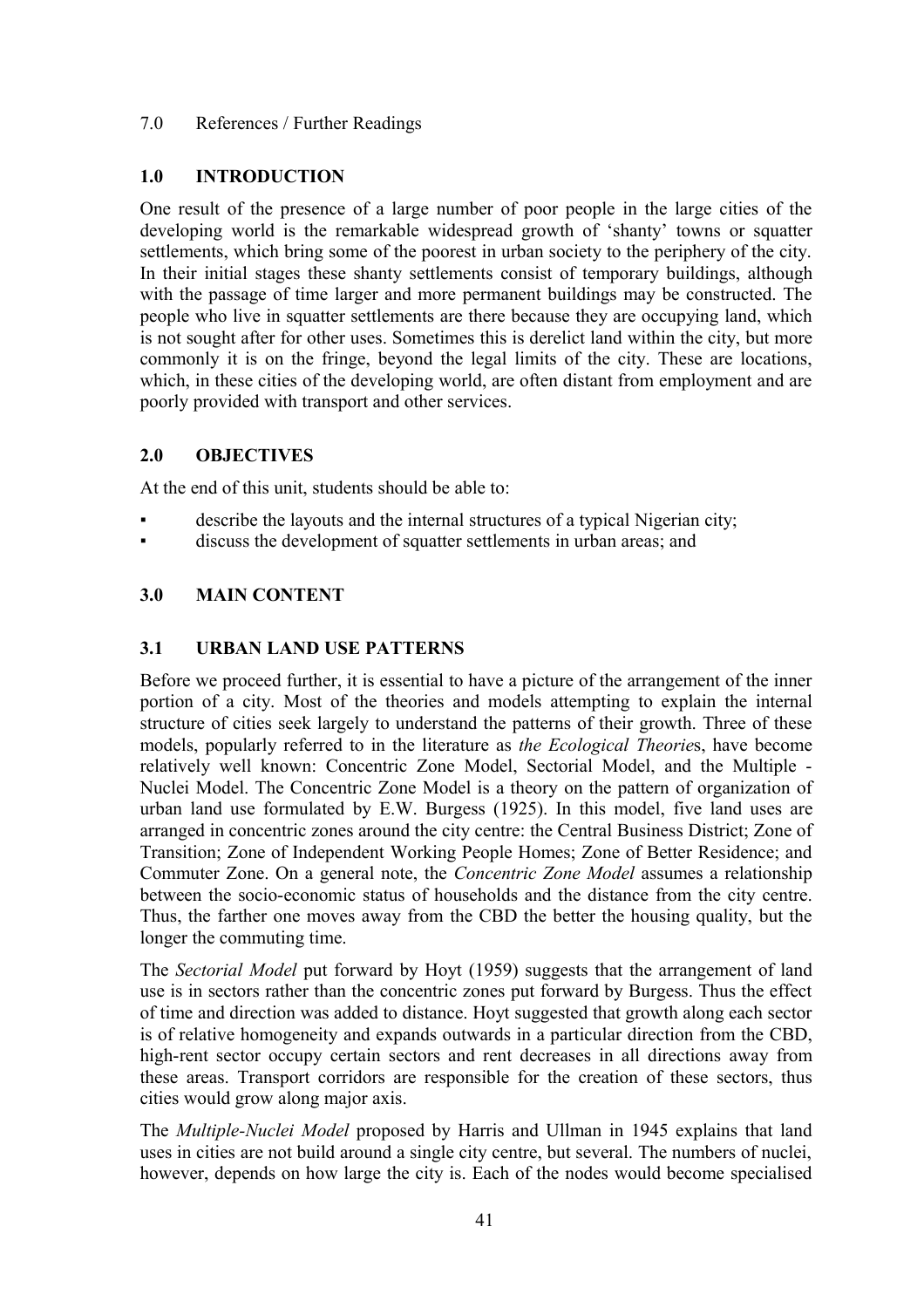7.0 References / Further Readings

## 1.0 INTRODUCTION

One result of the presence of a large number of poor people in the large cities of the developing world is the remarkable widespread growth of 'shanty' towns or squatter settlements, which bring some of the poorest in urban society to the periphery of the city. In their initial stages these shanty settlements consist of temporary buildings, although with the passage of time larger and more permanent buildings may be constructed. The people who live in squatter settlements are there because they are occupying land, which is not sought after for other uses. Sometimes this is derelict land within the city, but more commonly it is on the fringe, beyond the legal limits of the city. These are locations, which, in these cities of the developing world, are often distant from employment and are poorly provided with transport and other services.

## 2.0 OBJECTIVES

At the end of this unit, students should be able to:

- describe the layouts and the internal structures of a typical Nigerian city;
- discuss the development of squatter settlements in urban areas; and

## 3.0 MAIN CONTENT

### 3.1 URBAN LAND USE PATTERNS

Before we proceed further, it is essential to have a picture of the arrangement of the inner portion of a city. Most of the theories and models attempting to explain the internal structure of cities seek largely to understand the patterns of their growth. Three of these models, popularly referred to in the literature as *the Ecological Theorie*s, have become relatively well known: Concentric Zone Model, Sectorial Model, and the Multiple - Nuclei Model. The Concentric Zone Model is a theory on the pattern of organization of urban land use formulated by E.W. Burgess (1925). In this model, five land uses are arranged in concentric zones around the city centre: the Central Business District; Zone of Transition; Zone of Independent Working People Homes; Zone of Better Residence; and Commuter Zone. On a general note, the *Concentric Zone Model* assumes a relationship between the socio-economic status of households and the distance from the city centre. Thus, the farther one moves away from the CBD the better the housing quality, but the longer the commuting time.

The *Sectorial Model* put forward by Hoyt (1959) suggests that the arrangement of land use is in sectors rather than the concentric zones put forward by Burgess. Thus the effect of time and direction was added to distance. Hoyt suggested that growth along each sector is of relative homogeneity and expands outwards in a particular direction from the CBD, high-rent sector occupy certain sectors and rent decreases in all directions away from these areas. Transport corridors are responsible for the creation of these sectors, thus cities would grow along major axis.

The *Multiple-Nuclei Model* proposed by Harris and Ullman in 1945 explains that land uses in cities are not build around a single city centre, but several. The numbers of nuclei, however, depends on how large the city is. Each of the nodes would become specialised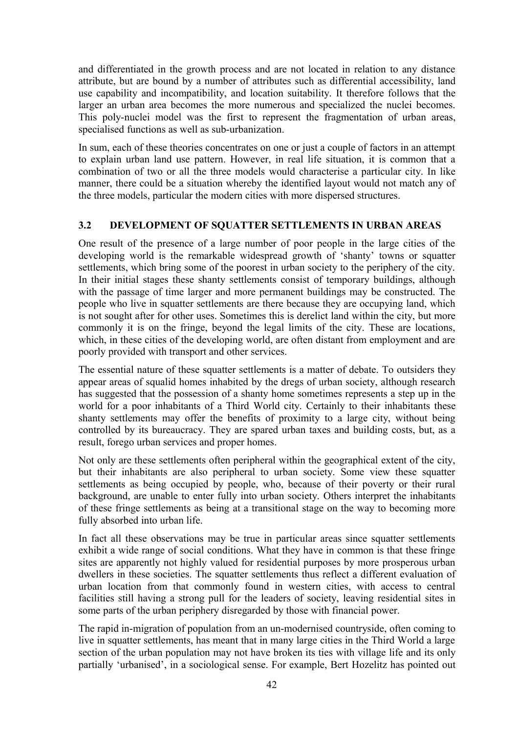and differentiated in the growth process and are not located in relation to any distance attribute, but are bound by a number of attributes such as differential accessibility, land use capability and incompatibility, and location suitability. It therefore follows that the larger an urban area becomes the more numerous and specialized the nuclei becomes. This poly-nuclei model was the first to represent the fragmentation of urban areas, specialised functions as well as sub-urbanization.

In sum, each of these theories concentrates on one or just a couple of factors in an attempt to explain urban land use pattern. However, in real life situation, it is common that a combination of two or all the three models would characterise a particular city. In like manner, there could be a situation whereby the identified layout would not match any of the three models, particular the modern cities with more dispersed structures.

### 3.2 DEVELOPMENT OF SQUATTER SETTLEMENTS IN URBAN AREAS

One result of the presence of a large number of poor people in the large cities of the developing world is the remarkable widespread growth of 'shanty' towns or squatter settlements, which bring some of the poorest in urban society to the periphery of the city. In their initial stages these shanty settlements consist of temporary buildings, although with the passage of time larger and more permanent buildings may be constructed. The people who live in squatter settlements are there because they are occupying land, which is not sought after for other uses. Sometimes this is derelict land within the city, but more commonly it is on the fringe, beyond the legal limits of the city. These are locations, which, in these cities of the developing world, are often distant from employment and are poorly provided with transport and other services.

The essential nature of these squatter settlements is a matter of debate. To outsiders they appear areas of squalid homes inhabited by the dregs of urban society, although research has suggested that the possession of a shanty home sometimes represents a step up in the world for a poor inhabitants of a Third World city. Certainly to their inhabitants these shanty settlements may offer the benefits of proximity to a large city, without being controlled by its bureaucracy. They are spared urban taxes and building costs, but, as a result, forego urban services and proper homes.

Not only are these settlements often peripheral within the geographical extent of the city, but their inhabitants are also peripheral to urban society. Some view these squatter settlements as being occupied by people, who, because of their poverty or their rural background, are unable to enter fully into urban society. Others interpret the inhabitants of these fringe settlements as being at a transitional stage on the way to becoming more fully absorbed into urban life.

In fact all these observations may be true in particular areas since squatter settlements exhibit a wide range of social conditions. What they have in common is that these fringe sites are apparently not highly valued for residential purposes by more prosperous urban dwellers in these societies. The squatter settlements thus reflect a different evaluation of urban location from that commonly found in western cities, with access to central facilities still having a strong pull for the leaders of society, leaving residential sites in some parts of the urban periphery disregarded by those with financial power.

The rapid in-migration of population from an un-modernised countryside, often coming to live in squatter settlements, has meant that in many large cities in the Third World a large section of the urban population may not have broken its ties with village life and its only partially 'urbanised', in a sociological sense. For example, Bert Hozelitz has pointed out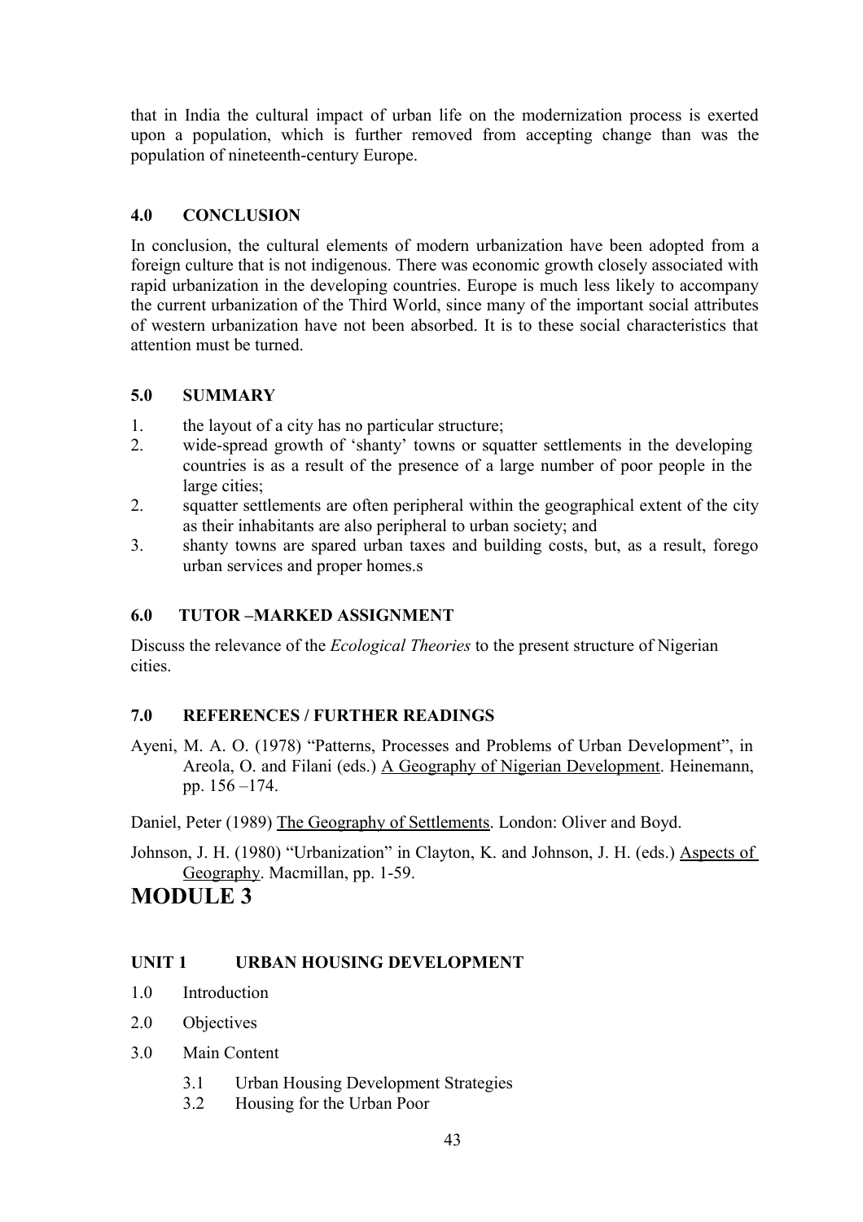that in India the cultural impact of urban life on the modernization process is exerted upon a population, which is further removed from accepting change than was the population of nineteenth-century Europe.

## 4.0 CONCLUSION

In conclusion, the cultural elements of modern urbanization have been adopted from a foreign culture that is not indigenous. There was economic growth closely associated with rapid urbanization in the developing countries. Europe is much less likely to accompany the current urbanization of the Third World, since many of the important social attributes of western urbanization have not been absorbed. It is to these social characteristics that attention must be turned.

## 5.0 SUMMARY

1. the layout of a city has no particular structure;
2. wide-spread growth of 'shanty' towns or squatter settlements in the developing countries is as a result of the presence of a large number of poor people in the large cities;
2. squatter settlements are often peripheral within the geographical extent of the city as their inhabitants are also peripheral to urban society; and
3. shanty towns are spared urban taxes and building costs, but, as a result, forego urban services and proper homes.s

## 6.0 TUTOR –MARKED ASSIGNMENT

Discuss the relevance of the *Ecological Theories* to the present structure of Nigerian cities.

## 7.0 REFERENCES / FURTHER READINGS

Ayeni, M. A. O. (1978) "Patterns, Processes and Problems of Urban Development", in Areola, O. and Filani (eds.) A Geography of Nigerian Development. Heinemann, pp. 156 –174.

Daniel, Peter (1989) The Geography of Settlements. London: Oliver and Boyd.

Johnson, J. H. (1980) "Urbanization" in Clayton, K. and Johnson, J. H. (eds.) Aspects of Geography. Macmillan, pp. 1-59.

# MODULE 3

## UNIT 1 URBAN HOUSING DEVELOPMENT

1.0 Introduction

2.0 Objectives

3.0 Main Content

- 3.1 Urban Housing Development Strategies
- 3.2 Housing for the Urban Poor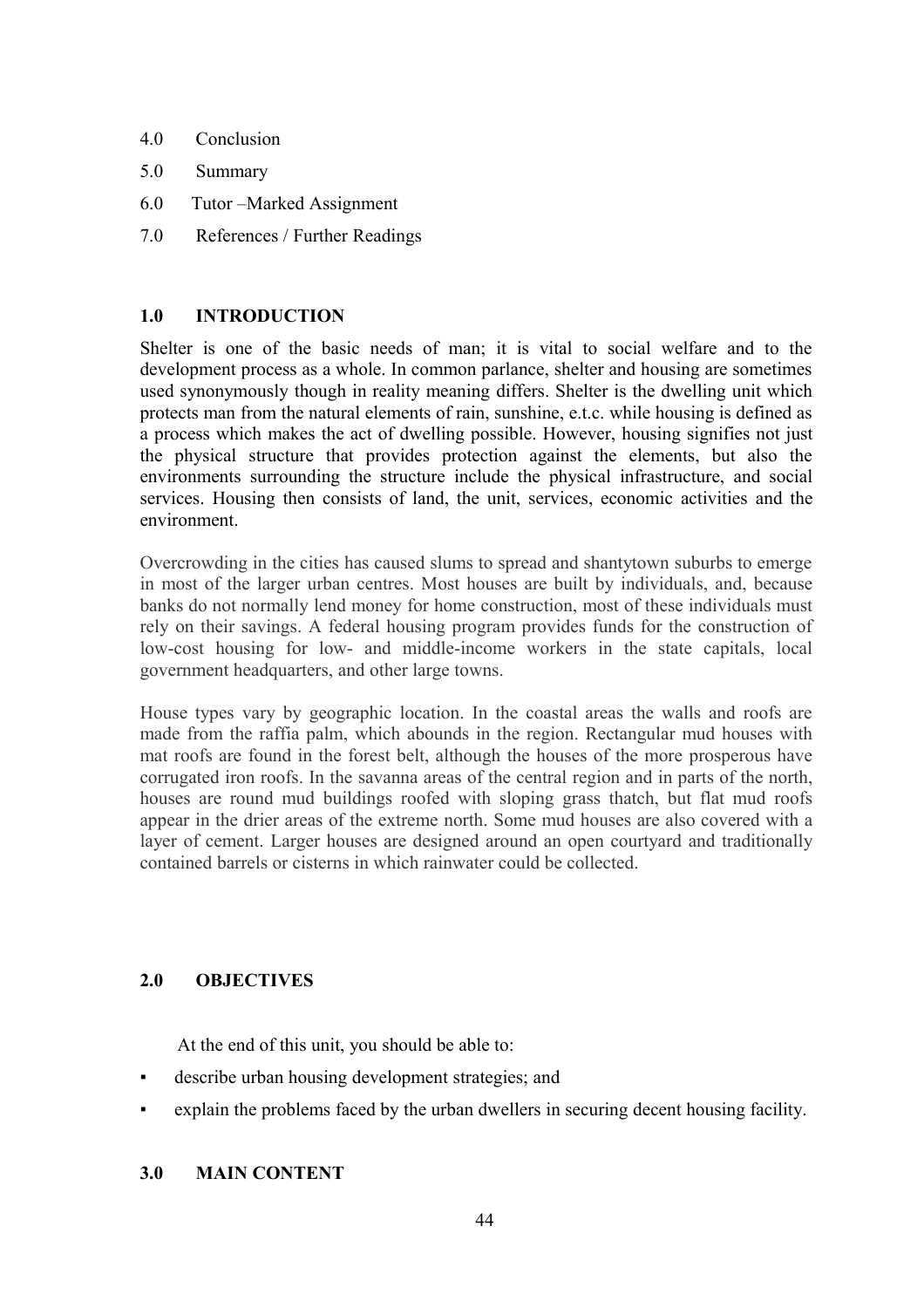4.0 Conclusion

5.0 Summary

6.0 Tutor –Marked Assignment

7.0 References / Further Readings

## 1.0 INTRODUCTION

Shelter is one of the basic needs of man; it is vital to social welfare and to the development process as a whole. In common parlance, shelter and housing are sometimes used synonymously though in reality meaning differs. Shelter is the dwelling unit which protects man from the natural elements of rain, sunshine, e.t.c. while housing is defined as a process which makes the act of dwelling possible. However, housing signifies not just the physical structure that provides protection against the elements, but also the environments surrounding the structure include the physical infrastructure, and social services. Housing then consists of land, the unit, services, economic activities and the environment.

Overcrowding in the cities has caused slums to spread and shantytown suburbs to emerge in most of the larger urban centres. Most houses are built by individuals, and, because banks do not normally lend money for home construction, most of these individuals must rely on their savings. A federal housing program provides funds for the construction of low-cost housing for low- and middle-income workers in the state capitals, local government headquarters, and other large towns.

House types vary by geographic location. In the coastal areas the walls and roofs are made from the raffia palm, which abounds in the region. Rectangular mud houses with mat roofs are found in the forest belt, although the houses of the more prosperous have corrugated iron roofs. In the savanna areas of the central region and in parts of the north, houses are round mud buildings roofed with sloping grass thatch, but flat mud roofs appear in the drier areas of the extreme north. Some mud houses are also covered with a layer of cement. Larger houses are designed around an open courtyard and traditionally contained barrels or cisterns in which rainwater could be collected.

## 2.0 OBJECTIVES

At the end of this unit, you should be able to:

- describe urban housing development strategies; and
- explain the problems faced by the urban dwellers in securing decent housing facility.

## 3.0 MAIN CONTENT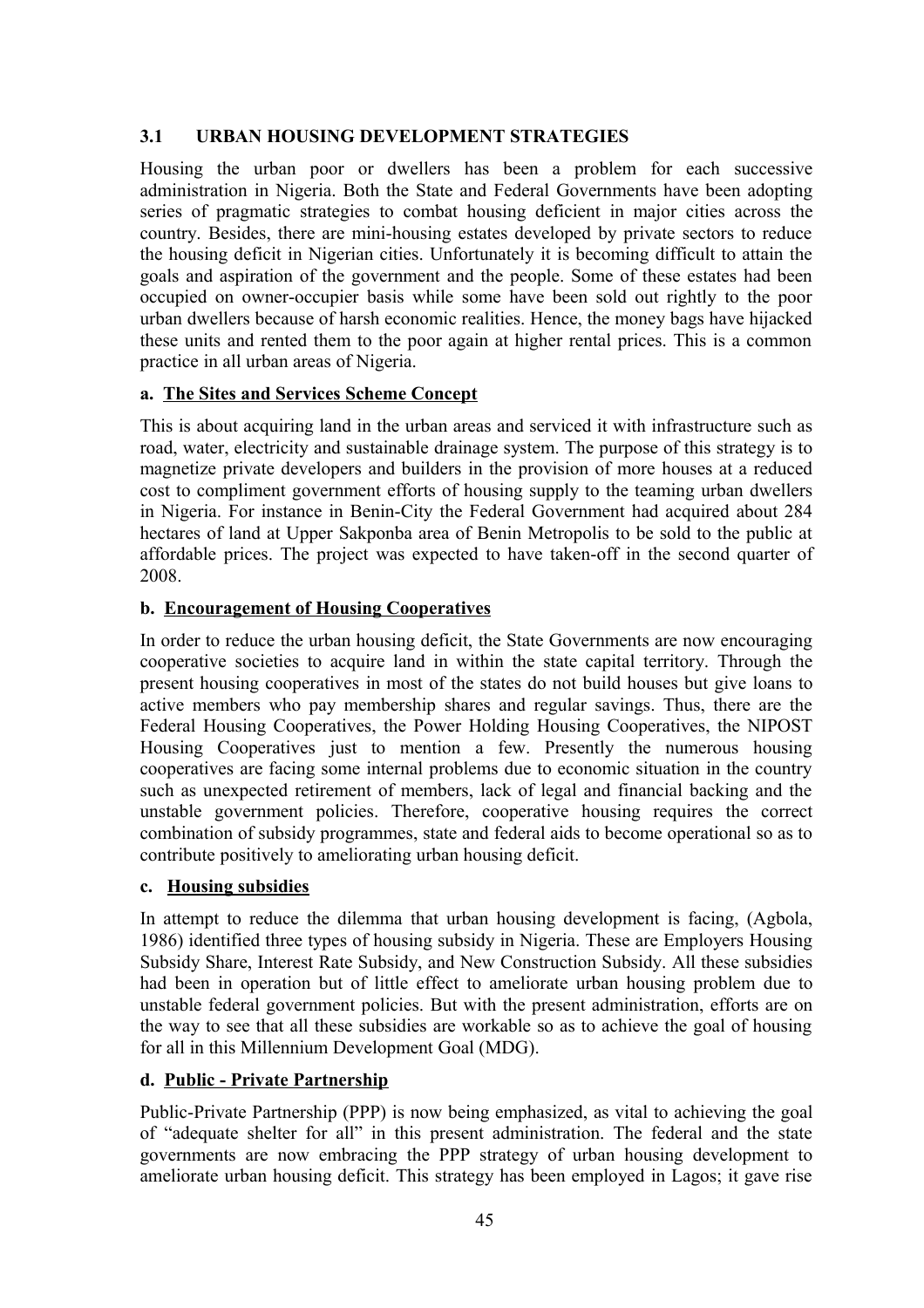## 3.1 URBAN HOUSING DEVELOPMENT STRATEGIES

Housing the urban poor or dwellers has been a problem for each successive administration in Nigeria. Both the State and Federal Governments have been adopting series of pragmatic strategies to combat housing deficient in major cities across the country. Besides, there are mini-housing estates developed by private sectors to reduce the housing deficit in Nigerian cities. Unfortunately it is becoming difficult to attain the goals and aspiration of the government and the people. Some of these estates had been occupied on owner-occupier basis while some have been sold out rightly to the poor urban dwellers because of harsh economic realities. Hence, the money bags have hijacked these units and rented them to the poor again at higher rental prices. This is a common practice in all urban areas of Nigeria.

**a. The Sites and Services Scheme Concept**

This is about acquiring land in the urban areas and serviced it with infrastructure such as road, water, electricity and sustainable drainage system. The purpose of this strategy is to magnetize private developers and builders in the provision of more houses at a reduced cost to compliment government efforts of housing supply to the teaming urban dwellers in Nigeria. For instance in Benin-City the Federal Government had acquired about 284 hectares of land at Upper Sakponba area of Benin Metropolis to be sold to the public at affordable prices. The project was expected to have taken-off in the second quarter of 2008.

**b. Encouragement of Housing Cooperatives**

In order to reduce the urban housing deficit, the State Governments are now encouraging cooperative societies to acquire land in within the state capital territory. Through the present housing cooperatives in most of the states do not build houses but give loans to active members who pay membership shares and regular savings. Thus, there are the Federal Housing Cooperatives, the Power Holding Housing Cooperatives, the NIPOST Housing Cooperatives just to mention a few. Presently the numerous housing cooperatives are facing some internal problems due to economic situation in the country such as unexpected retirement of members, lack of legal and financial backing and the unstable government policies. Therefore, cooperative housing requires the correct combination of subsidy programmes, state and federal aids to become operational so as to contribute positively to ameliorating urban housing deficit.

**c. Housing subsidies**

In attempt to reduce the dilemma that urban housing development is facing, (Agbola, 1986) identified three types of housing subsidy in Nigeria. These are Employers Housing Subsidy Share, Interest Rate Subsidy, and New Construction Subsidy. All these subsidies had been in operation but of little effect to ameliorate urban housing problem due to unstable federal government policies. But with the present administration, efforts are on the way to see that all these subsidies are workable so as to achieve the goal of housing for all in this Millennium Development Goal (MDG).

**d. Public - Private Partnership**

Public-Private Partnership (PPP) is now being emphasized, as vital to achieving the goal of "adequate shelter for all" in this present administration. The federal and the state governments are now embracing the PPP strategy of urban housing development to ameliorate urban housing deficit. This strategy has been employed in Lagos; it gave rise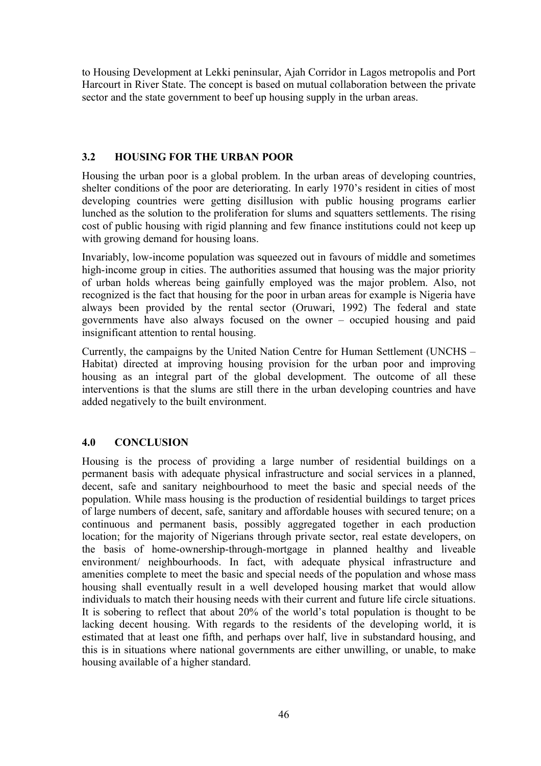to Housing Development at Lekki peninsular, Ajah Corridor in Lagos metropolis and Port Harcourt in River State. The concept is based on mutual collaboration between the private sector and the state government to beef up housing supply in the urban areas.

## 3.2 HOUSING FOR THE URBAN POOR

Housing the urban poor is a global problem. In the urban areas of developing countries, shelter conditions of the poor are deteriorating. In early 1970's resident in cities of most developing countries were getting disillusion with public housing programs earlier lunched as the solution to the proliferation for slums and squatters settlements. The rising cost of public housing with rigid planning and few finance institutions could not keep up with growing demand for housing loans.

Invariably, low-income population was squeezed out in favours of middle and sometimes high-income group in cities. The authorities assumed that housing was the major priority of urban holds whereas being gainfully employed was the major problem. Also, not recognized is the fact that housing for the poor in urban areas for example is Nigeria have always been provided by the rental sector (Oruwari, 1992) The federal and state governments have also always focused on the owner – occupied housing and paid insignificant attention to rental housing.

Currently, the campaigns by the United Nation Centre for Human Settlement (UNCHS – Habitat) directed at improving housing provision for the urban poor and improving housing as an integral part of the global development. The outcome of all these interventions is that the slums are still there in the urban developing countries and have added negatively to the built environment.

## 4.0 CONCLUSION

Housing is the process of providing a large number of residential buildings on a permanent basis with adequate physical infrastructure and social services in a planned, decent, safe and sanitary neighbourhood to meet the basic and special needs of the population. While mass housing is the production of residential buildings to target prices of large numbers of decent, safe, sanitary and affordable houses with secured tenure; on a continuous and permanent basis, possibly aggregated together in each production location; for the majority of Nigerians through private sector, real estate developers, on the basis of home-ownership-through-mortgage in planned healthy and liveable environment/ neighbourhoods. In fact, with adequate physical infrastructure and amenities complete to meet the basic and special needs of the population and whose mass housing shall eventually result in a well developed housing market that would allow individuals to match their housing needs with their current and future life circle situations. It is sobering to reflect that about 20% of the world's total population is thought to be lacking decent housing. With regards to the residents of the developing world, it is estimated that at least one fifth, and perhaps over half, live in substandard housing, and this is in situations where national governments are either unwilling, or unable, to make housing available of a higher standard.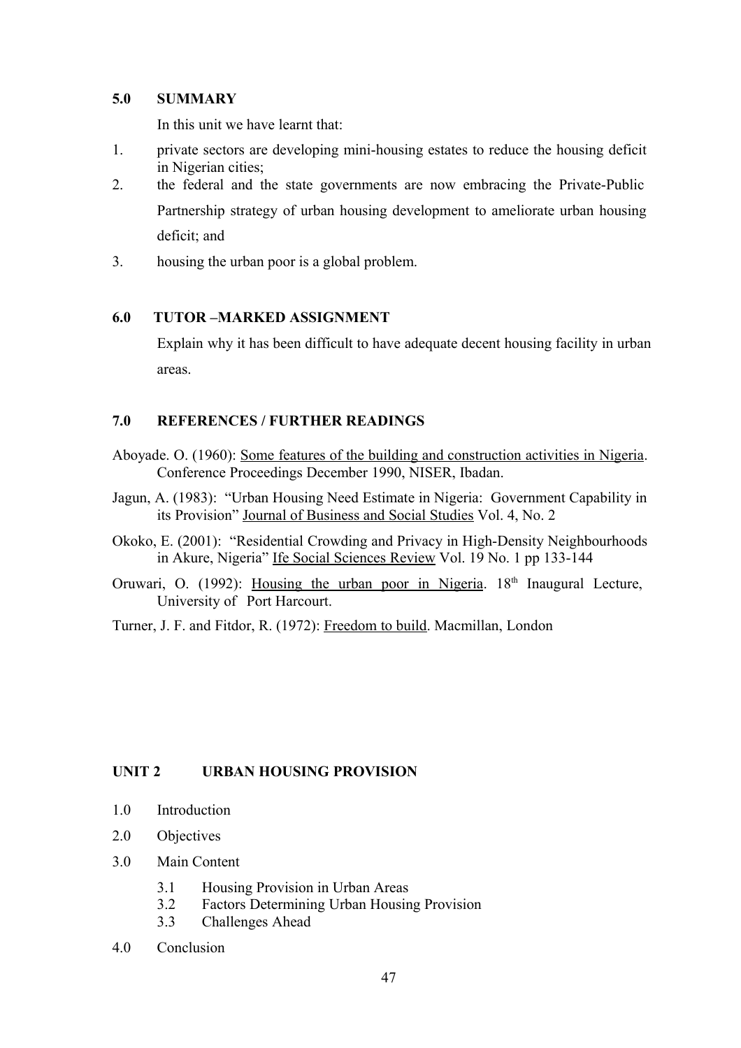## 5.0 SUMMARY

In this unit we have learnt that:

1. private sectors are developing mini-housing estates to reduce the housing deficit in Nigerian cities;
2. the federal and the state governments are now embracing the Private-Public Partnership strategy of urban housing development to ameliorate urban housing deficit; and
3. housing the urban poor is a global problem.

## 6.0 TUTOR –MARKED ASSIGNMENT

Explain why it has been difficult to have adequate decent housing facility in urban areas.

## 7.0 REFERENCES / FURTHER READINGS

Aboyade. O. (1960): Some features of the building and construction activities in Nigeria. Conference Proceedings December 1990, NISER, Ibadan.

Jagun, A. (1983): "Urban Housing Need Estimate in Nigeria: Government Capability in its Provision" Journal of Business and Social Studies Vol. 4, No. 2

Okoko, E. (2001): "Residential Crowding and Privacy in High-Density Neighbourhoods in Akure, Nigeria" Ife Social Sciences Review Vol. 19 No. 1 pp 133-144

Oruwari, O. (1992): Housing the urban poor in Nigeria. 18th Inaugural Lecture, University of Port Harcourt.

Turner, J. F. and Fitdor, R. (1972): Freedom to build. Macmillan, London

# UNIT 2 URBAN HOUSING PROVISION

1.0 Introduction

2.0 Objectives

3.0 Main Content

- 3.1 Housing Provision in Urban Areas
- 3.2 Factors Determining Urban Housing Provision
- 3.3 Challenges Ahead

4.0 Conclusion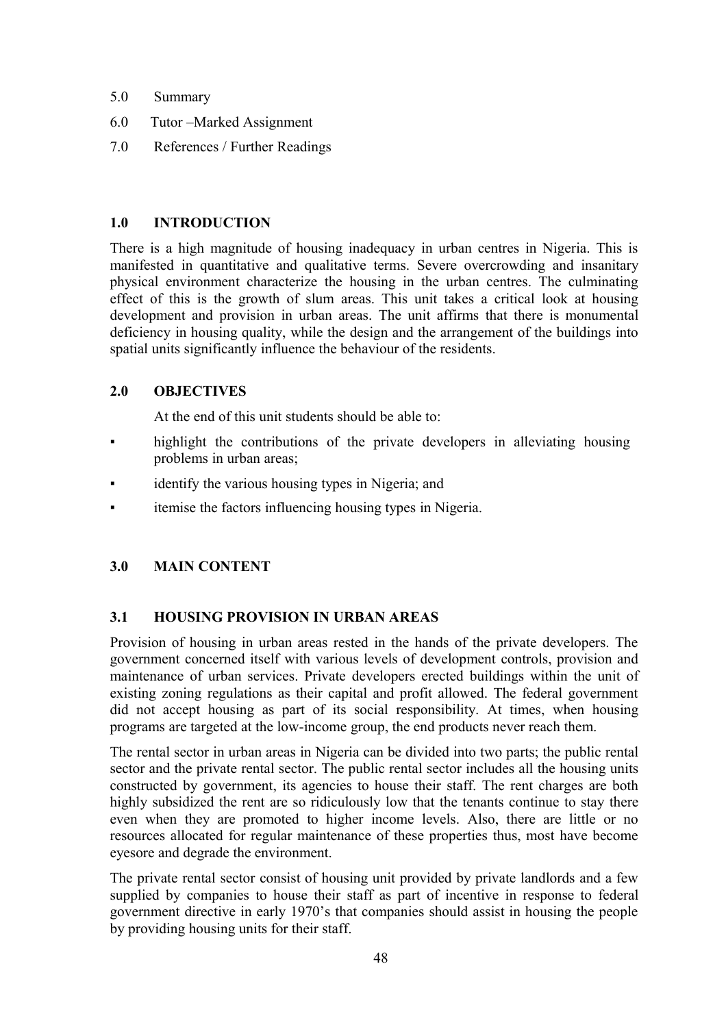5.0 Summary

6.0 Tutor –Marked Assignment

7.0 References / Further Readings

## 1.0 INTRODUCTION

There is a high magnitude of housing inadequacy in urban centres in Nigeria. This is manifested in quantitative and qualitative terms. Severe overcrowding and insanitary physical environment characterize the housing in the urban centres. The culminating effect of this is the growth of slum areas. This unit takes a critical look at housing development and provision in urban areas. The unit affirms that there is monumental deficiency in housing quality, while the design and the arrangement of the buildings into spatial units significantly influence the behaviour of the residents.

## 2.0 OBJECTIVES

At the end of this unit students should be able to:

- highlight the contributions of the private developers in alleviating housing problems in urban areas;
- identify the various housing types in Nigeria; and
- itemise the factors influencing housing types in Nigeria.

## 3.0 MAIN CONTENT

### 3.1 HOUSING PROVISION IN URBAN AREAS

Provision of housing in urban areas rested in the hands of the private developers. The government concerned itself with various levels of development controls, provision and maintenance of urban services. Private developers erected buildings within the unit of existing zoning regulations as their capital and profit allowed. The federal government did not accept housing as part of its social responsibility. At times, when housing programs are targeted at the low-income group, the end products never reach them.

The rental sector in urban areas in Nigeria can be divided into two parts; the public rental sector and the private rental sector. The public rental sector includes all the housing units constructed by government, its agencies to house their staff. The rent charges are both highly subsidized the rent are so ridiculously low that the tenants continue to stay there even when they are promoted to higher income levels. Also, there are little or no resources allocated for regular maintenance of these properties thus, most have become eyesore and degrade the environment.

The private rental sector consist of housing unit provided by private landlords and a few supplied by companies to house their staff as part of incentive in response to federal government directive in early 1970's that companies should assist in housing the people by providing housing units for their staff.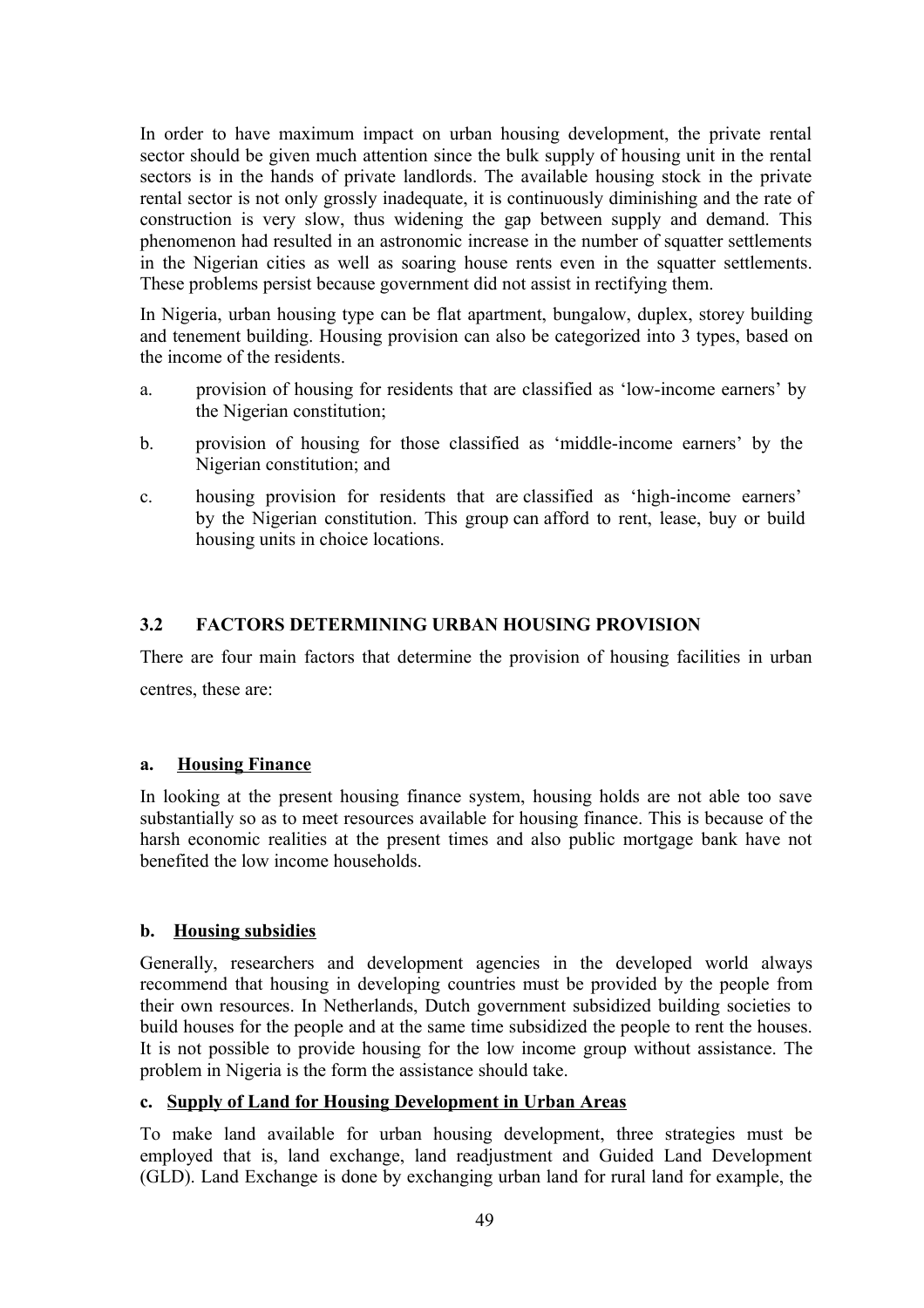In order to have maximum impact on urban housing development, the private rental sector should be given much attention since the bulk supply of housing unit in the rental sectors is in the hands of private landlords. The available housing stock in the private rental sector is not only grossly inadequate, it is continuously diminishing and the rate of construction is very slow, thus widening the gap between supply and demand. This phenomenon had resulted in an astronomic increase in the number of squatter settlements in the Nigerian cities as well as soaring house rents even in the squatter settlements. These problems persist because government did not assist in rectifying them.

In Nigeria, urban housing type can be flat apartment, bungalow, duplex, storey building and tenement building. Housing provision can also be categorized into 3 types, based on the income of the residents.

a. provision of housing for residents that are classified as 'low-income earners' by the Nigerian constitution;

b. provision of housing for those classified as 'middle-income earners' by the Nigerian constitution; and

c. housing provision for residents that are classified as 'high-income earners' by the Nigerian constitution. This group can afford to rent, lease, buy or build housing units in choice locations.

## 3.2 FACTORS DETERMINING URBAN HOUSING PROVISION

There are four main factors that determine the provision of housing facilities in urban centres, these are:

### a. Housing Finance

In looking at the present housing finance system, housing holds are not able too save substantially so as to meet resources available for housing finance. This is because of the harsh economic realities at the present times and also public mortgage bank have not benefited the low income households.

### b. Housing subsidies

Generally, researchers and development agencies in the developed world always recommend that housing in developing countries must be provided by the people from their own resources. In Netherlands, Dutch government subsidized building societies to build houses for the people and at the same time subsidized the people to rent the houses. It is not possible to provide housing for the low income group without assistance. The problem in Nigeria is the form the assistance should take.

### c. Supply of Land for Housing Development in Urban Areas

To make land available for urban housing development, three strategies must be employed that is, land exchange, land readjustment and Guided Land Development (GLD). Land Exchange is done by exchanging urban land for rural land for example, the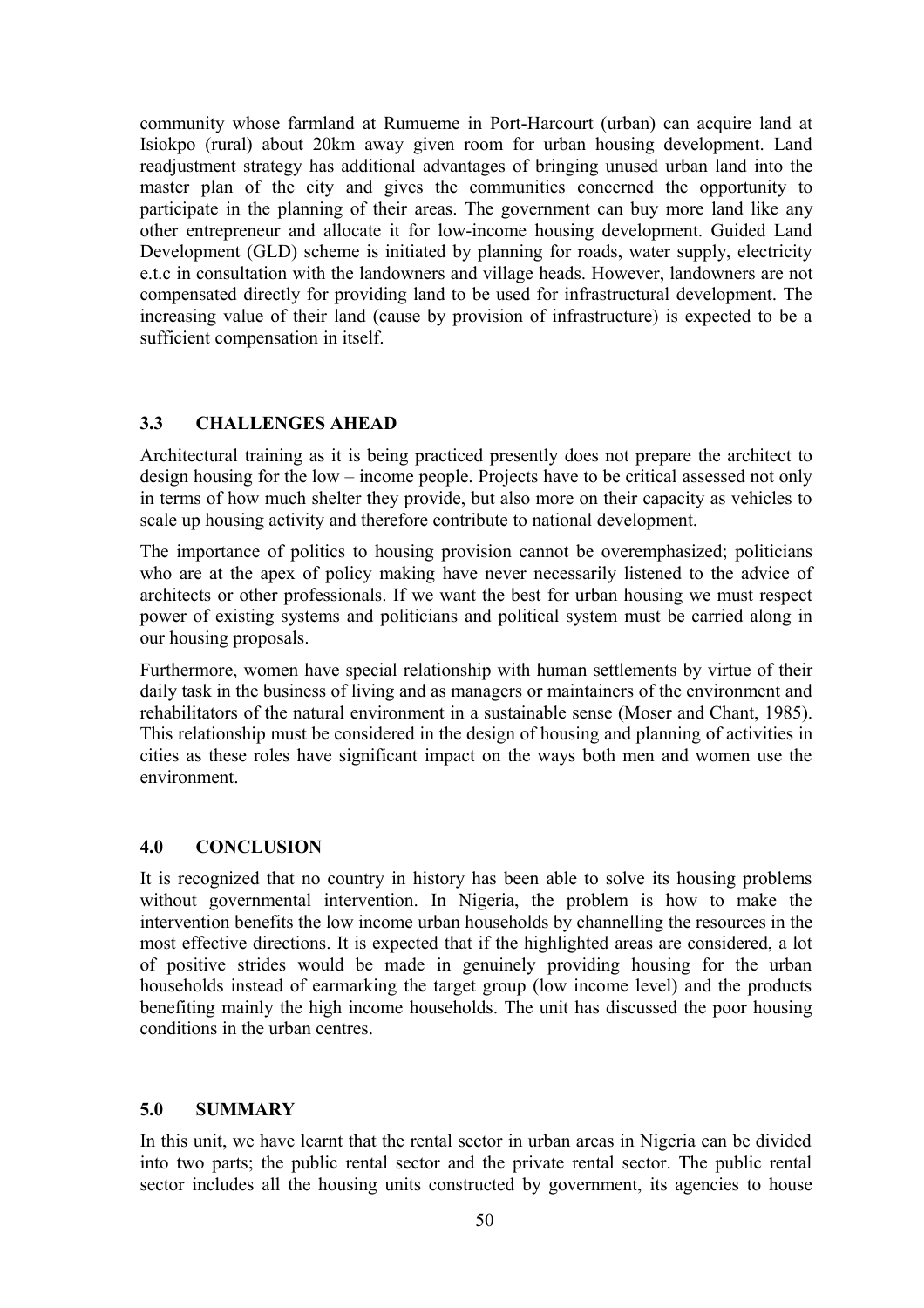community whose farmland at Rumueme in Port-Harcourt (urban) can acquire land at Isiokpo (rural) about 20km away given room for urban housing development. Land readjustment strategy has additional advantages of bringing unused urban land into the master plan of the city and gives the communities concerned the opportunity to participate in the planning of their areas. The government can buy more land like any other entrepreneur and allocate it for low-income housing development. Guided Land Development (GLD) scheme is initiated by planning for roads, water supply, electricity e.t.c in consultation with the landowners and village heads. However, landowners are not compensated directly for providing land to be used for infrastructural development. The increasing value of their land (cause by provision of infrastructure) is expected to be a sufficient compensation in itself.

### 3.3 CHALLENGES AHEAD

Architectural training as it is being practiced presently does not prepare the architect to design housing for the low – income people. Projects have to be critical assessed not only in terms of how much shelter they provide, but also more on their capacity as vehicles to scale up housing activity and therefore contribute to national development.

The importance of politics to housing provision cannot be overemphasized; politicians who are at the apex of policy making have never necessarily listened to the advice of architects or other professionals. If we want the best for urban housing we must respect power of existing systems and politicians and political system must be carried along in our housing proposals.

Furthermore, women have special relationship with human settlements by virtue of their daily task in the business of living and as managers or maintainers of the environment and rehabilitators of the natural environment in a sustainable sense (Moser and Chant, 1985). This relationship must be considered in the design of housing and planning of activities in cities as these roles have significant impact on the ways both men and women use the environment.

## 4.0 CONCLUSION

It is recognized that no country in history has been able to solve its housing problems without governmental intervention. In Nigeria, the problem is how to make the intervention benefits the low income urban households by channelling the resources in the most effective directions. It is expected that if the highlighted areas are considered, a lot of positive strides would be made in genuinely providing housing for the urban households instead of earmarking the target group (low income level) and the products benefiting mainly the high income households. The unit has discussed the poor housing conditions in the urban centres.

## 5.0 SUMMARY

In this unit, we have learnt that the rental sector in urban areas in Nigeria can be divided into two parts; the public rental sector and the private rental sector. The public rental sector includes all the housing units constructed by government, its agencies to house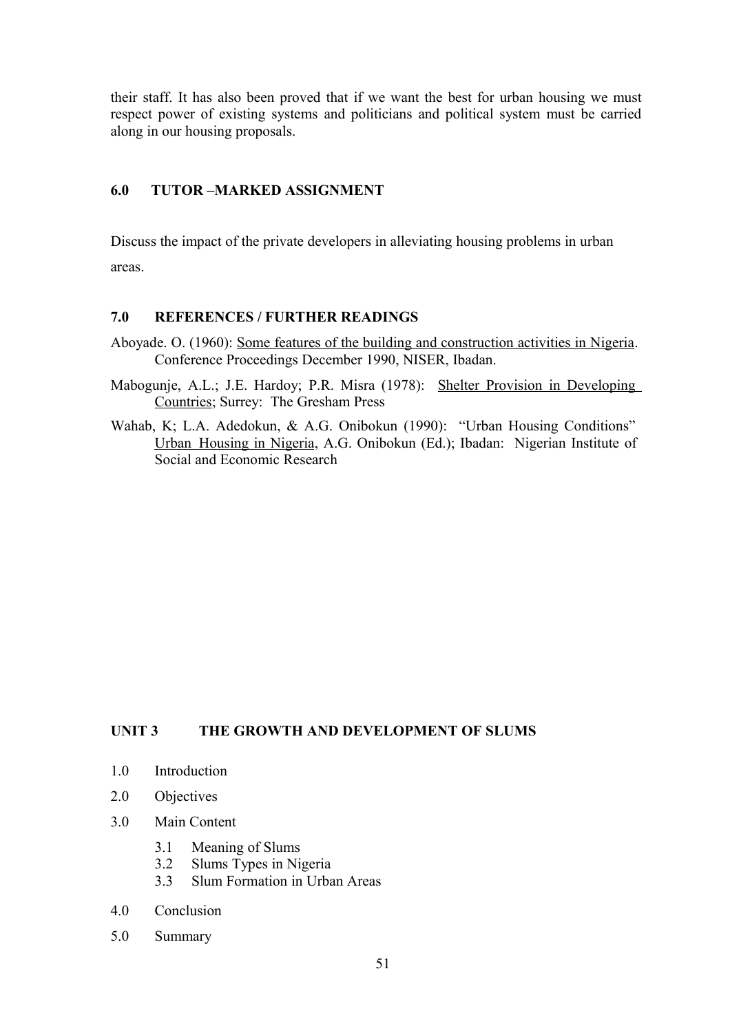their staff. It has also been proved that if we want the best for urban housing we must respect power of existing systems and politicians and political system must be carried along in our housing proposals.

## 6.0 TUTOR –MARKED ASSIGNMENT

Discuss the impact of the private developers in alleviating housing problems in urban areas.

## 7.0 REFERENCES / FURTHER READINGS

Aboyade. O. (1960): Some features of the building and construction activities in Nigeria. Conference Proceedings December 1990, NISER, Ibadan.

Mabogunje, A.L.; J.E. Hardoy; P.R. Misra (1978): Shelter Provision in Developing Countries; Surrey: The Gresham Press

Wahab, K; L.A. Adedokun, & A.G. Onibokun (1990): "Urban Housing Conditions" Urban Housing in Nigeria, A.G. Onibokun (Ed.); Ibadan: Nigerian Institute of Social and Economic Research

# UNIT 3 THE GROWTH AND DEVELOPMENT OF SLUMS

1.0 Introduction

2.0 Objectives

3.0 Main Content

   3.1 Meaning of Slums
   3.2 Slums Types in Nigeria
   3.3 Slum Formation in Urban Areas

4.0 Conclusion

5.0 Summary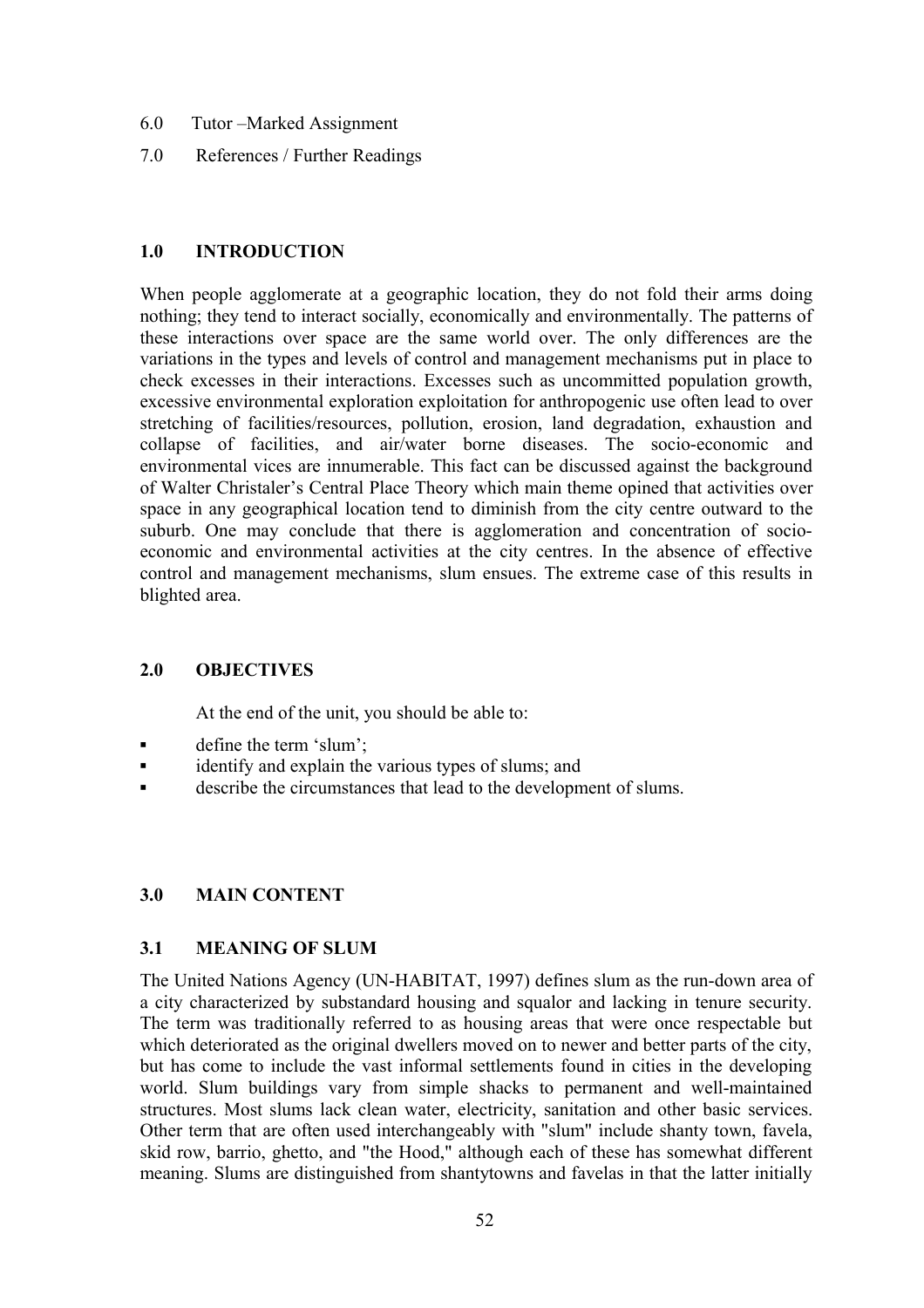6.0 Tutor –Marked Assignment

7.0 References / Further Readings

## 1.0 INTRODUCTION

When people agglomerate at a geographic location, they do not fold their arms doing nothing; they tend to interact socially, economically and environmentally. The patterns of these interactions over space are the same world over. The only differences are the variations in the types and levels of control and management mechanisms put in place to check excesses in their interactions. Excesses such as uncommitted population growth, excessive environmental exploration exploitation for anthropogenic use often lead to over stretching of facilities/resources, pollution, erosion, land degradation, exhaustion and collapse of facilities, and air/water borne diseases. The socio-economic and environmental vices are innumerable. This fact can be discussed against the background of Walter Christaler's Central Place Theory which main theme opined that activities over space in any geographical location tend to diminish from the city centre outward to the suburb. One may conclude that there is agglomeration and concentration of socio-economic and environmental activities at the city centres. In the absence of effective control and management mechanisms, slum ensues. The extreme case of this results in blighted area.

## 2.0 OBJECTIVES

At the end of the unit, you should be able to:

- define the term 'slum';
- identify and explain the various types of slums; and
- describe the circumstances that lead to the development of slums.

## 3.0 MAIN CONTENT

### 3.1 MEANING OF SLUM

The United Nations Agency (UN-HABITAT, 1997) defines slum as the run-down area of a city characterized by substandard housing and squalor and lacking in tenure security. The term was traditionally referred to as housing areas that were once respectable but which deteriorated as the original dwellers moved on to newer and better parts of the city, but has come to include the vast informal settlements found in cities in the developing world. Slum buildings vary from simple shacks to permanent and well-maintained structures. Most slums lack clean water, electricity, sanitation and other basic services. Other term that are often used interchangeably with "slum" include shanty town, favela, skid row, barrio, ghetto, and "the Hood," although each of these has somewhat different meaning. Slums are distinguished from shantytowns and favelas in that the latter initially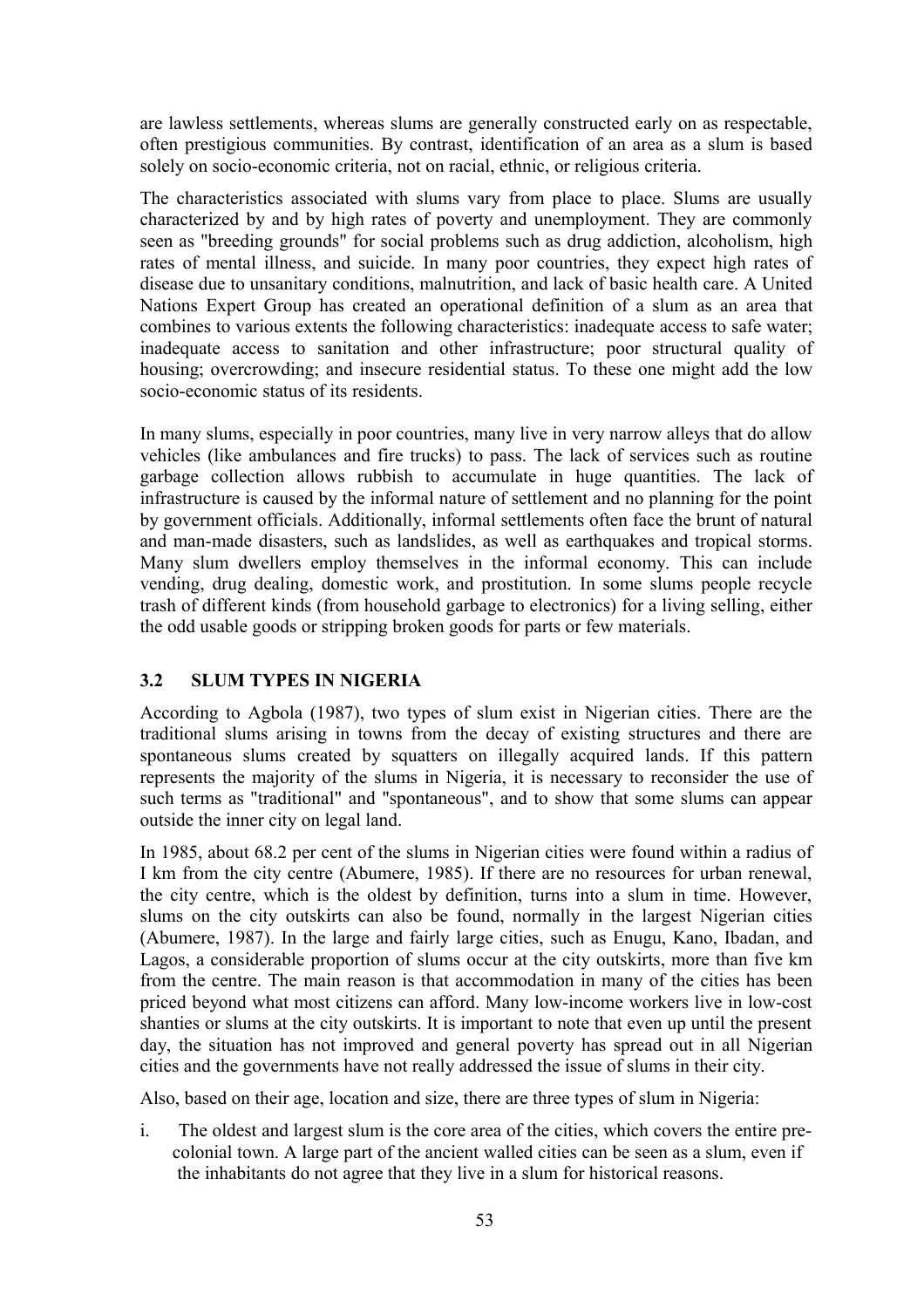are lawless settlements, whereas slums are generally constructed early on as respectable, often prestigious communities. By contrast, identification of an area as a slum is based solely on socio-economic criteria, not on racial, ethnic, or religious criteria.

The characteristics associated with slums vary from place to place. Slums are usually characterized by and by high rates of poverty and unemployment. They are commonly seen as "breeding grounds" for social problems such as drug addiction, alcoholism, high rates of mental illness, and suicide. In many poor countries, they expect high rates of disease due to unsanitary conditions, malnutrition, and lack of basic health care. A United Nations Expert Group has created an operational definition of a slum as an area that combines to various extents the following characteristics: inadequate access to safe water; inadequate access to sanitation and other infrastructure; poor structural quality of housing; overcrowding; and insecure residential status. To these one might add the low socio-economic status of its residents.

In many slums, especially in poor countries, many live in very narrow alleys that do allow vehicles (like ambulances and fire trucks) to pass. The lack of services such as routine garbage collection allows rubbish to accumulate in huge quantities. The lack of infrastructure is caused by the informal nature of settlement and no planning for the point by government officials. Additionally, informal settlements often face the brunt of natural and man-made disasters, such as landslides, as well as earthquakes and tropical storms. Many slum dwellers employ themselves in the informal economy. This can include vending, drug dealing, domestic work, and prostitution. In some slums people recycle trash of different kinds (from household garbage to electronics) for a living selling, either the odd usable goods or stripping broken goods for parts or few materials.

### 3.2 SLUM TYPES IN NIGERIA

According to Agbola (1987), two types of slum exist in Nigerian cities. There are the traditional slums arising in towns from the decay of existing structures and there are spontaneous slums created by squatters on illegally acquired lands. If this pattern represents the majority of the slums in Nigeria, it is necessary to reconsider the use of such terms as "traditional" and "spontaneous", and to show that some slums can appear outside the inner city on legal land.

In 1985, about 68.2 per cent of the slums in Nigerian cities were found within a radius of I km from the city centre (Abumere, 1985). If there are no resources for urban renewal, the city centre, which is the oldest by definition, turns into a slum in time. However, slums on the city outskirts can also be found, normally in the largest Nigerian cities (Abumere, 1987). In the large and fairly large cities, such as Enugu, Kano, Ibadan, and Lagos, a considerable proportion of slums occur at the city outskirts, more than five km from the centre. The main reason is that accommodation in many of the cities has been priced beyond what most citizens can afford. Many low-income workers live in low-cost shanties or slums at the city outskirts. It is important to note that even up until the present day, the situation has not improved and general poverty has spread out in all Nigerian cities and the governments have not really addressed the issue of slums in their city.

Also, based on their age, location and size, there are three types of slum in Nigeria:

i. The oldest and largest slum is the core area of the cities, which covers the entire pre-colonial town. A large part of the ancient walled cities can be seen as a slum, even if the inhabitants do not agree that they live in a slum for historical reasons.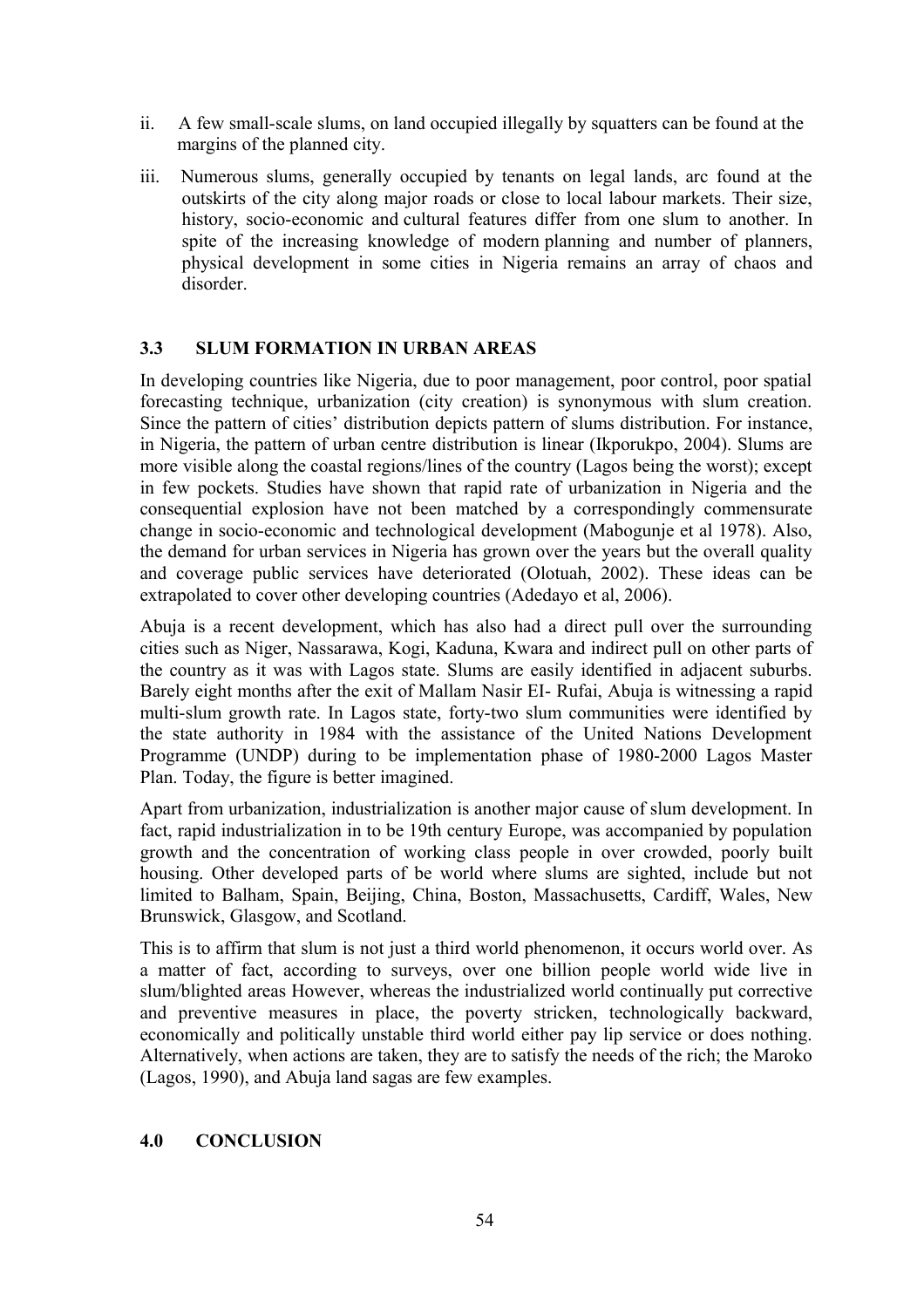ii. A few small-scale slums, on land occupied illegally by squatters can be found at the margins of the planned city.

iii. Numerous slums, generally occupied by tenants on legal lands, arc found at the outskirts of the city along major roads or close to local labour markets. Their size, history, socio-economic and cultural features differ from one slum to another. In spite of the increasing knowledge of modern planning and number of planners, physical development in some cities in Nigeria remains an array of chaos and disorder.

### 3.3 SLUM FORMATION IN URBAN AREAS

In developing countries like Nigeria, due to poor management, poor control, poor spatial forecasting technique, urbanization (city creation) is synonymous with slum creation. Since the pattern of cities' distribution depicts pattern of slums distribution. For instance, in Nigeria, the pattern of urban centre distribution is linear (Ikporukpo, 2004). Slums are more visible along the coastal regions/lines of the country (Lagos being the worst); except in few pockets. Studies have shown that rapid rate of urbanization in Nigeria and the consequential explosion have not been matched by a correspondingly commensurate change in socio-economic and technological development (Mabogunje et al 1978). Also, the demand for urban services in Nigeria has grown over the years but the overall quality and coverage public services have deteriorated (Olotuah, 2002). These ideas can be extrapolated to cover other developing countries (Adedayo et al, 2006).

Abuja is a recent development, which has also had a direct pull over the surrounding cities such as Niger, Nassarawa, Kogi, Kaduna, Kwara and indirect pull on other parts of the country as it was with Lagos state. Slums are easily identified in adjacent suburbs. Barely eight months after the exit of Mallam Nasir EI- Rufai, Abuja is witnessing a rapid multi-slum growth rate. In Lagos state, forty-two slum communities were identified by the state authority in 1984 with the assistance of the United Nations Development Programme (UNDP) during to be implementation phase of 1980-2000 Lagos Master Plan. Today, the figure is better imagined.

Apart from urbanization, industrialization is another major cause of slum development. In fact, rapid industrialization in to be 19th century Europe, was accompanied by population growth and the concentration of working class people in over crowded, poorly built housing. Other developed parts of be world where slums are sighted, include but not limited to Balham, Spain, Beijing, China, Boston, Massachusetts, Cardiff, Wales, New Brunswick, Glasgow, and Scotland.

This is to affirm that slum is not just a third world phenomenon, it occurs world over. As a matter of fact, according to surveys, over one billion people world wide live in slum/blighted areas However, whereas the industrialized world continually put corrective and preventive measures in place, the poverty stricken, technologically backward, economically and politically unstable third world either pay lip service or does nothing. Alternatively, when actions are taken, they are to satisfy the needs of the rich; the Maroko (Lagos, 1990), and Abuja land sagas are few examples.

## 4.0 CONCLUSION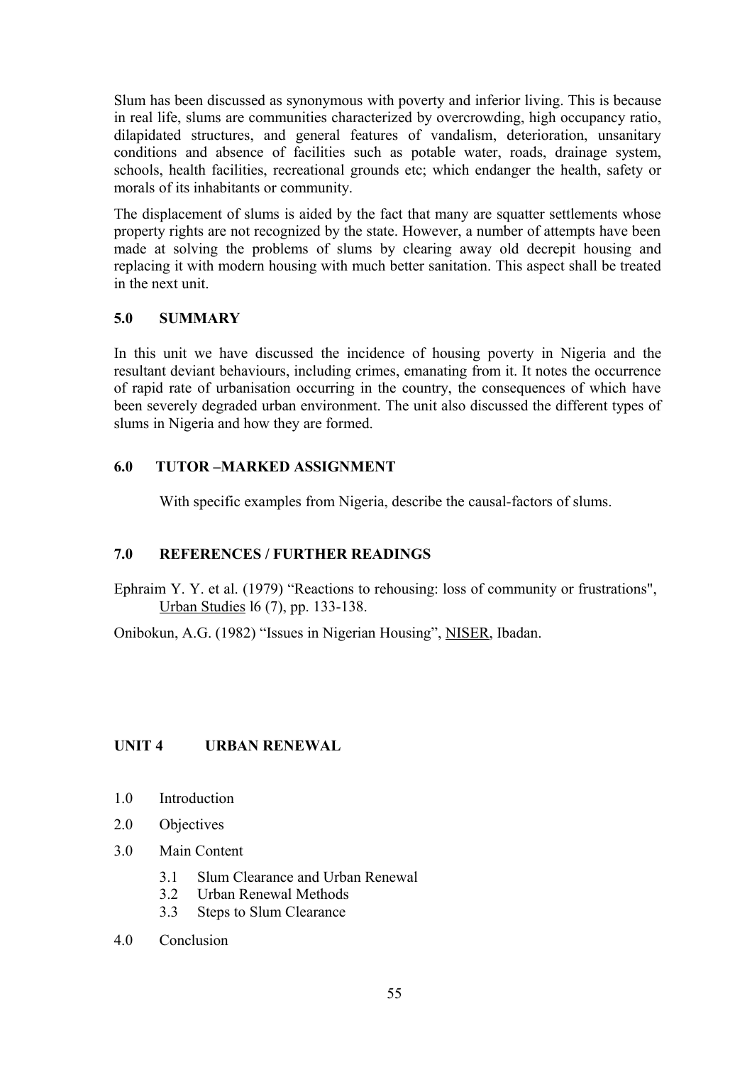Slum has been discussed as synonymous with poverty and inferior living. This is because in real life, slums are communities characterized by overcrowding, high occupancy ratio, dilapidated structures, and general features of vandalism, deterioration, unsanitary conditions and absence of facilities such as potable water, roads, drainage system, schools, health facilities, recreational grounds etc; which endanger the health, safety or morals of its inhabitants or community.

The displacement of slums is aided by the fact that many are squatter settlements whose property rights are not recognized by the state. However, a number of attempts have been made at solving the problems of slums by clearing away old decrepit housing and replacing it with modern housing with much better sanitation. This aspect shall be treated in the next unit.

## 5.0 SUMMARY

In this unit we have discussed the incidence of housing poverty in Nigeria and the resultant deviant behaviours, including crimes, emanating from it. It notes the occurrence of rapid rate of urbanisation occurring in the country, the consequences of which have been severely degraded urban environment. The unit also discussed the different types of slums in Nigeria and how they are formed.

## 6.0 TUTOR –MARKED ASSIGNMENT

With specific examples from Nigeria, describe the causal-factors of slums.

## 7.0 REFERENCES / FURTHER READINGS

Ephraim Y. Y. et al. (1979) “Reactions to rehousing: loss of community or frustrations", Urban Studies l6 (7), pp. 133-138.

Onibokun, A.G. (1982) “Issues in Nigerian Housing”, NISER, Ibadan.

# UNIT 4 URBAN RENEWAL

1.0 Introduction

2.0 Objectives

3.0 Main Content

- 3.1 Slum Clearance and Urban Renewal
- 3.2 Urban Renewal Methods
- 3.3 Steps to Slum Clearance

4.0 Conclusion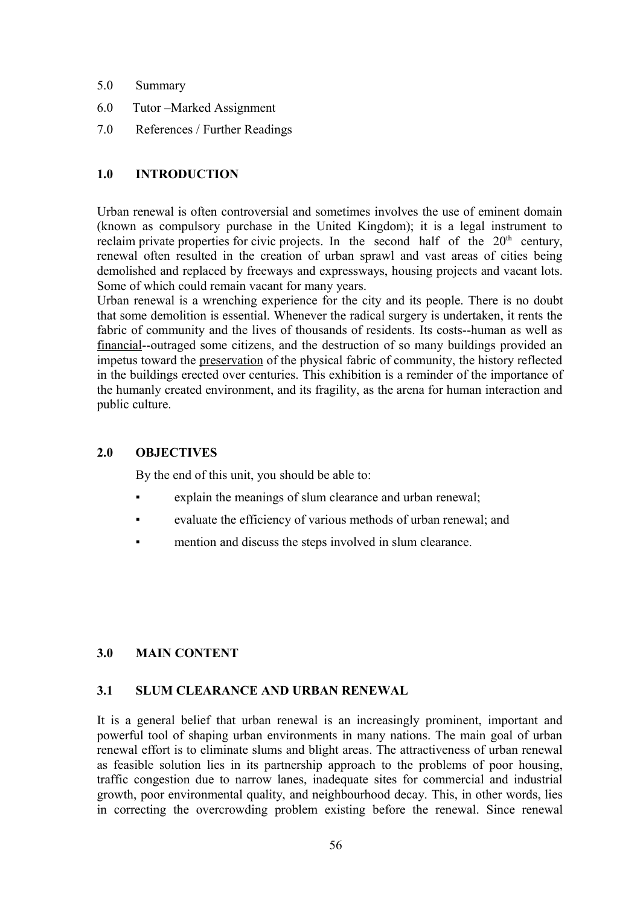5.0 Summary

6.0 Tutor –Marked Assignment

7.0 References / Further Readings

## 1.0 INTRODUCTION

Urban renewal is often controversial and sometimes involves the use of eminent domain (known as compulsory purchase in the United Kingdom); it is a legal instrument to reclaim private properties for civic projects. In the second half of the 20th century, renewal often resulted in the creation of urban sprawl and vast areas of cities being demolished and replaced by freeways and expressways, housing projects and vacant lots. Some of which could remain vacant for many years.

Urban renewal is a wrenching experience for the city and its people. There is no doubt that some demolition is essential. Whenever the radical surgery is undertaken, it rents the fabric of community and the lives of thousands of residents. Its costs--human as well as financial--outraged some citizens, and the destruction of so many buildings provided an impetus toward the preservation of the physical fabric of community, the history reflected in the buildings erected over centuries. This exhibition is a reminder of the importance of the humanly created environment, and its fragility, as the arena for human interaction and public culture.

## 2.0 OBJECTIVES

By the end of this unit, you should be able to:

- explain the meanings of slum clearance and urban renewal;
- evaluate the efficiency of various methods of urban renewal; and
- mention and discuss the steps involved in slum clearance.

## 3.0 MAIN CONTENT

### 3.1 SLUM CLEARANCE AND URBAN RENEWAL

It is a general belief that urban renewal is an increasingly prominent, important and powerful tool of shaping urban environments in many nations. The main goal of urban renewal effort is to eliminate slums and blight areas. The attractiveness of urban renewal as feasible solution lies in its partnership approach to the problems of poor housing, traffic congestion due to narrow lanes, inadequate sites for commercial and industrial growth, poor environmental quality, and neighbourhood decay. This, in other words, lies in correcting the overcrowding problem existing before the renewal. Since renewal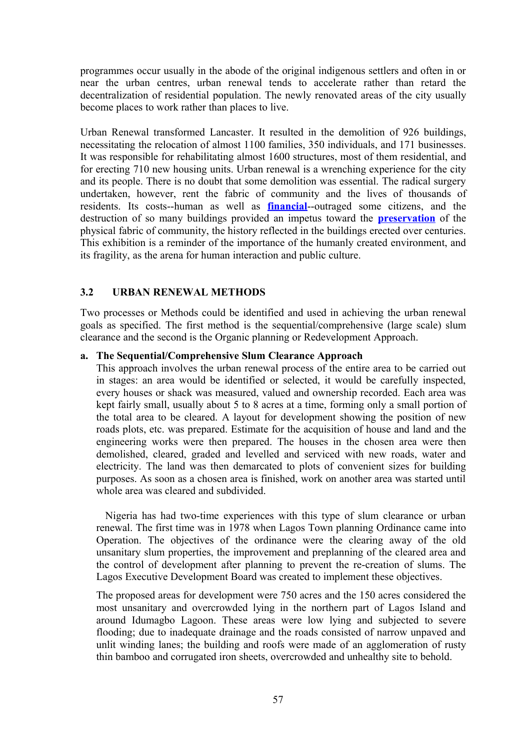programmes occur usually in the abode of the original indigenous settlers and often in or near the urban centres, urban renewal tends to accelerate rather than retard the decentralization of residential population. The newly renovated areas of the city usually become places to work rather than places to live.

Urban Renewal transformed Lancaster. It resulted in the demolition of 926 buildings, necessitating the relocation of almost 1100 families, 350 individuals, and 171 businesses. It was responsible for rehabilitating almost 1600 structures, most of them residential, and for erecting 710 new housing units. Urban renewal is a wrenching experience for the city and its people. There is no doubt that some demolition was essential. The radical surgery undertaken, however, rent the fabric of community and the lives of thousands of residents. Its costs--human as well as **financial**--outraged some citizens, and the destruction of so many buildings provided an impetus toward the **preservation** of the physical fabric of community, the history reflected in the buildings erected over centuries. This exhibition is a reminder of the importance of the humanly created environment, and its fragility, as the arena for human interaction and public culture.

### 3.2 URBAN RENEWAL METHODS

Two processes or Methods could be identified and used in achieving the urban renewal goals as specified. The first method is the sequential/comprehensive (large scale) slum clearance and the second is the Organic planning or Redevelopment Approach.

**a. The Sequential/Comprehensive Slum Clearance Approach**

This approach involves the urban renewal process of the entire area to be carried out in stages: an area would be identified or selected, it would be carefully inspected, every houses or shack was measured, valued and ownership recorded. Each area was kept fairly small, usually about 5 to 8 acres at a time, forming only a small portion of the total area to be cleared. A layout for development showing the position of new roads plots, etc. was prepared. Estimate for the acquisition of house and land and the engineering works were then prepared. The houses in the chosen area were then demolished, cleared, graded and levelled and serviced with new roads, water and electricity. The land was then demarcated to plots of convenient sizes for building purposes. As soon as a chosen area is finished, work on another area was started until whole area was cleared and subdivided.

Nigeria has had two-time experiences with this type of slum clearance or urban renewal. The first time was in 1978 when Lagos Town planning Ordinance came into Operation. The objectives of the ordinance were the clearing away of the old unsanitary slum properties, the improvement and preplanning of the cleared area and the control of development after planning to prevent the re-creation of slums. The Lagos Executive Development Board was created to implement these objectives.

The proposed areas for development were 750 acres and the 150 acres considered the most unsanitary and overcrowded lying in the northern part of Lagos Island and around Idumagbo Lagoon. These areas were low lying and subjected to severe flooding; due to inadequate drainage and the roads consisted of narrow unpaved and unlit winding lanes; the building and roofs were made of an agglomeration of rusty thin bamboo and corrugated iron sheets, overcrowded and unhealthy site to behold.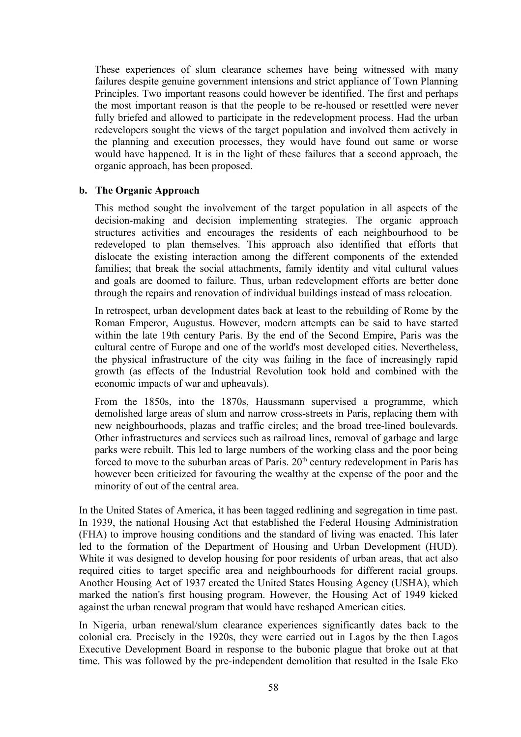These experiences of slum clearance schemes have being witnessed with many failures despite genuine government intensions and strict appliance of Town Planning Principles. Two important reasons could however be identified. The first and perhaps the most important reason is that the people to be re-housed or resettled were never fully briefed and allowed to participate in the redevelopment process. Had the urban redevelopers sought the views of the target population and involved them actively in the planning and execution processes, they would have found out same or worse would have happened. It is in the light of these failures that a second approach, the organic approach, has been proposed.

**b. The Organic Approach**

This method sought the involvement of the target population in all aspects of the decision-making and decision implementing strategies. The organic approach structures activities and encourages the residents of each neighbourhood to be redeveloped to plan themselves. This approach also identified that efforts that dislocate the existing interaction among the different components of the extended families; that break the social attachments, family identity and vital cultural values and goals are doomed to failure. Thus, urban redevelopment efforts are better done through the repairs and renovation of individual buildings instead of mass relocation.

In retrospect, urban development dates back at least to the rebuilding of Rome by the Roman Emperor, Augustus. However, modern attempts can be said to have started within the late 19th century Paris. By the end of the Second Empire, Paris was the cultural centre of Europe and one of the world's most developed cities. Nevertheless, the physical infrastructure of the city was failing in the face of increasingly rapid growth (as effects of the Industrial Revolution took hold and combined with the economic impacts of war and upheavals).

From the 1850s, into the 1870s, Haussmann supervised a programme, which demolished large areas of slum and narrow cross-streets in Paris, replacing them with new neighbourhoods, plazas and traffic circles; and the broad tree-lined boulevards. Other infrastructures and services such as railroad lines, removal of garbage and large parks were rebuilt. This led to large numbers of the working class and the poor being forced to move to the suburban areas of Paris. 20th century redevelopment in Paris has however been criticized for favouring the wealthy at the expense of the poor and the minority of out of the central area.

In the United States of America, it has been tagged redlining and segregation in time past. In 1939, the national Housing Act that established the Federal Housing Administration (FHA) to improve housing conditions and the standard of living was enacted. This later led to the formation of the Department of Housing and Urban Development (HUD). White it was designed to develop housing for poor residents of urban areas, that act also required cities to target specific area and neighbourhoods for different racial groups. Another Housing Act of 1937 created the United States Housing Agency (USHA), which marked the nation's first housing program. However, the Housing Act of 1949 kicked against the urban renewal program that would have reshaped American cities.

In Nigeria, urban renewal/slum clearance experiences significantly dates back to the colonial era. Precisely in the 1920s, they were carried out in Lagos by the then Lagos Executive Development Board in response to the bubonic plague that broke out at that time. This was followed by the pre-independent demolition that resulted in the Isale Eko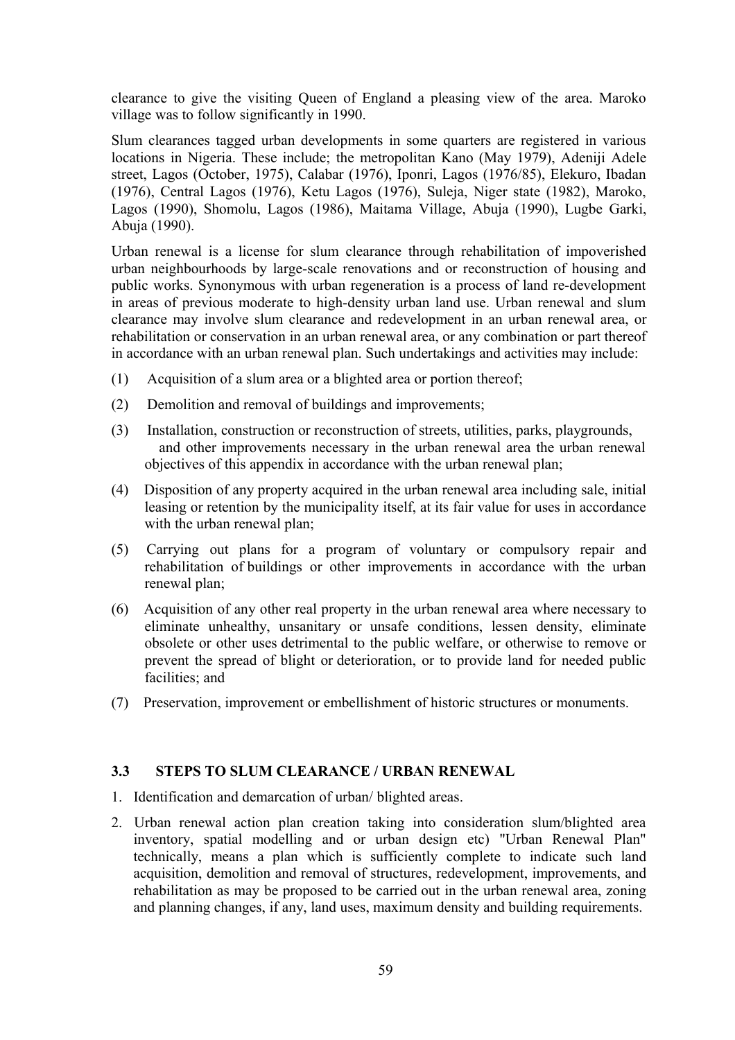clearance to give the visiting Queen of England a pleasing view of the area. Maroko village was to follow significantly in 1990.

Slum clearances tagged urban developments in some quarters are registered in various locations in Nigeria. These include; the metropolitan Kano (May 1979), Adeniji Adele street, Lagos (October, 1975), Calabar (1976), Iponri, Lagos (1976/85), Elekuro, Ibadan (1976), Central Lagos (1976), Ketu Lagos (1976), Suleja, Niger state (1982), Maroko, Lagos (1990), Shomolu, Lagos (1986), Maitama Village, Abuja (1990), Lugbe Garki, Abuja (1990).

Urban renewal is a license for slum clearance through rehabilitation of impoverished urban neighbourhoods by large-scale renovations and or reconstruction of housing and public works. Synonymous with urban regeneration is a process of land re-development in areas of previous moderate to high-density urban land use. Urban renewal and slum clearance may involve slum clearance and redevelopment in an urban renewal area, or rehabilitation or conservation in an urban renewal area, or any combination or part thereof in accordance with an urban renewal plan. Such undertakings and activities may include:

(1) Acquisition of a slum area or a blighted area or portion thereof;

(2) Demolition and removal of buildings and improvements;

(3) Installation, construction or reconstruction of streets, utilities, parks, playgrounds, and other improvements necessary in the urban renewal area the urban renewal objectives of this appendix in accordance with the urban renewal plan;

(4) Disposition of any property acquired in the urban renewal area including sale, initial leasing or retention by the municipality itself, at its fair value for uses in accordance with the urban renewal plan;

(5) Carrying out plans for a program of voluntary or compulsory repair and rehabilitation of buildings or other improvements in accordance with the urban renewal plan;

(6) Acquisition of any other real property in the urban renewal area where necessary to eliminate unhealthy, unsanitary or unsafe conditions, lessen density, eliminate obsolete or other uses detrimental to the public welfare, or otherwise to remove or prevent the spread of blight or deterioration, or to provide land for needed public facilities; and

(7) Preservation, improvement or embellishment of historic structures or monuments.

### 3.3 STEPS TO SLUM CLEARANCE / URBAN RENEWAL

1. Identification and demarcation of urban/ blighted areas.
2. Urban renewal action plan creation taking into consideration slum/blighted area inventory, spatial modelling and or urban design etc) "Urban Renewal Plan" technically, means a plan which is sufficiently complete to indicate such land acquisition, demolition and removal of structures, redevelopment, improvements, and rehabilitation as may be proposed to be carried out in the urban renewal area, zoning and planning changes, if any, land uses, maximum density and building requirements.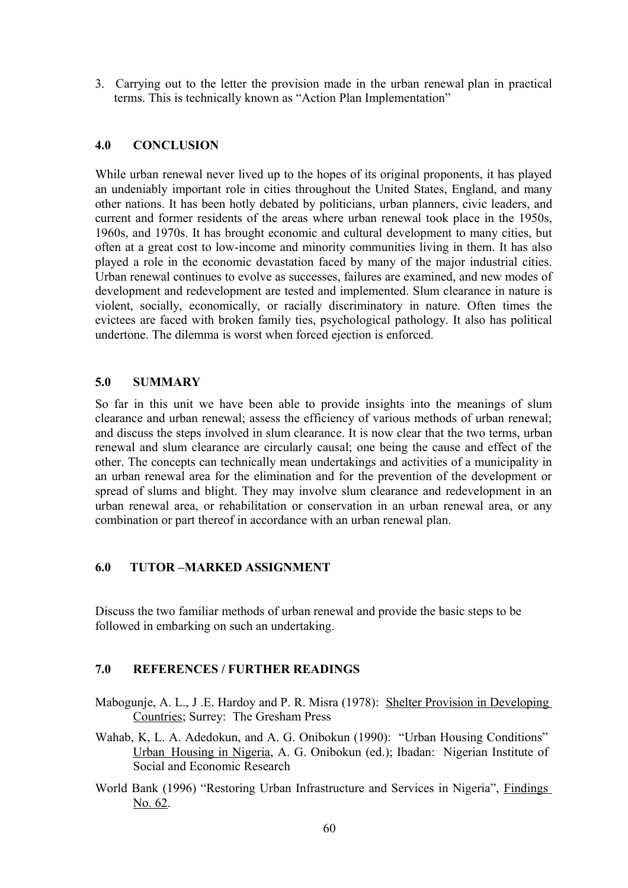3. Carrying out to the letter the provision made in the urban renewal plan in practical terms. This is technically known as "Action Plan Implementation"

## 4.0 CONCLUSION

While urban renewal never lived up to the hopes of its original proponents, it has played an undeniably important role in cities throughout the United States, England, and many other nations. It has been hotly debated by politicians, urban planners, civic leaders, and current and former residents of the areas where urban renewal took place in the 1950s, 1960s, and 1970s. It has brought economic and cultural development to many cities, but often at a great cost to low-income and minority communities living in them. It has also played a role in the economic devastation faced by many of the major industrial cities. Urban renewal continues to evolve as successes, failures are examined, and new modes of development and redevelopment are tested and implemented. Slum clearance in nature is violent, socially, economically, or racially discriminatory in nature. Often times the evictees are faced with broken family ties, psychological pathology. It also has political undertone. The dilemma is worst when forced ejection is enforced.

## 5.0 SUMMARY

So far in this unit we have been able to provide insights into the meanings of slum clearance and urban renewal; assess the efficiency of various methods of urban renewal; and discuss the steps involved in slum clearance. It is now clear that the two terms, urban renewal and slum clearance are circularly causal; one being the cause and effect of the other. The concepts can technically mean undertakings and activities of a municipality in an urban renewal area for the elimination and for the prevention of the development or spread of slums and blight. They may involve slum clearance and redevelopment in an urban renewal area, or rehabilitation or conservation in an urban renewal area, or any combination or part thereof in accordance with an urban renewal plan.

## 6.0 TUTOR –MARKED ASSIGNMENT

Discuss the two familiar methods of urban renewal and provide the basic steps to be followed in embarking on such an undertaking.

## 7.0 REFERENCES / FURTHER READINGS

Mabogunje, A. L., J .E. Hardoy and P. R. Misra (1978): Shelter Provision in Developing Countries; Surrey: The Gresham Press

Wahab, K, L. A. Adedokun, and A. G. Onibokun (1990): "Urban Housing Conditions" Urban Housing in Nigeria, A. G. Onibokun (ed.); Ibadan: Nigerian Institute of Social and Economic Research

World Bank (1996) "Restoring Urban Infrastructure and Services in Nigeria", Findings No. 62.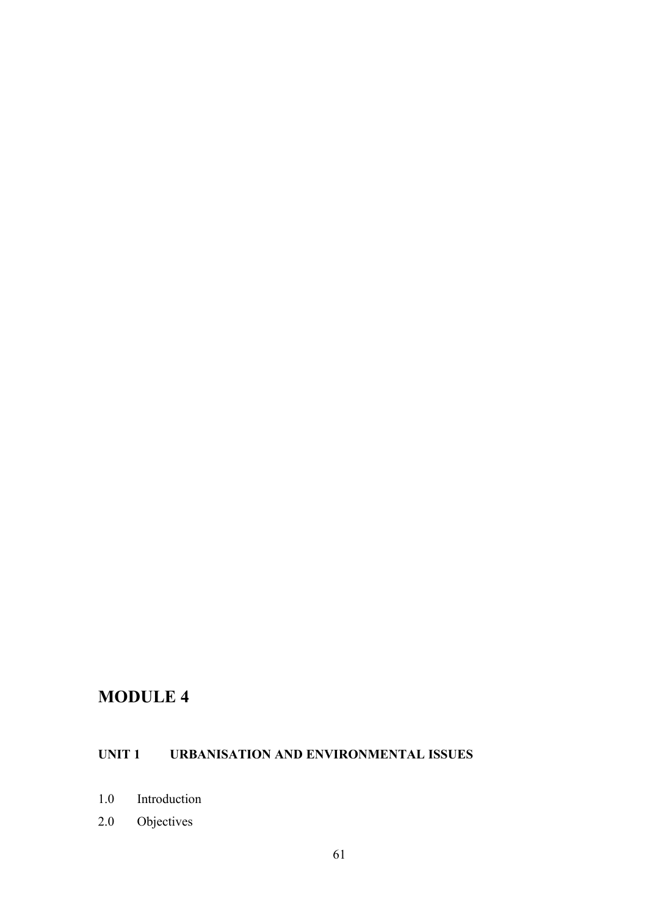# MODULE 4

## UNIT 1 URBANISATION AND ENVIRONMENTAL ISSUES

1.0 Introduction

2.0 Objectives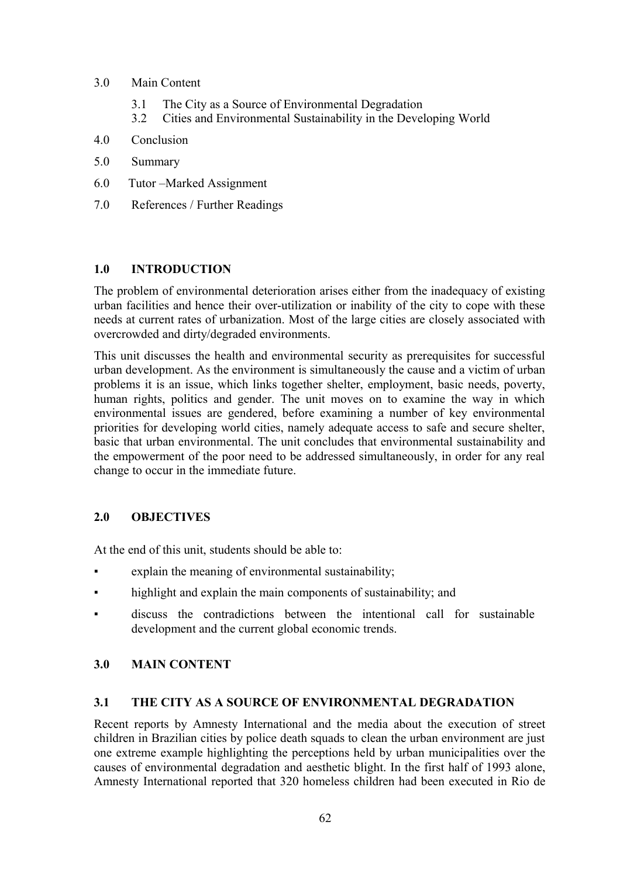3.0 Main Content

- 3.1 The City as a Source of Environmental Degradation
- 3.2 Cities and Environmental Sustainability in the Developing World

4.0 Conclusion

5.0 Summary

6.0 Tutor –Marked Assignment

7.0 References / Further Readings

## 1.0 INTRODUCTION

The problem of environmental deterioration arises either from the inadequacy of existing urban facilities and hence their over-utilization or inability of the city to cope with these needs at current rates of urbanization. Most of the large cities are closely associated with overcrowded and dirty/degraded environments.

This unit discusses the health and environmental security as prerequisites for successful urban development. As the environment is simultaneously the cause and a victim of urban problems it is an issue, which links together shelter, employment, basic needs, poverty, human rights, politics and gender. The unit moves on to examine the way in which environmental issues are gendered, before examining a number of key environmental priorities for developing world cities, namely adequate access to safe and secure shelter, basic that urban environmental. The unit concludes that environmental sustainability and the empowerment of the poor need to be addressed simultaneously, in order for any real change to occur in the immediate future.

## 2.0 OBJECTIVES

At the end of this unit, students should be able to:

- explain the meaning of environmental sustainability;
- highlight and explain the main components of sustainability; and
- discuss the contradictions between the intentional call for sustainable development and the current global economic trends.

## 3.0 MAIN CONTENT

### 3.1 THE CITY AS A SOURCE OF ENVIRONMENTAL DEGRADATION

Recent reports by Amnesty International and the media about the execution of street children in Brazilian cities by police death squads to clean the urban environment are just one extreme example highlighting the perceptions held by urban municipalities over the causes of environmental degradation and aesthetic blight. In the first half of 1993 alone, Amnesty International reported that 320 homeless children had been executed in Rio de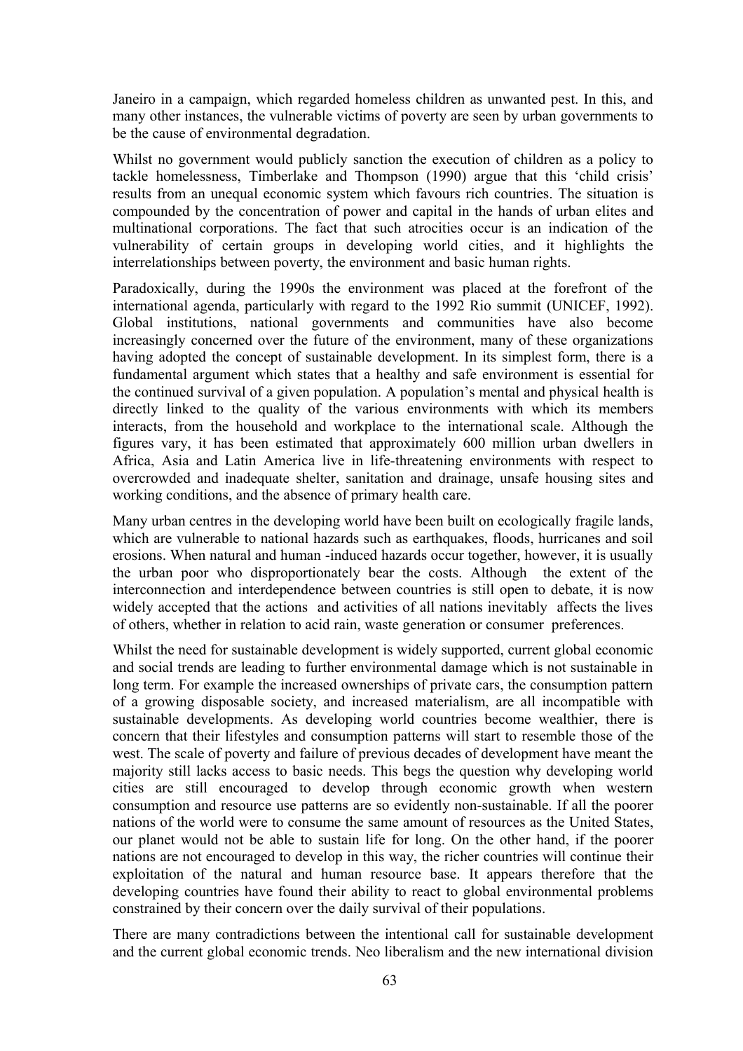Janeiro in a campaign, which regarded homeless children as unwanted pest. In this, and many other instances, the vulnerable victims of poverty are seen by urban governments to be the cause of environmental degradation.

Whilst no government would publicly sanction the execution of children as a policy to tackle homelessness, Timberlake and Thompson (1990) argue that this 'child crisis' results from an unequal economic system which favours rich countries. The situation is compounded by the concentration of power and capital in the hands of urban elites and multinational corporations. The fact that such atrocities occur is an indication of the vulnerability of certain groups in developing world cities, and it highlights the interrelationships between poverty, the environment and basic human rights.

Paradoxically, during the 1990s the environment was placed at the forefront of the international agenda, particularly with regard to the 1992 Rio summit (UNICEF, 1992). Global institutions, national governments and communities have also become increasingly concerned over the future of the environment, many of these organizations having adopted the concept of sustainable development. In its simplest form, there is a fundamental argument which states that a healthy and safe environment is essential for the continued survival of a given population. A population's mental and physical health is directly linked to the quality of the various environments with which its members interacts, from the household and workplace to the international scale. Although the figures vary, it has been estimated that approximately 600 million urban dwellers in Africa, Asia and Latin America live in life-threatening environments with respect to overcrowded and inadequate shelter, sanitation and drainage, unsafe housing sites and working conditions, and the absence of primary health care.

Many urban centres in the developing world have been built on ecologically fragile lands, which are vulnerable to national hazards such as earthquakes, floods, hurricanes and soil erosions. When natural and human -induced hazards occur together, however, it is usually the urban poor who disproportionately bear the costs. Although the extent of the interconnection and interdependence between countries is still open to debate, it is now widely accepted that the actions and activities of all nations inevitably affects the lives of others, whether in relation to acid rain, waste generation or consumer preferences.

Whilst the need for sustainable development is widely supported, current global economic and social trends are leading to further environmental damage which is not sustainable in long term. For example the increased ownerships of private cars, the consumption pattern of a growing disposable society, and increased materialism, are all incompatible with sustainable developments. As developing world countries become wealthier, there is concern that their lifestyles and consumption patterns will start to resemble those of the west. The scale of poverty and failure of previous decades of development have meant the majority still lacks access to basic needs. This begs the question why developing world cities are still encouraged to develop through economic growth when western consumption and resource use patterns are so evidently non-sustainable. If all the poorer nations of the world were to consume the same amount of resources as the United States, our planet would not be able to sustain life for long. On the other hand, if the poorer nations are not encouraged to develop in this way, the richer countries will continue their exploitation of the natural and human resource base. It appears therefore that the developing countries have found their ability to react to global environmental problems constrained by their concern over the daily survival of their populations.

There are many contradictions between the intentional call for sustainable development and the current global economic trends. Neo liberalism and the new international division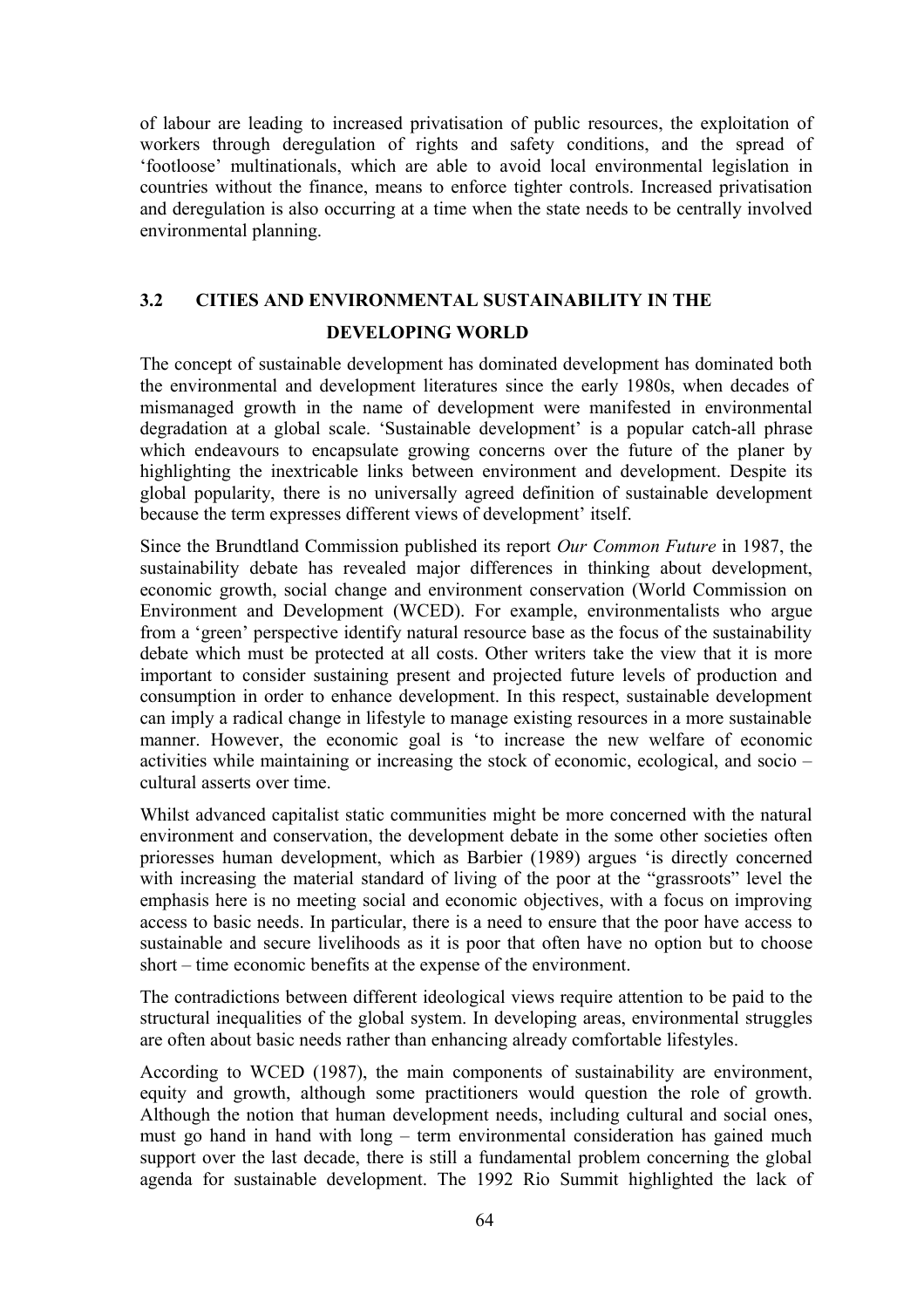of labour are leading to increased privatisation of public resources, the exploitation of workers through deregulation of rights and safety conditions, and the spread of 'footloose' multinationals, which are able to avoid local environmental legislation in countries without the finance, means to enforce tighter controls. Increased privatisation and deregulation is also occurring at a time when the state needs to be centrally involved environmental planning.

## 3.2 CITIES AND ENVIRONMENTAL SUSTAINABILITY IN THE DEVELOPING WORLD

The concept of sustainable development has dominated development has dominated both the environmental and development literatures since the early 1980s, when decades of mismanaged growth in the name of development were manifested in environmental degradation at a global scale. 'Sustainable development' is a popular catch-all phrase which endeavours to encapsulate growing concerns over the future of the planer by highlighting the inextricable links between environment and development. Despite its global popularity, there is no universally agreed definition of sustainable development because the term expresses different views of development' itself.

Since the Brundtland Commission published its report *Our Common Future* in 1987, the sustainability debate has revealed major differences in thinking about development, economic growth, social change and environment conservation (World Commission on Environment and Development (WCED). For example, environmentalists who argue from a 'green' perspective identify natural resource base as the focus of the sustainability debate which must be protected at all costs. Other writers take the view that it is more important to consider sustaining present and projected future levels of production and consumption in order to enhance development. In this respect, sustainable development can imply a radical change in lifestyle to manage existing resources in a more sustainable manner. However, the economic goal is 'to increase the new welfare of economic activities while maintaining or increasing the stock of economic, ecological, and socio – cultural asserts over time.

Whilst advanced capitalist static communities might be more concerned with the natural environment and conservation, the development debate in the some other societies often prioresses human development, which as Barbier (1989) argues 'is directly concerned with increasing the material standard of living of the poor at the "grassroots" level the emphasis here is no meeting social and economic objectives, with a focus on improving access to basic needs. In particular, there is a need to ensure that the poor have access to sustainable and secure livelihoods as it is poor that often have no option but to choose short – time economic benefits at the expense of the environment.

The contradictions between different ideological views require attention to be paid to the structural inequalities of the global system. In developing areas, environmental struggles are often about basic needs rather than enhancing already comfortable lifestyles.

According to WCED (1987), the main components of sustainability are environment, equity and growth, although some practitioners would question the role of growth. Although the notion that human development needs, including cultural and social ones, must go hand in hand with long – term environmental consideration has gained much support over the last decade, there is still a fundamental problem concerning the global agenda for sustainable development. The 1992 Rio Summit highlighted the lack of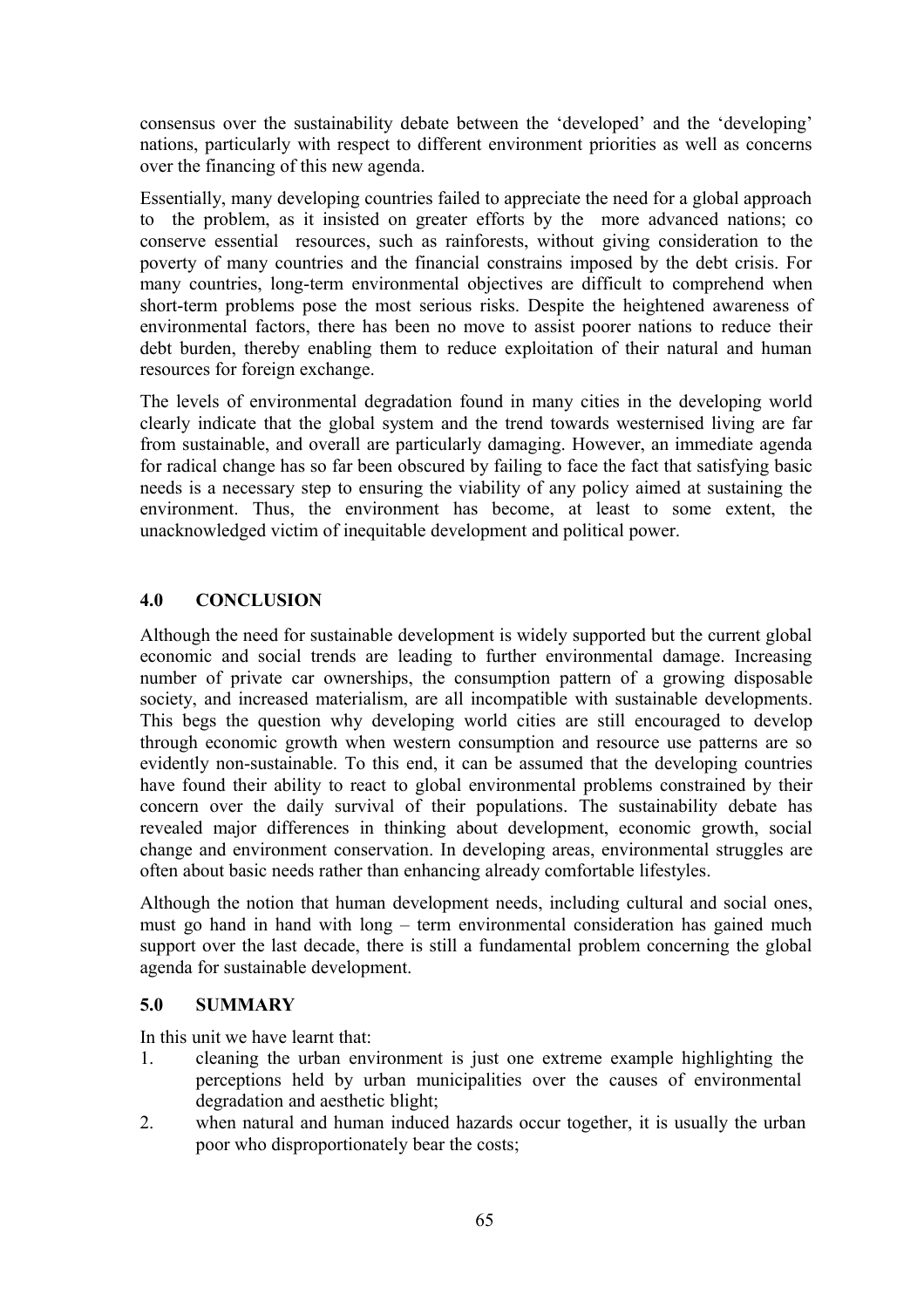consensus over the sustainability debate between the 'developed' and the 'developing' nations, particularly with respect to different environment priorities as well as concerns over the financing of this new agenda.

Essentially, many developing countries failed to appreciate the need for a global approach to the problem, as it insisted on greater efforts by the more advanced nations; co conserve essential resources, such as rainforests, without giving consideration to the poverty of many countries and the financial constrains imposed by the debt crisis. For many countries, long-term environmental objectives are difficult to comprehend when short-term problems pose the most serious risks. Despite the heightened awareness of environmental factors, there has been no move to assist poorer nations to reduce their debt burden, thereby enabling them to reduce exploitation of their natural and human resources for foreign exchange.

The levels of environmental degradation found in many cities in the developing world clearly indicate that the global system and the trend towards westernised living are far from sustainable, and overall are particularly damaging. However, an immediate agenda for radical change has so far been obscured by failing to face the fact that satisfying basic needs is a necessary step to ensuring the viability of any policy aimed at sustaining the environment. Thus, the environment has become, at least to some extent, the unacknowledged victim of inequitable development and political power.

## 4.0 CONCLUSION

Although the need for sustainable development is widely supported but the current global economic and social trends are leading to further environmental damage. Increasing number of private car ownerships, the consumption pattern of a growing disposable society, and increased materialism, are all incompatible with sustainable developments. This begs the question why developing world cities are still encouraged to develop through economic growth when western consumption and resource use patterns are so evidently non-sustainable. To this end, it can be assumed that the developing countries have found their ability to react to global environmental problems constrained by their concern over the daily survival of their populations. The sustainability debate has revealed major differences in thinking about development, economic growth, social change and environment conservation. In developing areas, environmental struggles are often about basic needs rather than enhancing already comfortable lifestyles.

Although the notion that human development needs, including cultural and social ones, must go hand in hand with long – term environmental consideration has gained much support over the last decade, there is still a fundamental problem concerning the global agenda for sustainable development.

## 5.0 SUMMARY

In this unit we have learnt that:

1. cleaning the urban environment is just one extreme example highlighting the perceptions held by urban municipalities over the causes of environmental degradation and aesthetic blight;
2. when natural and human induced hazards occur together, it is usually the urban poor who disproportionately bear the costs;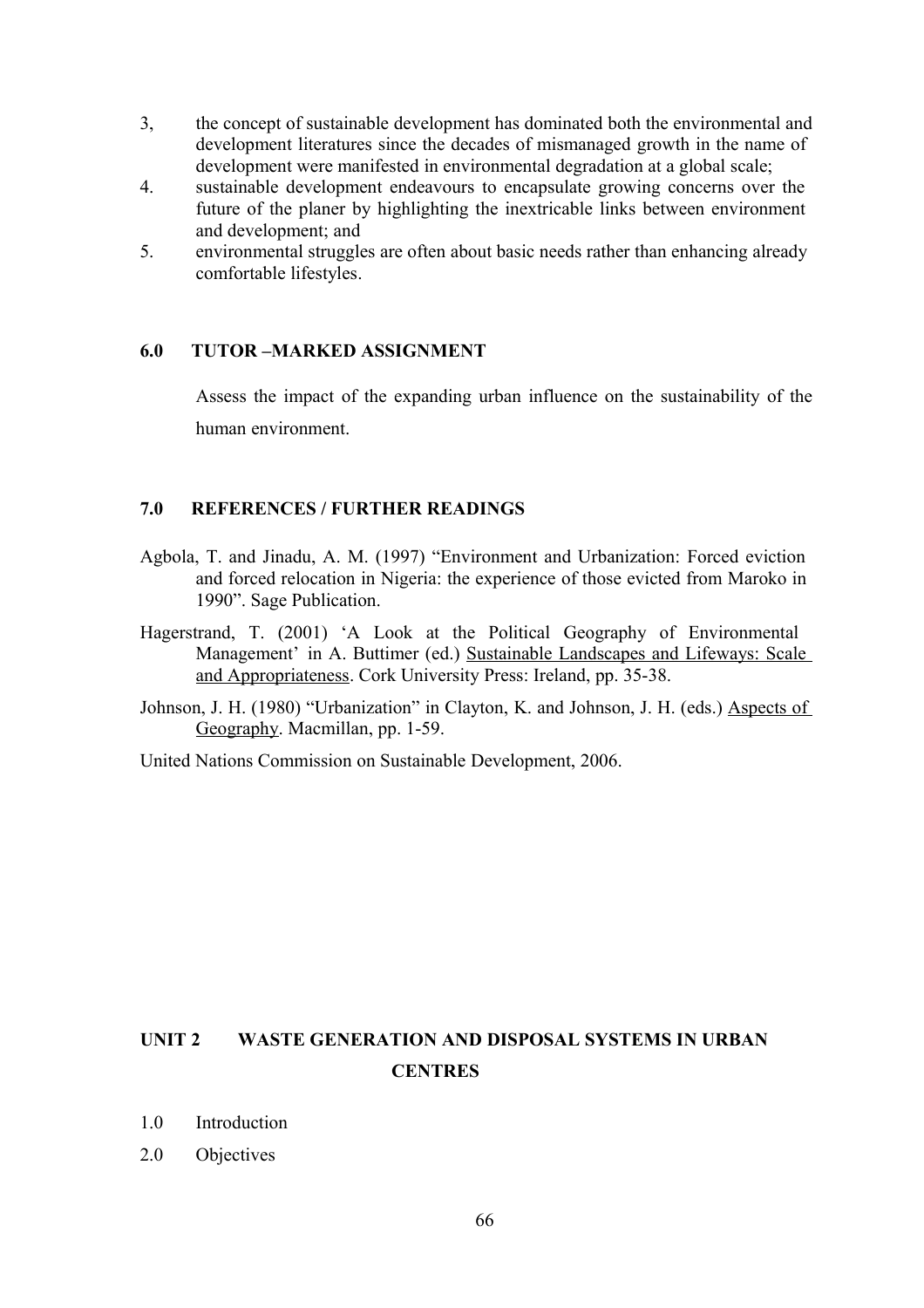3, the concept of sustainable development has dominated both the environmental and development literatures since the decades of mismanaged growth in the name of development were manifested in environmental degradation at a global scale;

4. sustainable development endeavours to encapsulate growing concerns over the future of the planer by highlighting the inextricable links between environment and development; and

5. environmental struggles are often about basic needs rather than enhancing already comfortable lifestyles.

## 6.0 TUTOR –MARKED ASSIGNMENT

Assess the impact of the expanding urban influence on the sustainability of the human environment.

## 7.0 REFERENCES / FURTHER READINGS

Agbola, T. and Jinadu, A. M. (1997) "Environment and Urbanization: Forced eviction and forced relocation in Nigeria: the experience of those evicted from Maroko in 1990". Sage Publication.

Hagerstrand, T. (2001) 'A Look at the Political Geography of Environmental Management' in A. Buttimer (ed.) <u>Sustainable Landscapes and Lifeways: Scale and Appropriateness</u>. Cork University Press: Ireland, pp. 35-38.

Johnson, J. H. (1980) "Urbanization" in Clayton, K. and Johnson, J. H. (eds.) <u>Aspects of Geography</u>. Macmillan, pp. 1-59.

United Nations Commission on Sustainable Development, 2006.

# UNIT 2 WASTE GENERATION AND DISPOSAL SYSTEMS IN URBAN CENTRES

1.0 Introduction

2.0 Objectives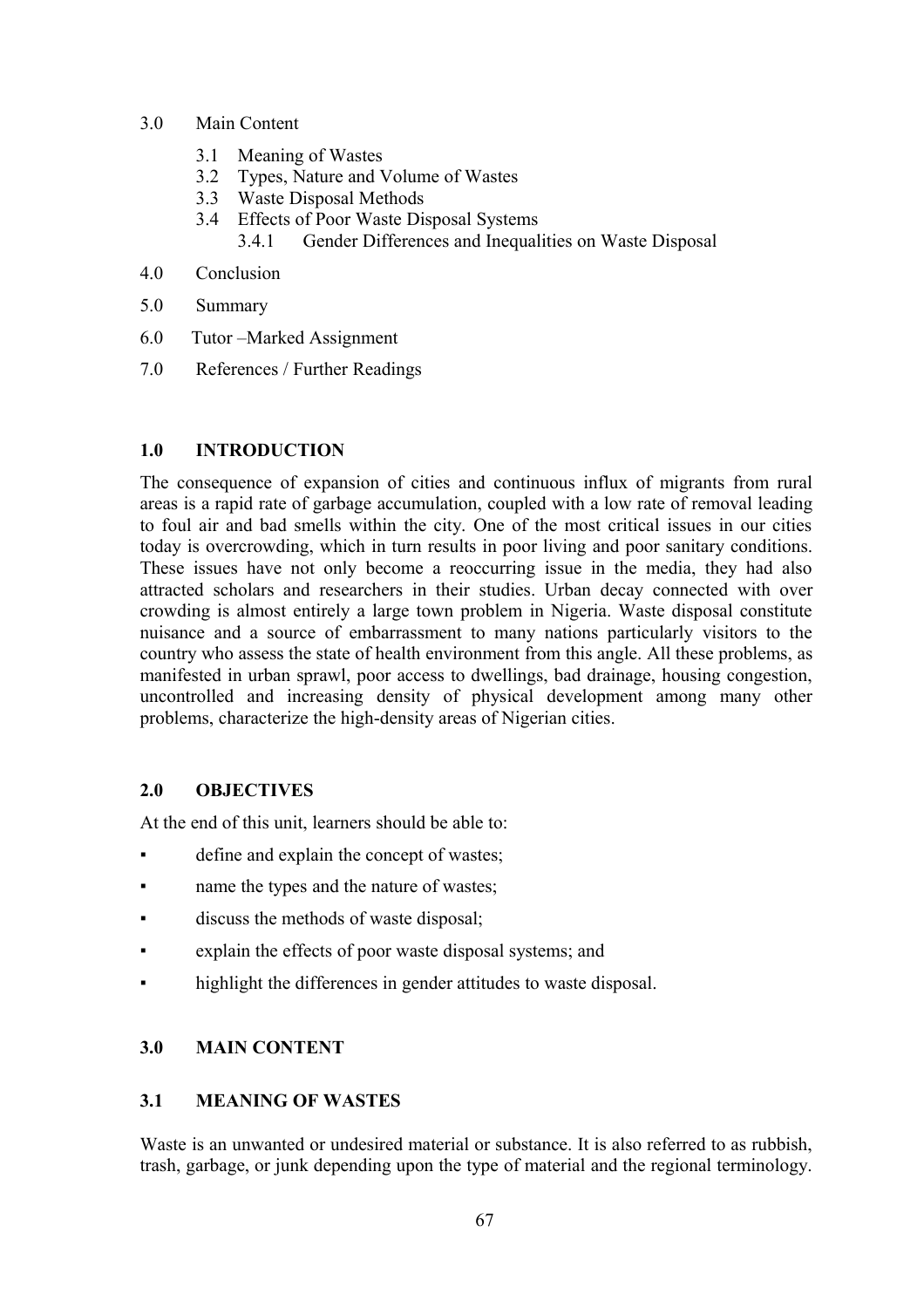3.0 Main Content

- 3.1 Meaning of Wastes
- 3.2 Types, Nature and Volume of Wastes
- 3.3 Waste Disposal Methods
- 3.4 Effects of Poor Waste Disposal Systems
  - 3.4.1 Gender Differences and Inequalities on Waste Disposal

4.0 Conclusion

5.0 Summary

6.0 Tutor –Marked Assignment

7.0 References / Further Readings

## 1.0 INTRODUCTION

The consequence of expansion of cities and continuous influx of migrants from rural areas is a rapid rate of garbage accumulation, coupled with a low rate of removal leading to foul air and bad smells within the city. One of the most critical issues in our cities today is overcrowding, which in turn results in poor living and poor sanitary conditions. These issues have not only become a reoccurring issue in the media, they had also attracted scholars and researchers in their studies. Urban decay connected with over crowding is almost entirely a large town problem in Nigeria. Waste disposal constitute nuisance and a source of embarrassment to many nations particularly visitors to the country who assess the state of health environment from this angle. All these problems, as manifested in urban sprawl, poor access to dwellings, bad drainage, housing congestion, uncontrolled and increasing density of physical development among many other problems, characterize the high-density areas of Nigerian cities.

## 2.0 OBJECTIVES

At the end of this unit, learners should be able to:

- define and explain the concept of wastes;
- name the types and the nature of wastes;
- discuss the methods of waste disposal;
- explain the effects of poor waste disposal systems; and
- highlight the differences in gender attitudes to waste disposal.

## 3.0 MAIN CONTENT

### 3.1 MEANING OF WASTES

Waste is an unwanted or undesired material or substance. It is also referred to as rubbish, trash, garbage, or junk depending upon the type of material and the regional terminology.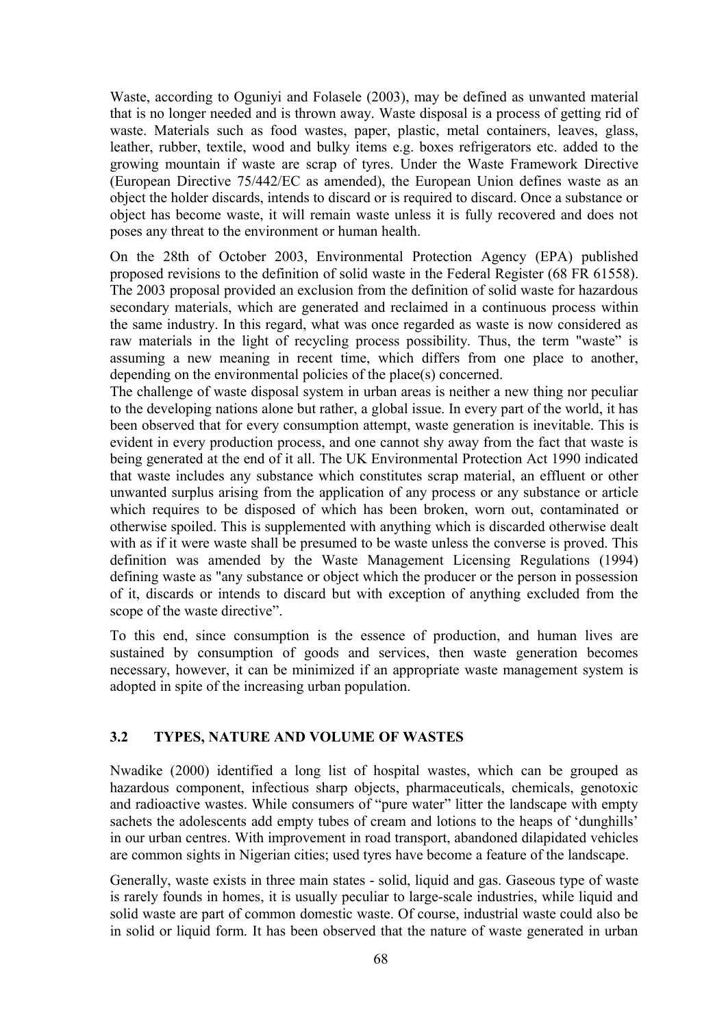Waste, according to Oguniyi and Folasele (2003), may be defined as unwanted material that is no longer needed and is thrown away. Waste disposal is a process of getting rid of waste. Materials such as food wastes, paper, plastic, metal containers, leaves, glass, leather, rubber, textile, wood and bulky items e.g. boxes refrigerators etc. added to the growing mountain if waste are scrap of tyres. Under the Waste Framework Directive (European Directive 75/442/EC as amended), the European Union defines waste as an object the holder discards, intends to discard or is required to discard. Once a substance or object has become waste, it will remain waste unless it is fully recovered and does not poses any threat to the environment or human health.

On the 28th of October 2003, Environmental Protection Agency (EPA) published proposed revisions to the definition of solid waste in the Federal Register (68 FR 61558). The 2003 proposal provided an exclusion from the definition of solid waste for hazardous secondary materials, which are generated and reclaimed in a continuous process within the same industry. In this regard, what was once regarded as waste is now considered as raw materials in the light of recycling process possibility. Thus, the term "waste" is assuming a new meaning in recent time, which differs from one place to another, depending on the environmental policies of the place(s) concerned.

The challenge of waste disposal system in urban areas is neither a new thing nor peculiar to the developing nations alone but rather, a global issue. In every part of the world, it has been observed that for every consumption attempt, waste generation is inevitable. This is evident in every production process, and one cannot shy away from the fact that waste is being generated at the end of it all. The UK Environmental Protection Act 1990 indicated that waste includes any substance which constitutes scrap material, an effluent or other unwanted surplus arising from the application of any process or any substance or article which requires to be disposed of which has been broken, worn out, contaminated or otherwise spoiled. This is supplemented with anything which is discarded otherwise dealt with as if it were waste shall be presumed to be waste unless the converse is proved. This definition was amended by the Waste Management Licensing Regulations (1994) defining waste as "any substance or object which the producer or the person in possession of it, discards or intends to discard but with exception of anything excluded from the scope of the waste directive".

To this end, since consumption is the essence of production, and human lives are sustained by consumption of goods and services, then waste generation becomes necessary, however, it can be minimized if an appropriate waste management system is adopted in spite of the increasing urban population.

### 3.2 TYPES, NATURE AND VOLUME OF WASTES

Nwadike (2000) identified a long list of hospital wastes, which can be grouped as hazardous component, infectious sharp objects, pharmaceuticals, chemicals, genotoxic and radioactive wastes. While consumers of "pure water" litter the landscape with empty sachets the adolescents add empty tubes of cream and lotions to the heaps of 'dunghills' in our urban centres. With improvement in road transport, abandoned dilapidated vehicles are common sights in Nigerian cities; used tyres have become a feature of the landscape.

Generally, waste exists in three main states - solid, liquid and gas. Gaseous type of waste is rarely founds in homes, it is usually peculiar to large-scale industries, while liquid and solid waste are part of common domestic waste. Of course, industrial waste could also be in solid or liquid form. It has been observed that the nature of waste generated in urban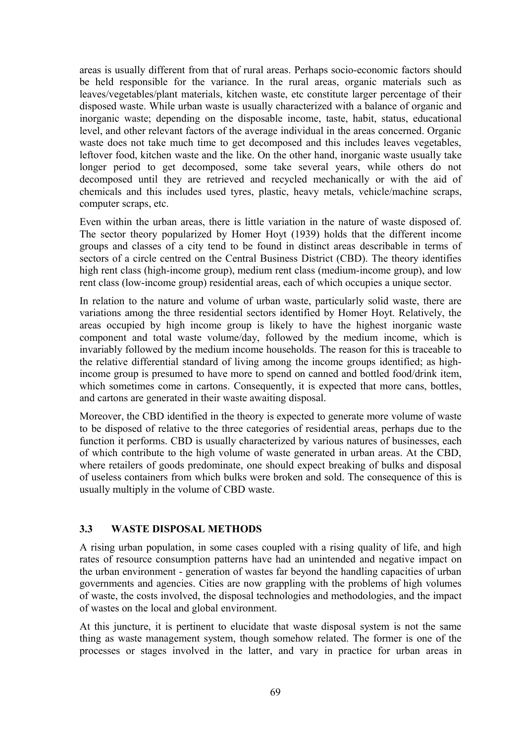areas is usually different from that of rural areas. Perhaps socio-economic factors should be held responsible for the variance. In the rural areas, organic materials such as leaves/vegetables/plant materials, kitchen waste, etc constitute larger percentage of their disposed waste. While urban waste is usually characterized with a balance of organic and inorganic waste; depending on the disposable income, taste, habit, status, educational level, and other relevant factors of the average individual in the areas concerned. Organic waste does not take much time to get decomposed and this includes leaves vegetables, leftover food, kitchen waste and the like. On the other hand, inorganic waste usually take longer period to get decomposed, some take several years, while others do not decomposed until they are retrieved and recycled mechanically or with the aid of chemicals and this includes used tyres, plastic, heavy metals, vehicle/machine scraps, computer scraps, etc.

Even within the urban areas, there is little variation in the nature of waste disposed of. The sector theory popularized by Homer Hoyt (1939) holds that the different income groups and classes of a city tend to be found in distinct areas describable in terms of sectors of a circle centred on the Central Business District (CBD). The theory identifies high rent class (high-income group), medium rent class (medium-income group), and low rent class (low-income group) residential areas, each of which occupies a unique sector.

In relation to the nature and volume of urban waste, particularly solid waste, there are variations among the three residential sectors identified by Homer Hoyt. Relatively, the areas occupied by high income group is likely to have the highest inorganic waste component and total waste volume/day, followed by the medium income, which is invariably followed by the medium income households. The reason for this is traceable to the relative differential standard of living among the income groups identified; as high-income group is presumed to have more to spend on canned and bottled food/drink item, which sometimes come in cartons. Consequently, it is expected that more cans, bottles, and cartons are generated in their waste awaiting disposal.

Moreover, the CBD identified in the theory is expected to generate more volume of waste to be disposed of relative to the three categories of residential areas, perhaps due to the function it performs. CBD is usually characterized by various natures of businesses, each of which contribute to the high volume of waste generated in urban areas. At the CBD, where retailers of goods predominate, one should expect breaking of bulks and disposal of useless containers from which bulks were broken and sold. The consequence of this is usually multiply in the volume of CBD waste.

### 3.3 WASTE DISPOSAL METHODS

A rising urban population, in some cases coupled with a rising quality of life, and high rates of resource consumption patterns have had an unintended and negative impact on the urban environment - generation of wastes far beyond the handling capacities of urban governments and agencies. Cities are now grappling with the problems of high volumes of waste, the costs involved, the disposal technologies and methodologies, and the impact of wastes on the local and global environment.

At this juncture, it is pertinent to elucidate that waste disposal system is not the same thing as waste management system, though somehow related. The former is one of the processes or stages involved in the latter, and vary in practice for urban areas in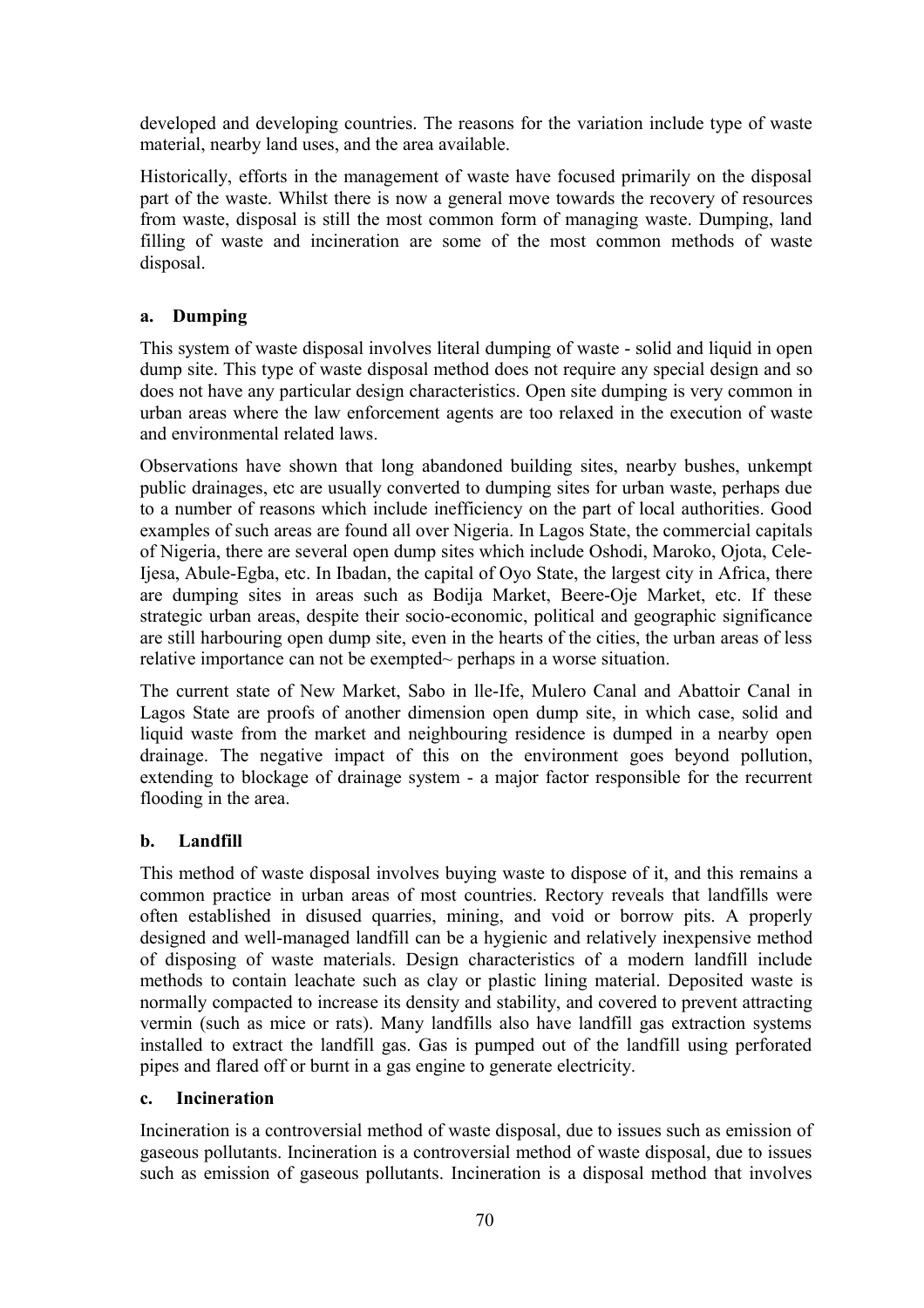developed and developing countries. The reasons for the variation include type of waste material, nearby land uses, and the area available.

Historically, efforts in the management of waste have focused primarily on the disposal part of the waste. Whilst there is now a general move towards the recovery of resources from waste, disposal is still the most common form of managing waste. Dumping, land filling of waste and incineration are some of the most common methods of waste disposal.

### a. Dumping

This system of waste disposal involves literal dumping of waste - solid and liquid in open dump site. This type of waste disposal method does not require any special design and so does not have any particular design characteristics. Open site dumping is very common in urban areas where the law enforcement agents are too relaxed in the execution of waste and environmental related laws.

Observations have shown that long abandoned building sites, nearby bushes, unkempt public drainages, etc are usually converted to dumping sites for urban waste, perhaps due to a number of reasons which include inefficiency on the part of local authorities. Good examples of such areas are found all over Nigeria. In Lagos State, the commercial capitals of Nigeria, there are several open dump sites which include Oshodi, Maroko, Ojota, Cele-Ijesa, Abule-Egba, etc. In Ibadan, the capital of Oyo State, the largest city in Africa, there are dumping sites in areas such as Bodija Market, Beere-Oje Market, etc. If these strategic urban areas, despite their socio-economic, political and geographic significance are still harbouring open dump site, even in the hearts of the cities, the urban areas of less relative importance can not be exempted~ perhaps in a worse situation.

The current state of New Market, Sabo in lle-Ife, Mulero Canal and Abattoir Canal in Lagos State are proofs of another dimension open dump site, in which case, solid and liquid waste from the market and neighbouring residence is dumped in a nearby open drainage. The negative impact of this on the environment goes beyond pollution, extending to blockage of drainage system - a major factor responsible for the recurrent flooding in the area.

### b. Landfill

This method of waste disposal involves buying waste to dispose of it, and this remains a common practice in urban areas of most countries. Rectory reveals that landfills were often established in disused quarries, mining, and void or borrow pits. A properly designed and well-managed landfill can be a hygienic and relatively inexpensive method of disposing of waste materials. Design characteristics of a modern landfill include methods to contain leachate such as clay or plastic lining material. Deposited waste is normally compacted to increase its density and stability, and covered to prevent attracting vermin (such as mice or rats). Many landfills also have landfill gas extraction systems installed to extract the landfill gas. Gas is pumped out of the landfill using perforated pipes and flared off or burnt in a gas engine to generate electricity.

### c. Incineration

Incineration is a controversial method of waste disposal, due to issues such as emission of gaseous pollutants. Incineration is a controversial method of waste disposal, due to issues such as emission of gaseous pollutants. Incineration is a disposal method that involves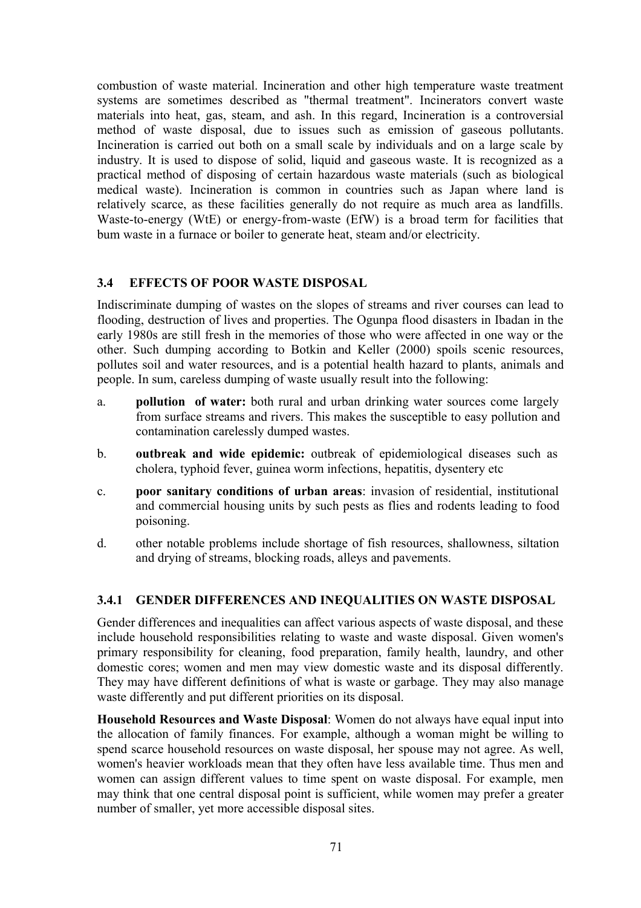combustion of waste material. Incineration and other high temperature waste treatment systems are sometimes described as "thermal treatment". Incinerators convert waste materials into heat, gas, steam, and ash. In this regard, Incineration is a controversial method of waste disposal, due to issues such as emission of gaseous pollutants. Incineration is carried out both on a small scale by individuals and on a large scale by industry. It is used to dispose of solid, liquid and gaseous waste. It is recognized as a practical method of disposing of certain hazardous waste materials (such as biological medical waste). Incineration is common in countries such as Japan where land is relatively scarce, as these facilities generally do not require as much area as landfills. Waste-to-energy (WtE) or energy-from-waste (EfW) is a broad term for facilities that bum waste in a furnace or boiler to generate heat, steam and/or electricity.

### 3.4 EFFECTS OF POOR WASTE DISPOSAL

Indiscriminate dumping of wastes on the slopes of streams and river courses can lead to flooding, destruction of lives and properties. The Ogunpa flood disasters in Ibadan in the early 1980s are still fresh in the memories of those who were affected in one way or the other. Such dumping according to Botkin and Keller (2000) spoils scenic resources, pollutes soil and water resources, and is a potential health hazard to plants, animals and people. In sum, careless dumping of waste usually result into the following:

a. **pollution of water:** both rural and urban drinking water sources come largely from surface streams and rivers. This makes the susceptible to easy pollution and contamination carelessly dumped wastes.

b. **outbreak and wide epidemic:** outbreak of epidemiological diseases such as cholera, typhoid fever, guinea worm infections, hepatitis, dysentery etc

c. **poor sanitary conditions of urban areas**: invasion of residential, institutional and commercial housing units by such pests as flies and rodents leading to food poisoning.

d. other notable problems include shortage of fish resources, shallowness, siltation and drying of streams, blocking roads, alleys and pavements.

#### 3.4.1 GENDER DIFFERENCES AND INEQUALITIES ON WASTE DISPOSAL

Gender differences and inequalities can affect various aspects of waste disposal, and these include household responsibilities relating to waste and waste disposal. Given women's primary responsibility for cleaning, food preparation, family health, laundry, and other domestic cores; women and men may view domestic waste and its disposal differently. They may have different definitions of what is waste or garbage. They may also manage waste differently and put different priorities on its disposal.

**Household Resources and Waste Disposal**: Women do not always have equal input into the allocation of family finances. For example, although a woman might be willing to spend scarce household resources on waste disposal, her spouse may not agree. As well, women's heavier workloads mean that they often have less available time. Thus men and women can assign different values to time spent on waste disposal. For example, men may think that one central disposal point is sufficient, while women may prefer a greater number of smaller, yet more accessible disposal sites.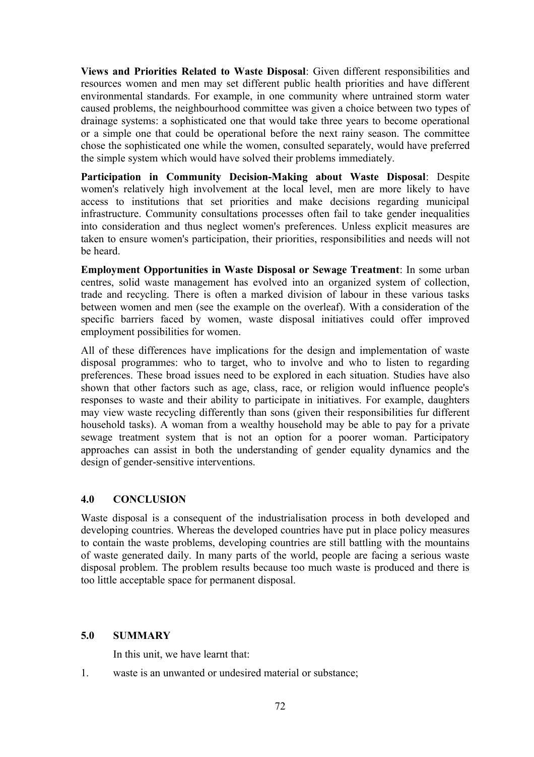**Views and Priorities Related to Waste Disposal**: Given different responsibilities and resources women and men may set different public health priorities and have different environmental standards. For example, in one community where untrained storm water caused problems, the neighbourhood committee was given a choice between two types of drainage systems: a sophisticated one that would take three years to become operational or a simple one that could be operational before the next rainy season. The committee chose the sophisticated one while the women, consulted separately, would have preferred the simple system which would have solved their problems immediately.

**Participation in Community Decision-Making about Waste Disposal**: Despite women's relatively high involvement at the local level, men are more likely to have access to institutions that set priorities and make decisions regarding municipal infrastructure. Community consultations processes often fail to take gender inequalities into consideration and thus neglect women's preferences. Unless explicit measures are taken to ensure women's participation, their priorities, responsibilities and needs will not be heard.

**Employment Opportunities in Waste Disposal or Sewage Treatment**: In some urban centres, solid waste management has evolved into an organized system of collection, trade and recycling. There is often a marked division of labour in these various tasks between women and men (see the example on the overleaf). With a consideration of the specific barriers faced by women, waste disposal initiatives could offer improved employment possibilities for women.

All of these differences have implications for the design and implementation of waste disposal programmes: who to target, who to involve and who to listen to regarding preferences. These broad issues need to be explored in each situation. Studies have also shown that other factors such as age, class, race, or religion would influence people's responses to waste and their ability to participate in initiatives. For example, daughters may view waste recycling differently than sons (given their responsibilities fur different household tasks). A woman from a wealthy household may be able to pay for a private sewage treatment system that is not an option for a poorer woman. Participatory approaches can assist in both the understanding of gender equality dynamics and the design of gender-sensitive interventions.

## 4.0 CONCLUSION

Waste disposal is a consequent of the industrialisation process in both developed and developing countries. Whereas the developed countries have put in place policy measures to contain the waste problems, developing countries are still battling with the mountains of waste generated daily. In many parts of the world, people are facing a serious waste disposal problem. The problem results because too much waste is produced and there is too little acceptable space for permanent disposal.

## 5.0 SUMMARY

In this unit, we have learnt that:

1. waste is an unwanted or undesired material or substance;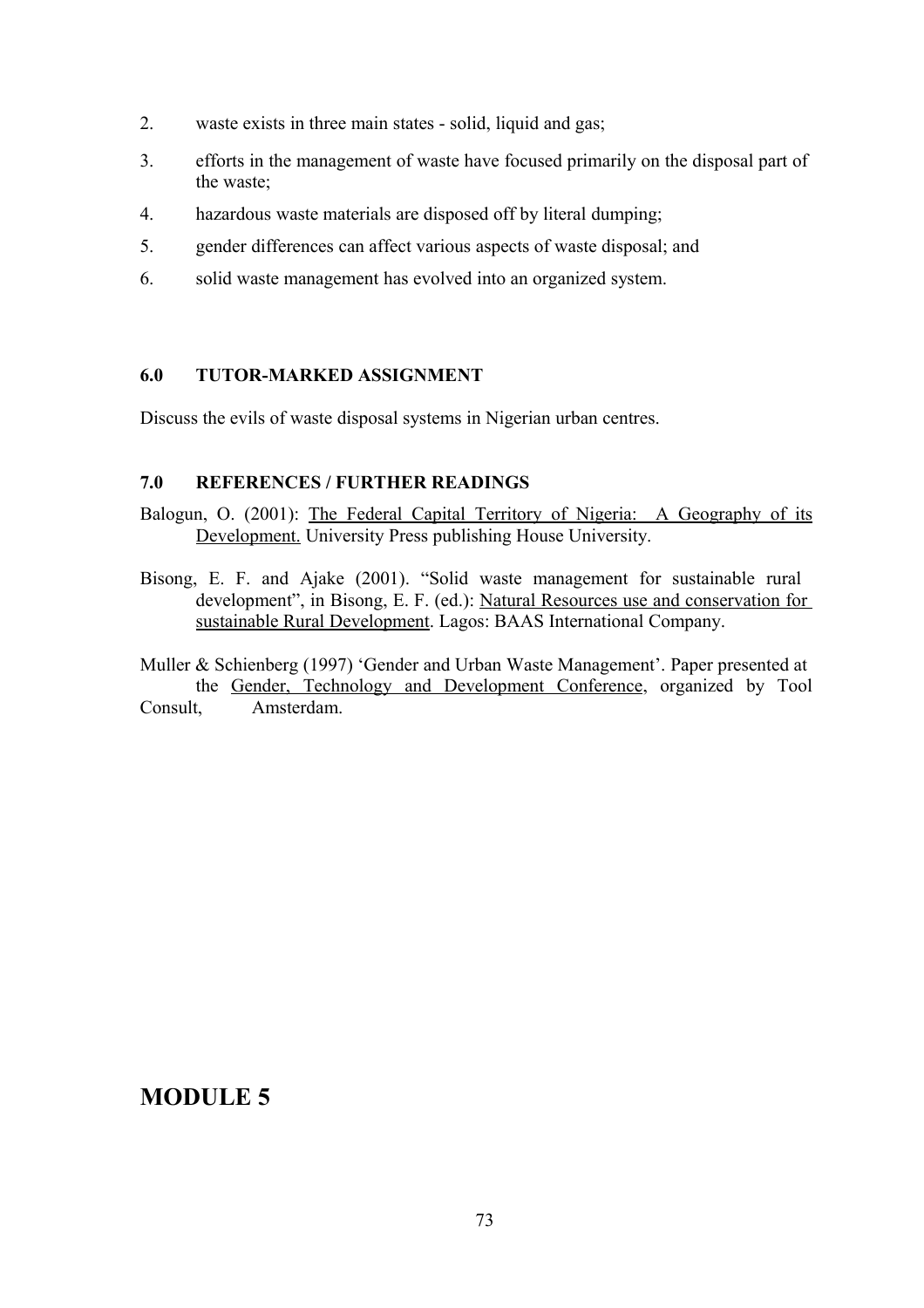2. waste exists in three main states - solid, liquid and gas;
3. efforts in the management of waste have focused primarily on the disposal part of the waste;
4. hazardous waste materials are disposed off by literal dumping;
5. gender differences can affect various aspects of waste disposal; and
6. solid waste management has evolved into an organized system.

## 6.0 TUTOR-MARKED ASSIGNMENT

Discuss the evils of waste disposal systems in Nigerian urban centres.

## 7.0 REFERENCES / FURTHER READINGS

Balogun, O. (2001): The Federal Capital Territory of Nigeria: A Geography of its Development. University Press publishing House University.

Bisong, E. F. and Ajake (2001). "Solid waste management for sustainable rural development", in Bisong, E. F. (ed.): Natural Resources use and conservation for sustainable Rural Development. Lagos: BAAS International Company.

Muller & Schienberg (1997) 'Gender and Urban Waste Management'. Paper presented at the Gender, Technology and Development Conference, organized by Tool Consult, Amsterdam.

# MODULE 5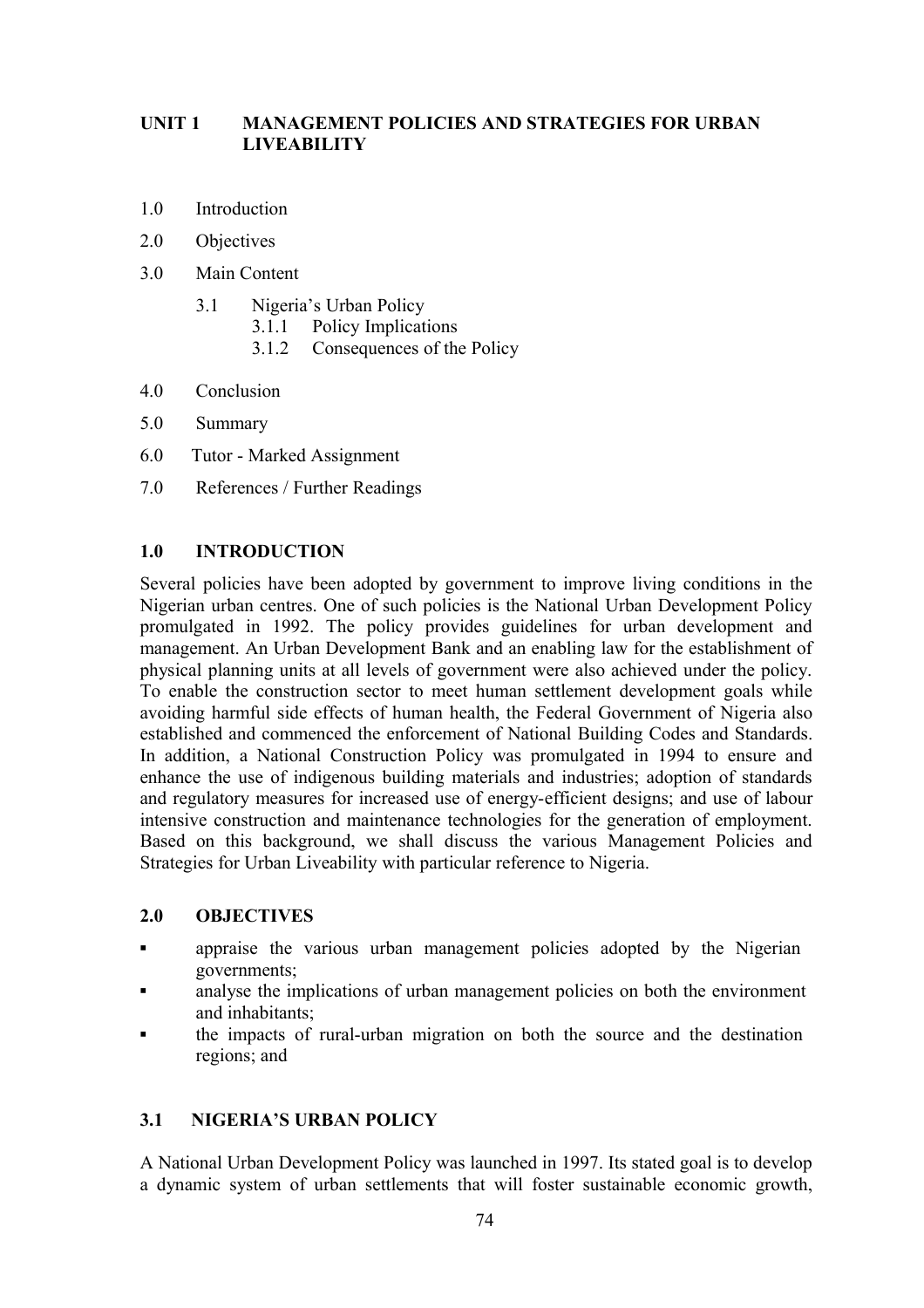## UNIT 1 MANAGEMENT POLICIES AND STRATEGIES FOR URBAN LIVEABILITY

1.0 Introduction

2.0 Objectives

3.0 Main Content

- 3.1 Nigeria's Urban Policy
  - 3.1.1 Policy Implications
  - 3.1.2 Consequences of the Policy

4.0 Conclusion

5.0 Summary

6.0 Tutor - Marked Assignment

7.0 References / Further Readings

## 1.0 INTRODUCTION

Several policies have been adopted by government to improve living conditions in the Nigerian urban centres. One of such policies is the National Urban Development Policy promulgated in 1992. The policy provides guidelines for urban development and management. An Urban Development Bank and an enabling law for the establishment of physical planning units at all levels of government were also achieved under the policy. To enable the construction sector to meet human settlement development goals while avoiding harmful side effects of human health, the Federal Government of Nigeria also established and commenced the enforcement of National Building Codes and Standards. In addition, a National Construction Policy was promulgated in 1994 to ensure and enhance the use of indigenous building materials and industries; adoption of standards and regulatory measures for increased use of energy-efficient designs; and use of labour intensive construction and maintenance technologies for the generation of employment. Based on this background, we shall discuss the various Management Policies and Strategies for Urban Liveability with particular reference to Nigeria.

## 2.0 OBJECTIVES

- appraise the various urban management policies adopted by the Nigerian governments;
- analyse the implications of urban management policies on both the environment and inhabitants;
- the impacts of rural-urban migration on both the source and the destination regions; and

## 3.1 NIGERIA'S URBAN POLICY

A National Urban Development Policy was launched in 1997. Its stated goal is to develop a dynamic system of urban settlements that will foster sustainable economic growth,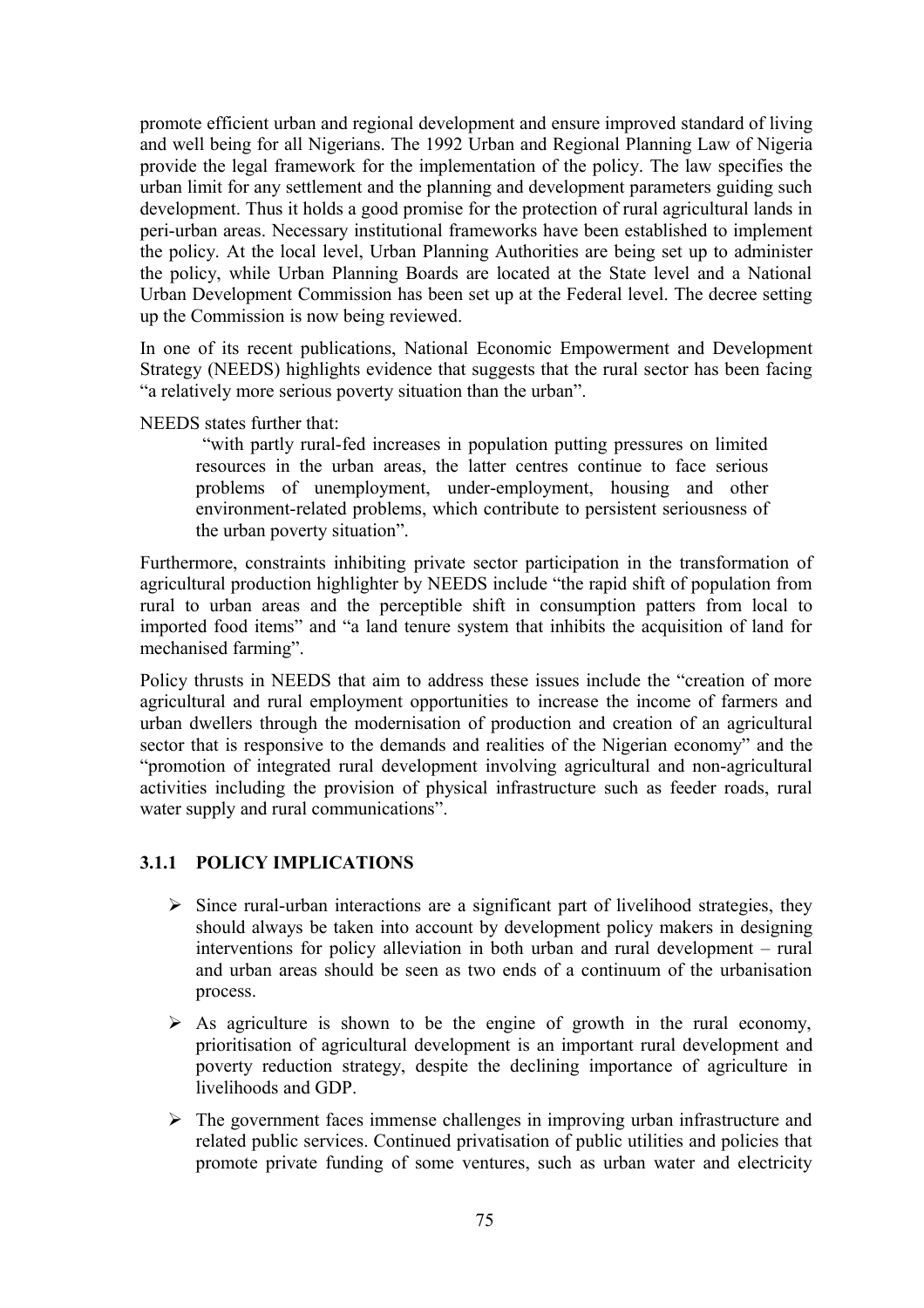promote efficient urban and regional development and ensure improved standard of living and well being for all Nigerians. The 1992 Urban and Regional Planning Law of Nigeria provide the legal framework for the implementation of the policy. The law specifies the urban limit for any settlement and the planning and development parameters guiding such development. Thus it holds a good promise for the protection of rural agricultural lands in peri-urban areas. Necessary institutional frameworks have been established to implement the policy. At the local level, Urban Planning Authorities are being set up to administer the policy, while Urban Planning Boards are located at the State level and a National Urban Development Commission has been set up at the Federal level. The decree setting up the Commission is now being reviewed.

In one of its recent publications, National Economic Empowerment and Development Strategy (NEEDS) highlights evidence that suggests that the rural sector has been facing "a relatively more serious poverty situation than the urban".

NEEDS states further that:

> "with partly rural-fed increases in population putting pressures on limited resources in the urban areas, the latter centres continue to face serious problems of unemployment, under-employment, housing and other environment-related problems, which contribute to persistent seriousness of the urban poverty situation".

Furthermore, constraints inhibiting private sector participation in the transformation of agricultural production highlighter by NEEDS include "the rapid shift of population from rural to urban areas and the perceptible shift in consumption patters from local to imported food items" and "a land tenure system that inhibits the acquisition of land for mechanised farming".

Policy thrusts in NEEDS that aim to address these issues include the "creation of more agricultural and rural employment opportunities to increase the income of farmers and urban dwellers through the modernisation of production and creation of an agricultural sector that is responsive to the demands and realities of the Nigerian economy" and the "promotion of integrated rural development involving agricultural and non-agricultural activities including the provision of physical infrastructure such as feeder roads, rural water supply and rural communications".

### 3.1.1 POLICY IMPLICATIONS

- Since rural-urban interactions are a significant part of livelihood strategies, they should always be taken into account by development policy makers in designing interventions for policy alleviation in both urban and rural development – rural and urban areas should be seen as two ends of a continuum of the urbanisation process.
- As agriculture is shown to be the engine of growth in the rural economy, prioritisation of agricultural development is an important rural development and poverty reduction strategy, despite the declining importance of agriculture in livelihoods and GDP.
- The government faces immense challenges in improving urban infrastructure and related public services. Continued privatisation of public utilities and policies that promote private funding of some ventures, such as urban water and electricity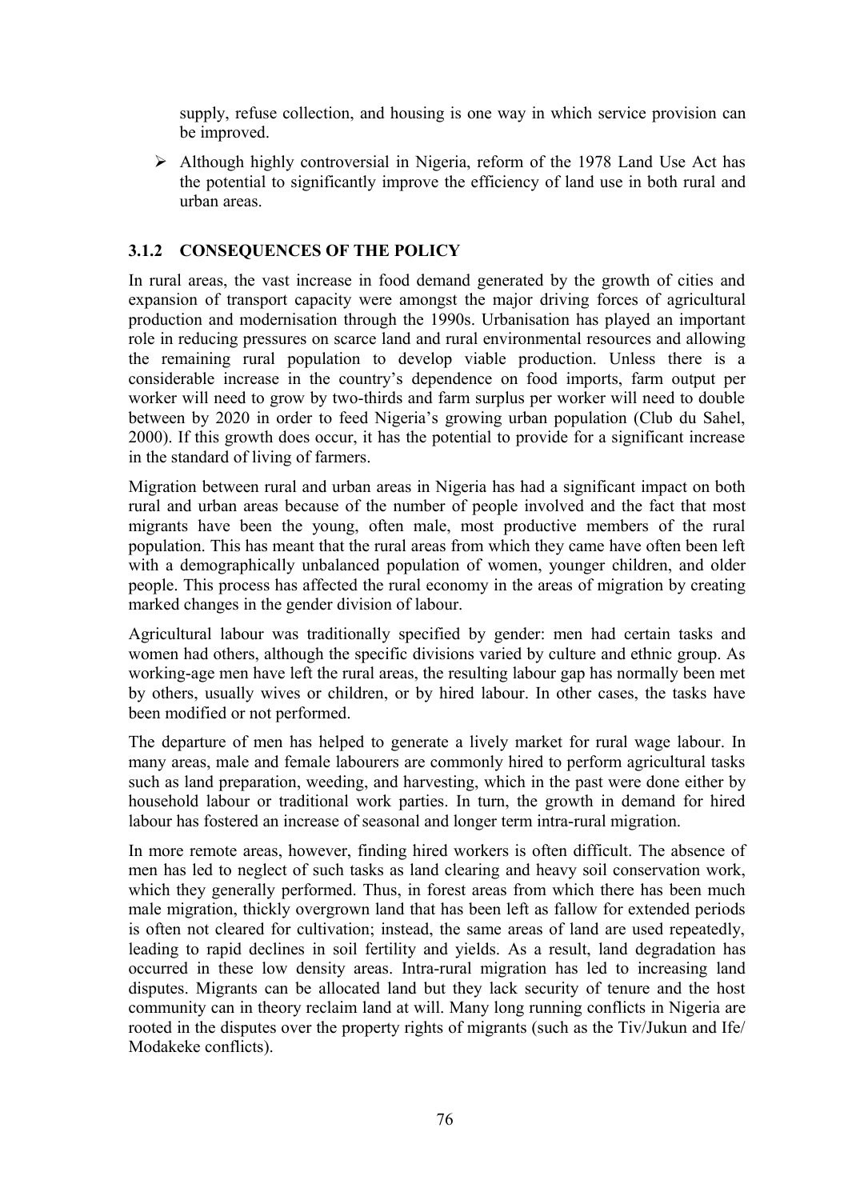supply, refuse collection, and housing is one way in which service provision can be improved.

- Although highly controversial in Nigeria, reform of the 1978 Land Use Act has the potential to significantly improve the efficiency of land use in both rural and urban areas.

### 3.1.2 CONSEQUENCES OF THE POLICY

In rural areas, the vast increase in food demand generated by the growth of cities and expansion of transport capacity were amongst the major driving forces of agricultural production and modernisation through the 1990s. Urbanisation has played an important role in reducing pressures on scarce land and rural environmental resources and allowing the remaining rural population to develop viable production. Unless there is a considerable increase in the country's dependence on food imports, farm output per worker will need to grow by two-thirds and farm surplus per worker will need to double between by 2020 in order to feed Nigeria's growing urban population (Club du Sahel, 2000). If this growth does occur, it has the potential to provide for a significant increase in the standard of living of farmers.

Migration between rural and urban areas in Nigeria has had a significant impact on both rural and urban areas because of the number of people involved and the fact that most migrants have been the young, often male, most productive members of the rural population. This has meant that the rural areas from which they came have often been left with a demographically unbalanced population of women, younger children, and older people. This process has affected the rural economy in the areas of migration by creating marked changes in the gender division of labour.

Agricultural labour was traditionally specified by gender: men had certain tasks and women had others, although the specific divisions varied by culture and ethnic group. As working-age men have left the rural areas, the resulting labour gap has normally been met by others, usually wives or children, or by hired labour. In other cases, the tasks have been modified or not performed.

The departure of men has helped to generate a lively market for rural wage labour. In many areas, male and female labourers are commonly hired to perform agricultural tasks such as land preparation, weeding, and harvesting, which in the past were done either by household labour or traditional work parties. In turn, the growth in demand for hired labour has fostered an increase of seasonal and longer term intra-rural migration.

In more remote areas, however, finding hired workers is often difficult. The absence of men has led to neglect of such tasks as land clearing and heavy soil conservation work, which they generally performed. Thus, in forest areas from which there has been much male migration, thickly overgrown land that has been left as fallow for extended periods is often not cleared for cultivation; instead, the same areas of land are used repeatedly, leading to rapid declines in soil fertility and yields. As a result, land degradation has occurred in these low density areas. Intra-rural migration has led to increasing land disputes. Migrants can be allocated land but they lack security of tenure and the host community can in theory reclaim land at will. Many long running conflicts in Nigeria are rooted in the disputes over the property rights of migrants (such as the Tiv/Jukun and Ife/ Modakeke conflicts).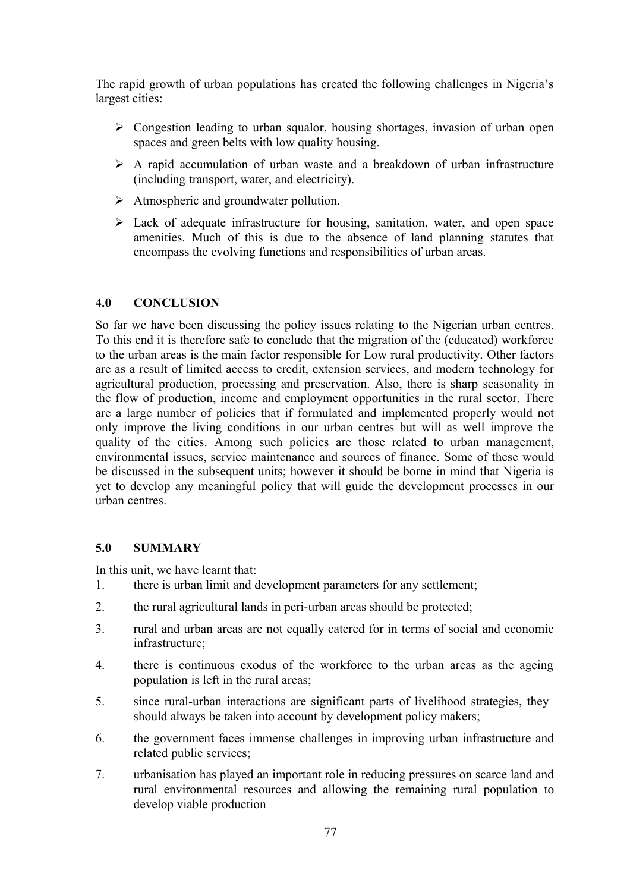The rapid growth of urban populations has created the following challenges in Nigeria's largest cities:

- Congestion leading to urban squalor, housing shortages, invasion of urban open spaces and green belts with low quality housing.
- A rapid accumulation of urban waste and a breakdown of urban infrastructure (including transport, water, and electricity).
- Atmospheric and groundwater pollution.
- Lack of adequate infrastructure for housing, sanitation, water, and open space amenities. Much of this is due to the absence of land planning statutes that encompass the evolving functions and responsibilities of urban areas.

## 4.0 CONCLUSION

So far we have been discussing the policy issues relating to the Nigerian urban centres. To this end it is therefore safe to conclude that the migration of the (educated) workforce to the urban areas is the main factor responsible for Low rural productivity. Other factors are as a result of limited access to credit, extension services, and modern technology for agricultural production, processing and preservation. Also, there is sharp seasonality in the flow of production, income and employment opportunities in the rural sector. There are a large number of policies that if formulated and implemented properly would not only improve the living conditions in our urban centres but will as well improve the quality of the cities. Among such policies are those related to urban management, environmental issues, service maintenance and sources of finance. Some of these would be discussed in the subsequent units; however it should be borne in mind that Nigeria is yet to develop any meaningful policy that will guide the development processes in our urban centres.

## 5.0 SUMMARY

In this unit, we have learnt that:

1. there is urban limit and development parameters for any settlement;
2. the rural agricultural lands in peri-urban areas should be protected;
3. rural and urban areas are not equally catered for in terms of social and economic infrastructure;
4. there is continuous exodus of the workforce to the urban areas as the ageing population is left in the rural areas;
5. since rural-urban interactions are significant parts of livelihood strategies, they should always be taken into account by development policy makers;
6. the government faces immense challenges in improving urban infrastructure and related public services;
7. urbanisation has played an important role in reducing pressures on scarce land and rural environmental resources and allowing the remaining rural population to develop viable production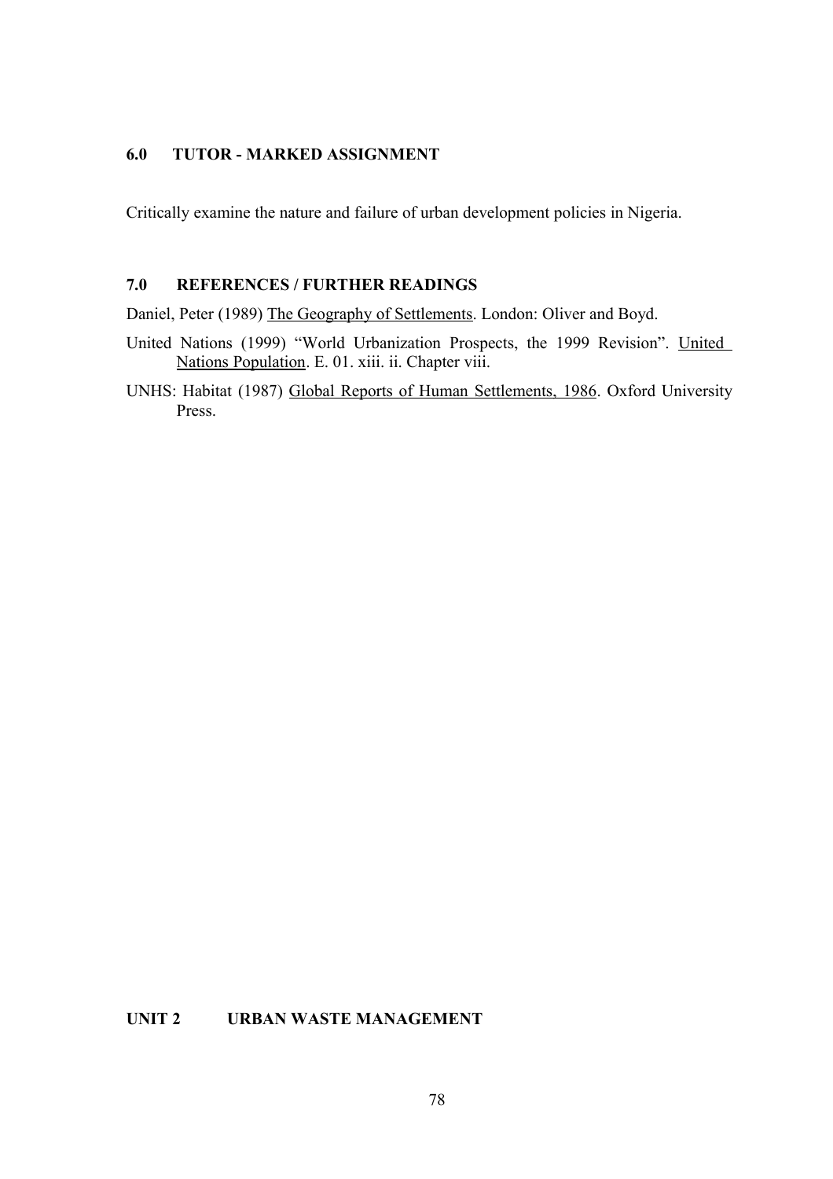## 6.0 TUTOR - MARKED ASSIGNMENT

Critically examine the nature and failure of urban development policies in Nigeria.

## 7.0 REFERENCES / FURTHER READINGS

Daniel, Peter (1989) The Geography of Settlements. London: Oliver and Boyd.

United Nations (1999) "World Urbanization Prospects, the 1999 Revision". United Nations Population. E. 01. xiii. ii. Chapter viii.

UNHS: Habitat (1987) Global Reports of Human Settlements, 1986. Oxford University Press.

# UNIT 2 URBAN WASTE MANAGEMENT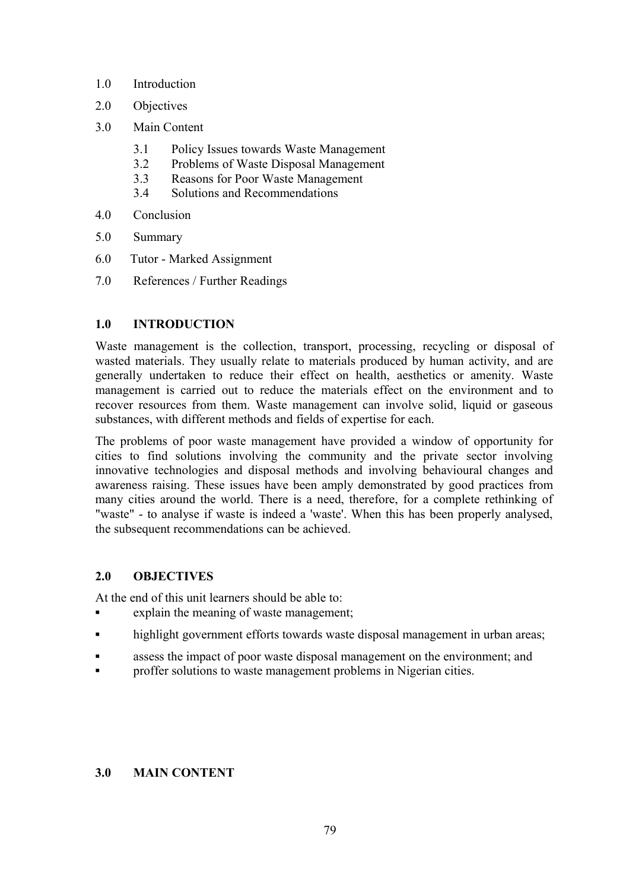1.0 Introduction

2.0 Objectives

3.0 Main Content

    3.1 Policy Issues towards Waste Management
    3.2 Problems of Waste Disposal Management
    3.3 Reasons for Poor Waste Management
    3.4 Solutions and Recommendations

4.0 Conclusion

5.0 Summary

6.0 Tutor - Marked Assignment

7.0 References / Further Readings

## 1.0 INTRODUCTION

Waste management is the collection, transport, processing, recycling or disposal of wasted materials. They usually relate to materials produced by human activity, and are generally undertaken to reduce their effect on health, aesthetics or amenity. Waste management is carried out to reduce the materials effect on the environment and to recover resources from them. Waste management can involve solid, liquid or gaseous substances, with different methods and fields of expertise for each.

The problems of poor waste management have provided a window of opportunity for cities to find solutions involving the community and the private sector involving innovative technologies and disposal methods and involving behavioural changes and awareness raising. These issues have been amply demonstrated by good practices from many cities around the world. There is a need, therefore, for a complete rethinking of "waste" - to analyse if waste is indeed a 'waste'. When this has been properly analysed, the subsequent recommendations can be achieved.

## 2.0 OBJECTIVES

At the end of this unit learners should be able to:

- explain the meaning of waste management;
- highlight government efforts towards waste disposal management in urban areas;
- assess the impact of poor waste disposal management on the environment; and
- proffer solutions to waste management problems in Nigerian cities.

## 3.0 MAIN CONTENT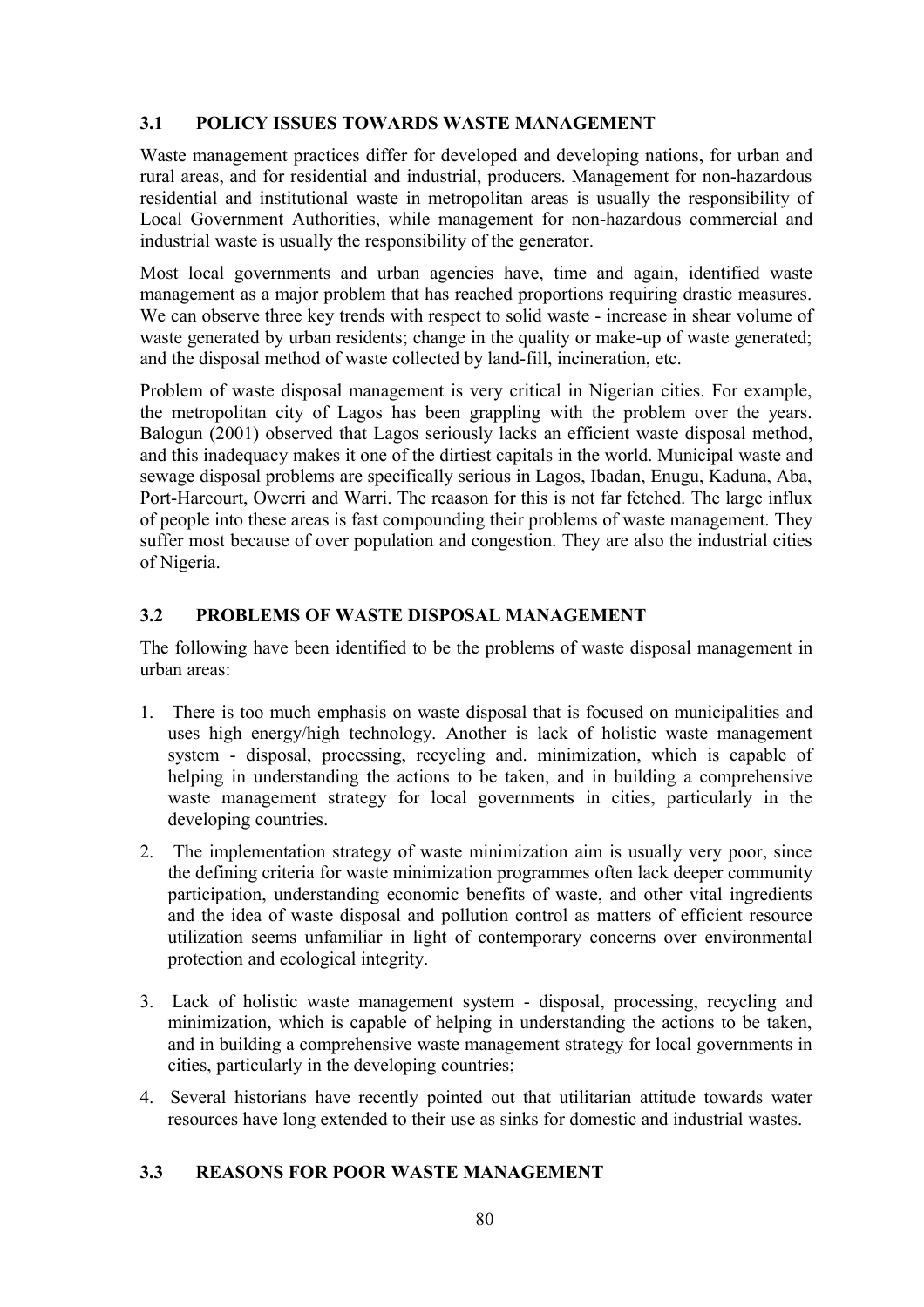### 3.1 POLICY ISSUES TOWARDS WASTE MANAGEMENT

Waste management practices differ for developed and developing nations, for urban and rural areas, and for residential and industrial, producers. Management for non-hazardous residential and institutional waste in metropolitan areas is usually the responsibility of Local Government Authorities, while management for non-hazardous commercial and industrial waste is usually the responsibility of the generator.

Most local governments and urban agencies have, time and again, identified waste management as a major problem that has reached proportions requiring drastic measures. We can observe three key trends with respect to solid waste - increase in shear volume of waste generated by urban residents; change in the quality or make-up of waste generated; and the disposal method of waste collected by land-fill, incineration, etc.

Problem of waste disposal management is very critical in Nigerian cities. For example, the metropolitan city of Lagos has been grappling with the problem over the years. Balogun (2001) observed that Lagos seriously lacks an efficient waste disposal method, and this inadequacy makes it one of the dirtiest capitals in the world. Municipal waste and sewage disposal problems are specifically serious in Lagos, Ibadan, Enugu, Kaduna, Aba, Port-Harcourt, Owerri and Warri. The reaason for this is not far fetched. The large influx of people into these areas is fast compounding their problems of waste management. They suffer most because of over population and congestion. They are also the industrial cities of Nigeria.

### 3.2 PROBLEMS OF WASTE DISPOSAL MANAGEMENT

The following have been identified to be the problems of waste disposal management in urban areas:

1. There is too much emphasis on waste disposal that is focused on municipalities and uses high energy/high technology. Another is lack of holistic waste management system - disposal, processing, recycling and. minimization, which is capable of helping in understanding the actions to be taken, and in building a comprehensive waste management strategy for local governments in cities, particularly in the developing countries.

2. The implementation strategy of waste minimization aim is usually very poor, since the defining criteria for waste minimization programmes often lack deeper community participation, understanding economic benefits of waste, and other vital ingredients and the idea of waste disposal and pollution control as matters of efficient resource utilization seems unfamiliar in light of contemporary concerns over environmental protection and ecological integrity.

3. Lack of holistic waste management system - disposal, processing, recycling and minimization, which is capable of helping in understanding the actions to be taken, and in building a comprehensive waste management strategy for local governments in cities, particularly in the developing countries;

4. Several historians have recently pointed out that utilitarian attitude towards water resources have long extended to their use as sinks for domestic and industrial wastes.

### 3.3 REASONS FOR POOR WASTE MANAGEMENT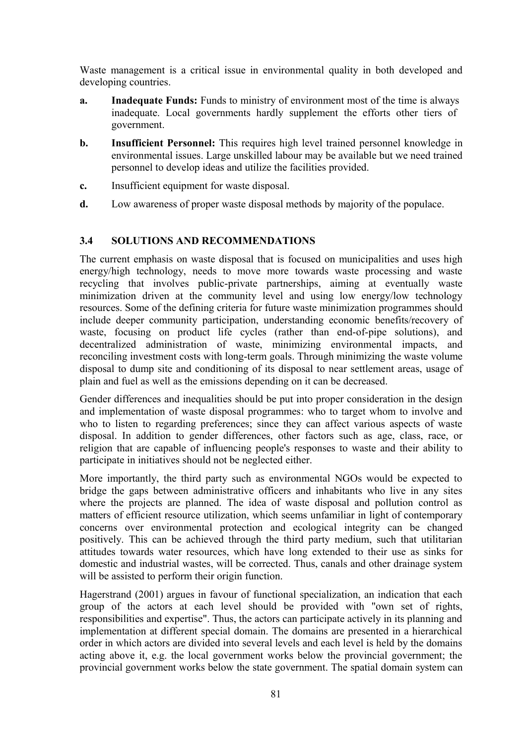Waste management is a critical issue in environmental quality in both developed and developing countries.

**a.** **Inadequate Funds:** Funds to ministry of environment most of the time is always inadequate. Local governments hardly supplement the efforts other tiers of government.

**b.** **Insufficient Personnel:** This requires high level trained personnel knowledge in environmental issues. Large unskilled labour may be available but we need trained personnel to develop ideas and utilize the facilities provided.

**c.** Insufficient equipment for waste disposal.

**d.** Low awareness of proper waste disposal methods by majority of the populace.

### 3.4 SOLUTIONS AND RECOMMENDATIONS

The current emphasis on waste disposal that is focused on municipalities and uses high energy/high technology, needs to move more towards waste processing and waste recycling that involves public-private partnerships, aiming at eventually waste minimization driven at the community level and using low energy/low technology resources. Some of the defining criteria for future waste minimization programmes should include deeper community participation, understanding economic benefits/recovery of waste, focusing on product life cycles (rather than end-of-pipe solutions), and decentralized administration of waste, minimizing environmental impacts, and reconciling investment costs with long-term goals. Through minimizing the waste volume disposal to dump site and conditioning of its disposal to near settlement areas, usage of plain and fuel as well as the emissions depending on it can be decreased.

Gender differences and inequalities should be put into proper consideration in the design and implementation of waste disposal programmes: who to target whom to involve and who to listen to regarding preferences; since they can affect various aspects of waste disposal. In addition to gender differences, other factors such as age, class, race, or religion that are capable of influencing people's responses to waste and their ability to participate in initiatives should not be neglected either.

More importantly, the third party such as environmental NGOs would be expected to bridge the gaps between administrative officers and inhabitants who live in any sites where the projects are planned. The idea of waste disposal and pollution control as matters of efficient resource utilization, which seems unfamiliar in light of contemporary concerns over environmental protection and ecological integrity can be changed positively. This can be achieved through the third party medium, such that utilitarian attitudes towards water resources, which have long extended to their use as sinks for domestic and industrial wastes, will be corrected. Thus, canals and other drainage system will be assisted to perform their origin function.

Hagerstrand (2001) argues in favour of functional specialization, an indication that each group of the actors at each level should be provided with "own set of rights, responsibilities and expertise". Thus, the actors can participate actively in its planning and implementation at different special domain. The domains are presented in a hierarchical order in which actors are divided into several levels and each level is held by the domains acting above it, e.g. the local government works below the provincial government; the provincial government works below the state government. The spatial domain system can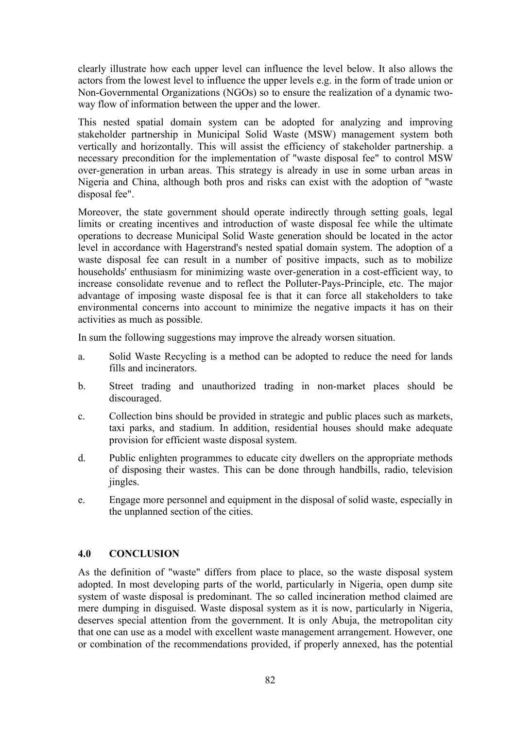clearly illustrate how each upper level can influence the level below. It also allows the actors from the lowest level to influence the upper levels e.g. in the form of trade union or Non-Governmental Organizations (NGOs) so to ensure the realization of a dynamic two-way flow of information between the upper and the lower.

This nested spatial domain system can be adopted for analyzing and improving stakeholder partnership in Municipal Solid Waste (MSW) management system both vertically and horizontally. This will assist the efficiency of stakeholder partnership. a necessary precondition for the implementation of "waste disposal fee" to control MSW over-generation in urban areas. This strategy is already in use in some urban areas in Nigeria and China, although both pros and risks can exist with the adoption of "waste disposal fee".

Moreover, the state government should operate indirectly through setting goals, legal limits or creating incentives and introduction of waste disposal fee while the ultimate operations to decrease Municipal Solid Waste generation should be located in the actor level in accordance with Hagerstrand's nested spatial domain system. The adoption of a waste disposal fee can result in a number of positive impacts, such as to mobilize households' enthusiasm for minimizing waste over-generation in a cost-efficient way, to increase consolidate revenue and to reflect the Polluter-Pays-Principle, etc. The major advantage of imposing waste disposal fee is that it can force all stakeholders to take environmental concerns into account to minimize the negative impacts it has on their activities as much as possible.

In sum the following suggestions may improve the already worsen situation.

a. Solid Waste Recycling is a method can be adopted to reduce the need for lands fills and incinerators.

b. Street trading and unauthorized trading in non-market places should be discouraged.

c. Collection bins should be provided in strategic and public places such as markets, taxi parks, and stadium. In addition, residential houses should make adequate provision for efficient waste disposal system.

d. Public enlighten programmes to educate city dwellers on the appropriate methods of disposing their wastes. This can be done through handbills, radio, television jingles.

e. Engage more personnel and equipment in the disposal of solid waste, especially in the unplanned section of the cities.

## 4.0 CONCLUSION

As the definition of "waste" differs from place to place, so the waste disposal system adopted. In most developing parts of the world, particularly in Nigeria, open dump site system of waste disposal is predominant. The so called incineration method claimed are mere dumping in disguised. Waste disposal system as it is now, particularly in Nigeria, deserves special attention from the government. It is only Abuja, the metropolitan city that one can use as a model with excellent waste management arrangement. However, one or combination of the recommendations provided, if properly annexed, has the potential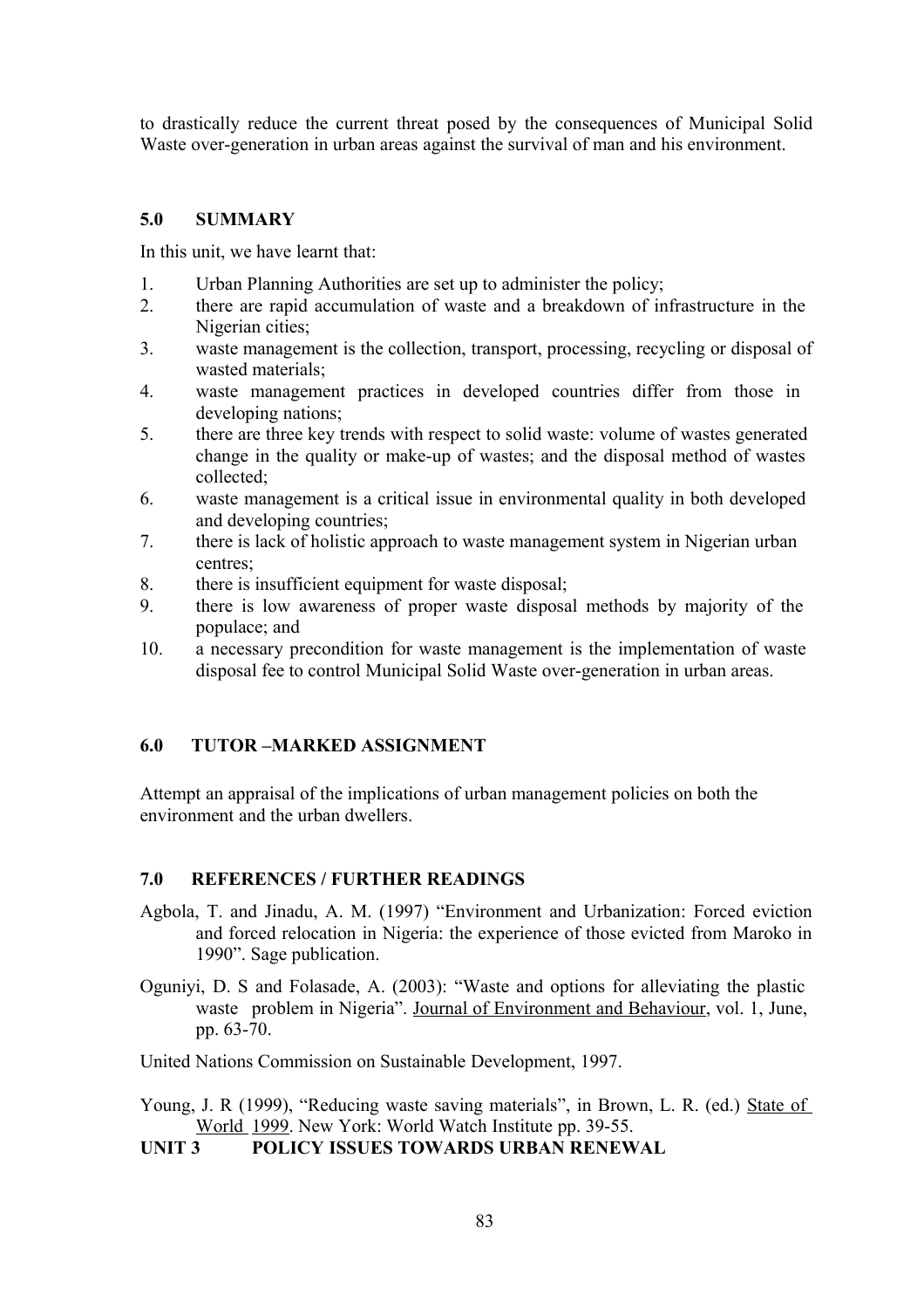to drastically reduce the current threat posed by the consequences of Municipal Solid Waste over-generation in urban areas against the survival of man and his environment.

## 5.0 SUMMARY

In this unit, we have learnt that:

1. Urban Planning Authorities are set up to administer the policy;
2. there are rapid accumulation of waste and a breakdown of infrastructure in the Nigerian cities;
3. waste management is the collection, transport, processing, recycling or disposal of wasted materials;
4. waste management practices in developed countries differ from those in developing nations;
5. there are three key trends with respect to solid waste: volume of wastes generated change in the quality or make-up of wastes; and the disposal method of wastes collected;
6. waste management is a critical issue in environmental quality in both developed and developing countries;
7. there is lack of holistic approach to waste management system in Nigerian urban centres;
8. there is insufficient equipment for waste disposal;
9. there is low awareness of proper waste disposal methods by majority of the populace; and
10. a necessary precondition for waste management is the implementation of waste disposal fee to control Municipal Solid Waste over-generation in urban areas.

## 6.0 TUTOR –MARKED ASSIGNMENT

Attempt an appraisal of the implications of urban management policies on both the environment and the urban dwellers.

## 7.0 REFERENCES / FURTHER READINGS

Agbola, T. and Jinadu, A. M. (1997) "Environment and Urbanization: Forced eviction and forced relocation in Nigeria: the experience of those evicted from Maroko in 1990". Sage publication.

Oguniyi, D. S and Folasade, A. (2003): "Waste and options for alleviating the plastic waste problem in Nigeria". Journal of Environment and Behaviour, vol. 1, June, pp. 63-70.

United Nations Commission on Sustainable Development, 1997.

Young, J. R (1999), "Reducing waste saving materials", in Brown, L. R. (ed.) State of World 1999. New York: World Watch Institute pp. 39-55.

# UNIT 3 POLICY ISSUES TOWARDS URBAN RENEWAL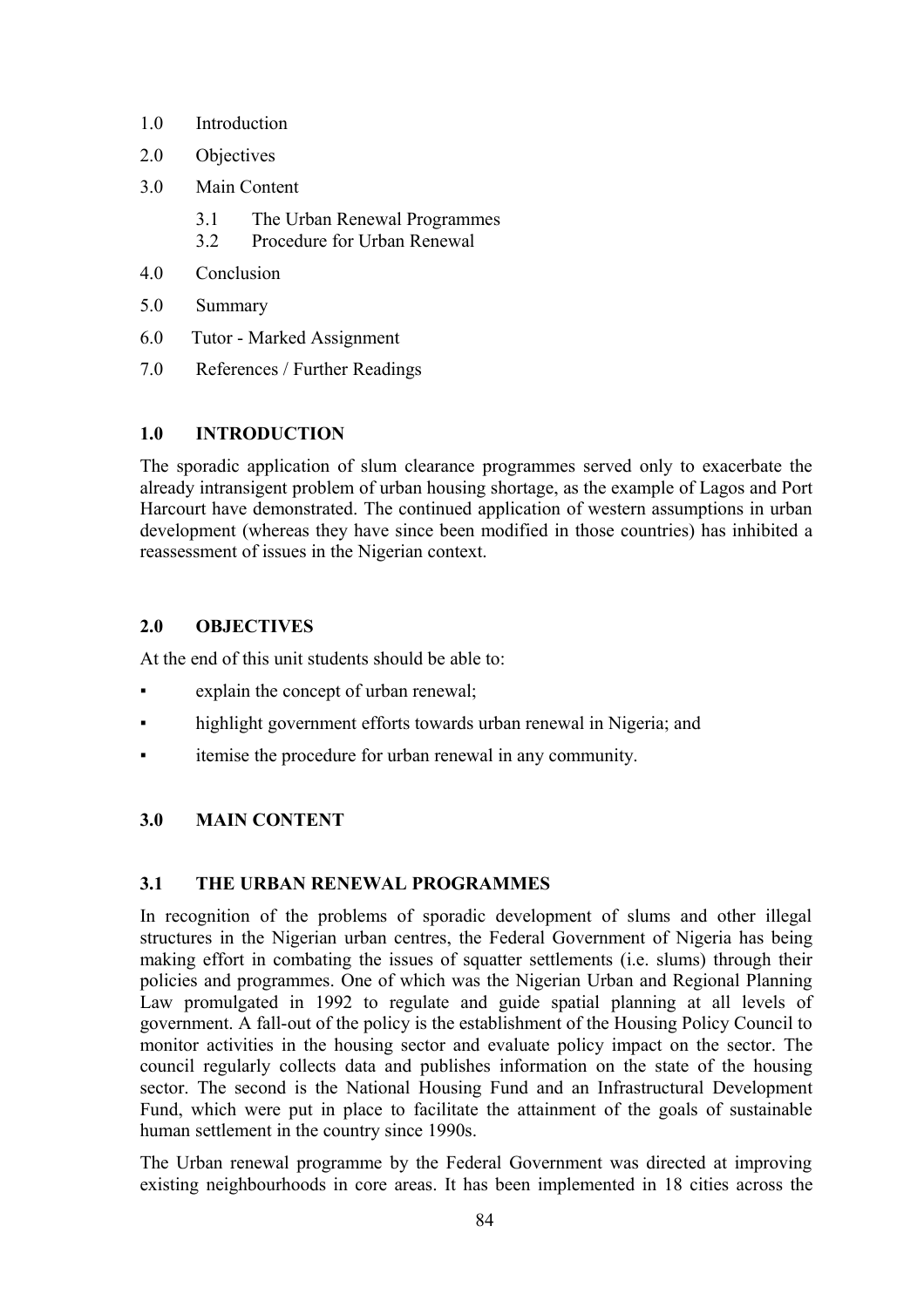1.0 Introduction
2.0 Objectives
3.0 Main Content
    3.1 The Urban Renewal Programmes
    3.2 Procedure for Urban Renewal
4.0 Conclusion
5.0 Summary
6.0 Tutor - Marked Assignment
7.0 References / Further Readings

## 1.0 INTRODUCTION

The sporadic application of slum clearance programmes served only to exacerbate the already intransigent problem of urban housing shortage, as the example of Lagos and Port Harcourt have demonstrated. The continued application of western assumptions in urban development (whereas they have since been modified in those countries) has inhibited a reassessment of issues in the Nigerian context.

## 2.0 OBJECTIVES

At the end of this unit students should be able to:

- explain the concept of urban renewal;
- highlight government efforts towards urban renewal in Nigeria; and
- itemise the procedure for urban renewal in any community.

## 3.0 MAIN CONTENT

### 3.1 THE URBAN RENEWAL PROGRAMMES

In recognition of the problems of sporadic development of slums and other illegal structures in the Nigerian urban centres, the Federal Government of Nigeria has being making effort in combating the issues of squatter settlements (i.e. slums) through their policies and programmes. One of which was the Nigerian Urban and Regional Planning Law promulgated in 1992 to regulate and guide spatial planning at all levels of government. A fall-out of the policy is the establishment of the Housing Policy Council to monitor activities in the housing sector and evaluate policy impact on the sector. The council regularly collects data and publishes information on the state of the housing sector. The second is the National Housing Fund and an Infrastructural Development Fund, which were put in place to facilitate the attainment of the goals of sustainable human settlement in the country since 1990s.

The Urban renewal programme by the Federal Government was directed at improving existing neighbourhoods in core areas. It has been implemented in 18 cities across the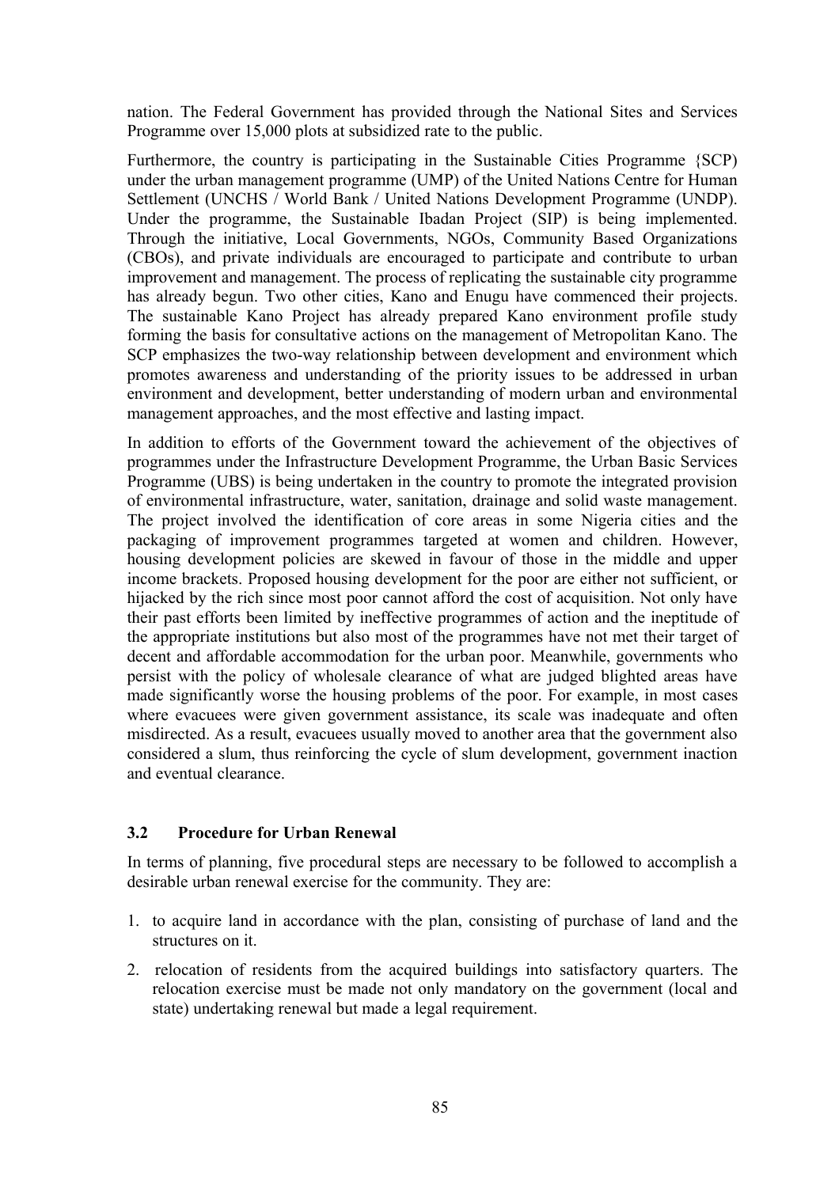nation. The Federal Government has provided through the National Sites and Services Programme over 15,000 plots at subsidized rate to the public.

Furthermore, the country is participating in the Sustainable Cities Programme {SCP) under the urban management programme (UMP) of the United Nations Centre for Human Settlement (UNCHS / World Bank / United Nations Development Programme (UNDP). Under the programme, the Sustainable Ibadan Project (SIP) is being implemented. Through the initiative, Local Governments, NGOs, Community Based Organizations (CBOs), and private individuals are encouraged to participate and contribute to urban improvement and management. The process of replicating the sustainable city programme has already begun. Two other cities, Kano and Enugu have commenced their projects. The sustainable Kano Project has already prepared Kano environment profile study forming the basis for consultative actions on the management of Metropolitan Kano. The SCP emphasizes the two-way relationship between development and environment which promotes awareness and understanding of the priority issues to be addressed in urban environment and development, better understanding of modern urban and environmental management approaches, and the most effective and lasting impact.

In addition to efforts of the Government toward the achievement of the objectives of programmes under the Infrastructure Development Programme, the Urban Basic Services Programme (UBS) is being undertaken in the country to promote the integrated provision of environmental infrastructure, water, sanitation, drainage and solid waste management. The project involved the identification of core areas in some Nigeria cities and the packaging of improvement programmes targeted at women and children. However, housing development policies are skewed in favour of those in the middle and upper income brackets. Proposed housing development for the poor are either not sufficient, or hijacked by the rich since most poor cannot afford the cost of acquisition. Not only have their past efforts been limited by ineffective programmes of action and the ineptitude of the appropriate institutions but also most of the programmes have not met their target of decent and affordable accommodation for the urban poor. Meanwhile, governments who persist with the policy of wholesale clearance of what are judged blighted areas have made significantly worse the housing problems of the poor. For example, in most cases where evacuees were given government assistance, its scale was inadequate and often misdirected. As a result, evacuees usually moved to another area that the government also considered a slum, thus reinforcing the cycle of slum development, government inaction and eventual clearance.

### 3.2 Procedure for Urban Renewal

In terms of planning, five procedural steps are necessary to be followed to accomplish a desirable urban renewal exercise for the community. They are:

1. to acquire land in accordance with the plan, consisting of purchase of land and the structures on it.
2. relocation of residents from the acquired buildings into satisfactory quarters. The relocation exercise must be made not only mandatory on the government (local and state) undertaking renewal but made a legal requirement.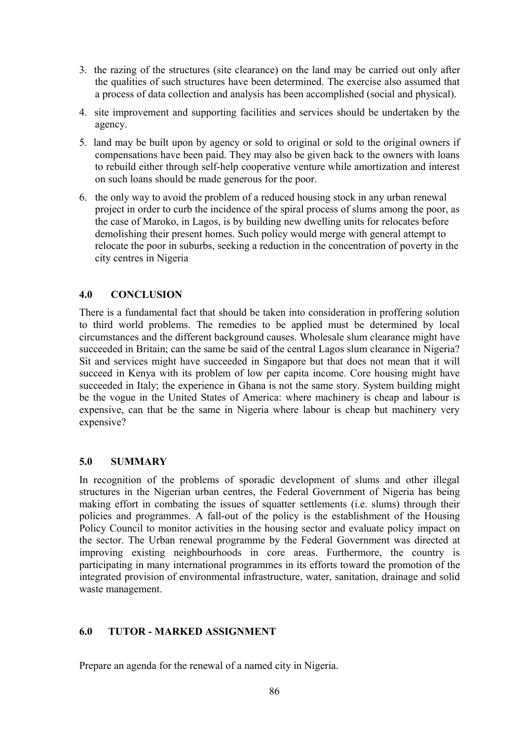3. the razing of the structures (site clearance) on the land may be carried out only after the qualities of such structures have been determined. The exercise also assumed that a process of data collection and analysis has been accomplished (social and physical).
4. site improvement and supporting facilities and services should be undertaken by the agency.
5. land may be built upon by agency or sold to original or sold to the original owners if compensations have been paid. They may also be given back to the owners with loans to rebuild either through self-help cooperative venture while amortization and interest on such loans should be made generous for the poor.
6. the only way to avoid the problem of a reduced housing stock in any urban renewal project in order to curb the incidence of the spiral process of slums among the poor, as the case of Maroko, in Lagos, is by building new dwelling units for relocates before demolishing their present homes. Such policy would merge with general attempt to relocate the poor in suburbs, seeking a reduction in the concentration of poverty in the city centres in Nigeria

## 4.0 CONCLUSION

There is a fundamental fact that should be taken into consideration in proffering solution to third world problems. The remedies to be applied must be determined by local circumstances and the different background causes. Wholesale slum clearance might have succeeded in Britain; can the same be said of the central Lagos slum clearance in Nigeria? Sit and services might have succeeded in Singapore but that does not mean that it will succeed in Kenya with its problem of low per capita income. Core housing might have succeeded in Italy; the experience in Ghana is not the same story. System building might be the vogue in the United States of America: where machinery is cheap and labour is expensive, can that be the same in Nigeria where labour is cheap but machinery very expensive?

## 5.0 SUMMARY

In recognition of the problems of sporadic development of slums and other illegal structures in the Nigerian urban centres, the Federal Government of Nigeria has being making effort in combating the issues of squatter settlements (i.e. slums) through their policies and programmes. A fall-out of the policy is the establishment of the Housing Policy Council to monitor activities in the housing sector and evaluate policy impact on the sector. The Urban renewal programme by the Federal Government was directed at improving existing neighbourhoods in core areas. Furthermore, the country is participating in many international programmes in its efforts toward the promotion of the integrated provision of environmental infrastructure, water, sanitation, drainage and solid waste management.

## 6.0 TUTOR - MARKED ASSIGNMENT

Prepare an agenda for the renewal of a named city in Nigeria.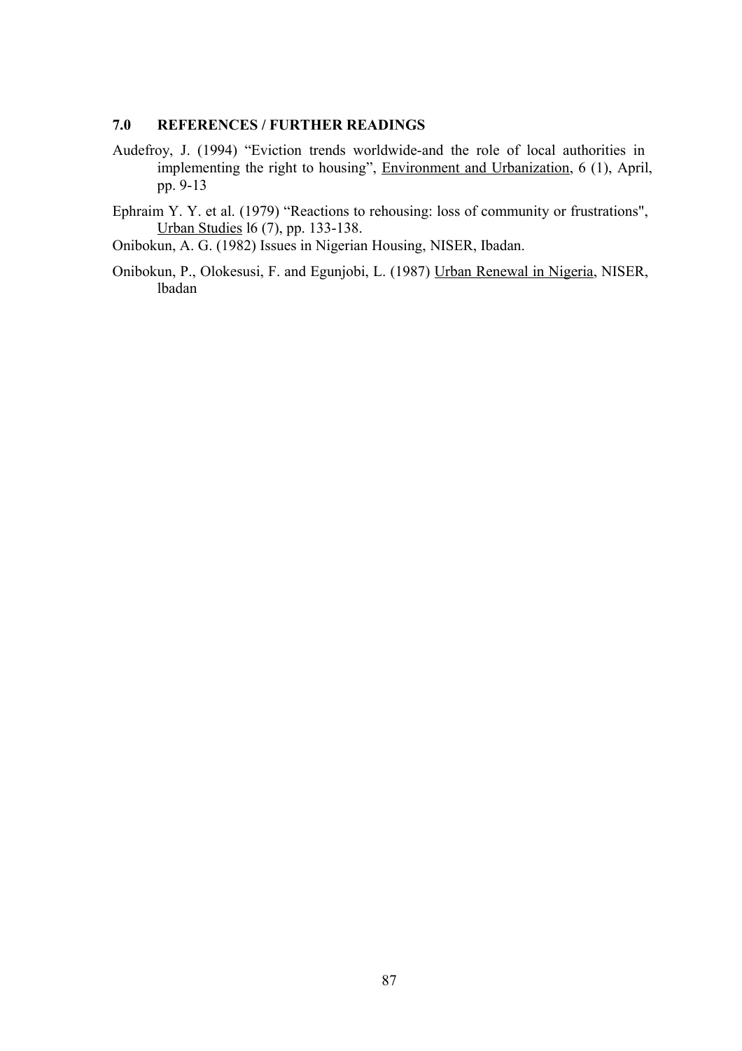## 7.0 REFERENCES / FURTHER READINGS

Audefroy, J. (1994) “Eviction trends worldwide-and the role of local authorities in implementing the right to housing”, Environment and Urbanization, 6 (1), April, pp. 9-13

Ephraim Y. Y. et al. (1979) “Reactions to rehousing: loss of community or frustrations", Urban Studies l6 (7), pp. 133-138.

Onibokun, A. G. (1982) Issues in Nigerian Housing, NISER, Ibadan.

Onibokun, P., Olokesusi, F. and Egunjobi, L. (1987) Urban Renewal in Nigeria, NISER, lbadan